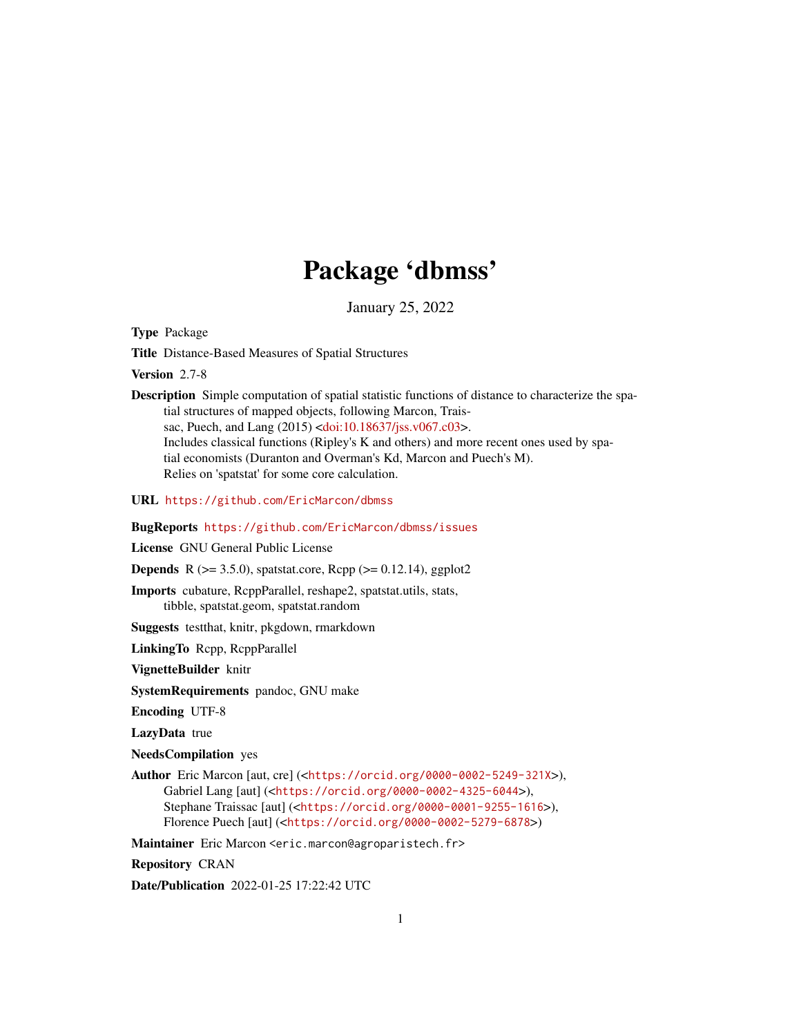# Package 'dbmss'

January 25, 2022

**Type** Package

**Title** Distance-Based Measures of Spatial Structures

**Version** 2.7-8

**Description** Simple computation of spatial statistic functions of distance to characterize the spatial structures of mapped objects, following Marcon, Traissac, Puech, and Lang (2015) <doi:10.18637/jss.v067.c03>.
Includes classical functions (Ripley's K and others) and more recent ones used by spatial economists (Duranton and Overman's Kd, Marcon and Puech's M).
Relies on 'spatstat' for some core calculation.

**URL** https://github.com/EricMarcon/dbmss

**BugReports** https://github.com/EricMarcon/dbmss/issues

**License** GNU General Public License

**Depends** R (>= 3.5.0), spatstat.core, Rcpp (>= 0.12.14), ggplot2

**Imports** cubature, RcppParallel, reshape2, spatstat.utils, stats, tibble, spatstat.geom, spatstat.random

**Suggests** testthat, knitr, pkgdown, rmarkdown

**LinkingTo** Rcpp, RcppParallel

**VignetteBuilder** knitr

**SystemRequirements** pandoc, GNU make

**Encoding** UTF-8

**LazyData** true

**NeedsCompilation** yes

**Author** Eric Marcon [aut, cre] (<https://orcid.org/0000-0002-5249-321X>),
Gabriel Lang [aut] (<https://orcid.org/0000-0002-4325-6044>),
Stephane Traissac [aut] (<https://orcid.org/0000-0001-9255-1616>),
Florence Puech [aut] (<https://orcid.org/0000-0002-5279-6878>)

**Maintainer** Eric Marcon <eric.marcon@agroparistech.fr>

**Repository** CRAN

**Date/Publication** 2022-01-25 17:22:42 UTC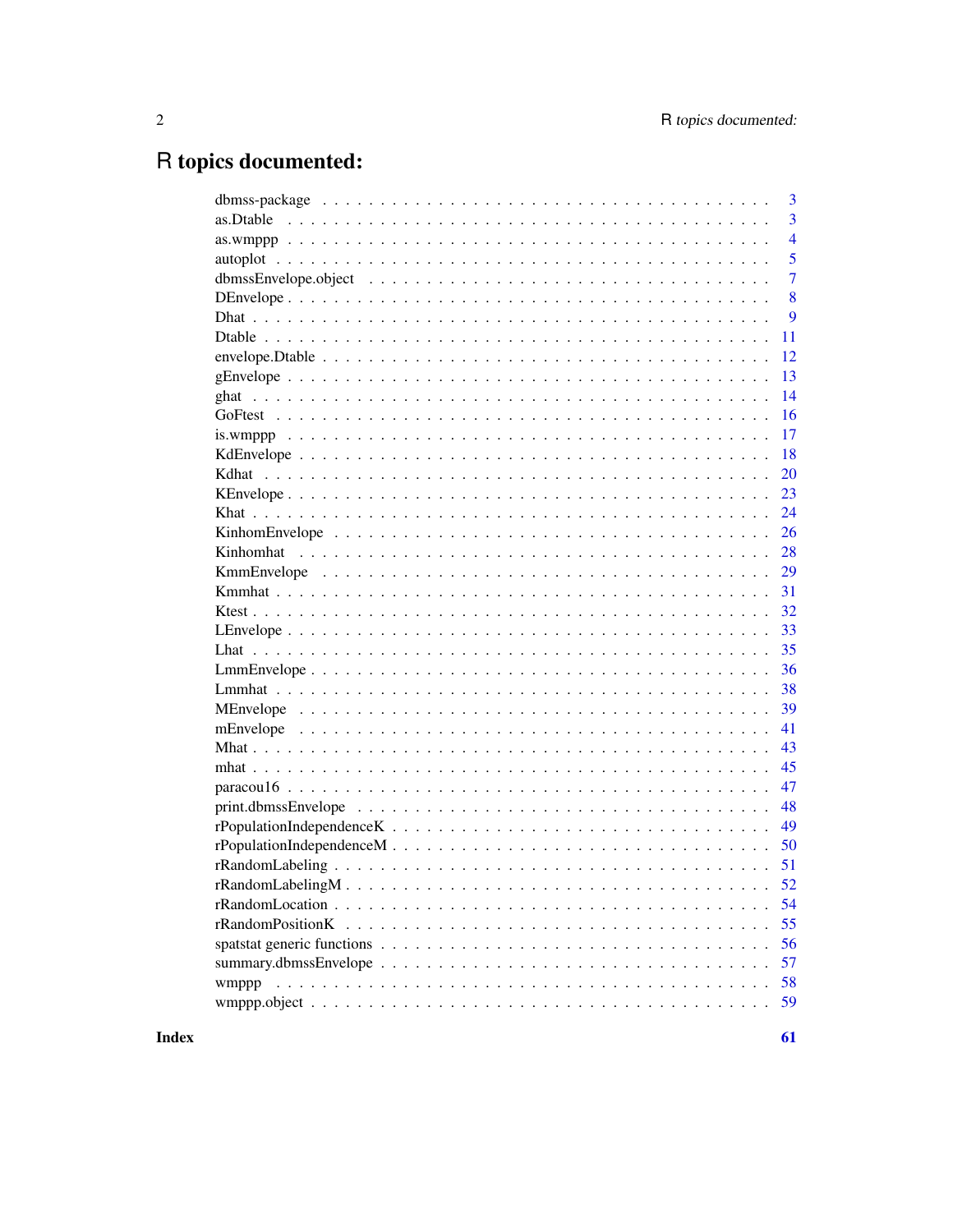# R topics documented:

| | |
|---|---|
| dbmss-package | 3 |
| as.Dtable | 3 |
| as.wmppp | 4 |
| autoplot | 5 |
| dbmssEnvelope.object | 7 |
| DEnvelope | 8 |
| Dhat | 9 |
| Dtable | 11 |
| envelope.Dtable | 12 |
| gEnvelope | 13 |
| ghat | 14 |
| GoFtest | 16 |
| is.wmppp | 17 |
| KdEnvelope | 18 |
| Kdhat | 20 |
| KEnvelope | 23 |
| Khat | 24 |
| KinhomEnvelope | 26 |
| Kinhomhat | 28 |
| KmmEnvelope | 29 |
| Kmmhat | 31 |
| Ktest | 32 |
| LEnvelope | 33 |
| Lhat | 35 |
| LmmEnvelope | 36 |
| Lmmhat | 38 |
| MEnvelope | 39 |
| mEnvelope | 41 |
| Mhat | 43 |
| mhat | 45 |
| paracou16 | 47 |
| print.dbmssEnvelope | 48 |
| rPopulationIndependenceK | 49 |
| rPopulationIndependenceM | 50 |
| rRandomLabeling | 51 |
| rRandomLabelingM | 52 |
| rRandomLocation | 54 |
| rRandomPositionK | 55 |
| spatstat generic functions | 56 |
| summary.dbmssEnvelope | 57 |
| wmppp | 58 |
| wmppp.object | 59 |

**Index** **61**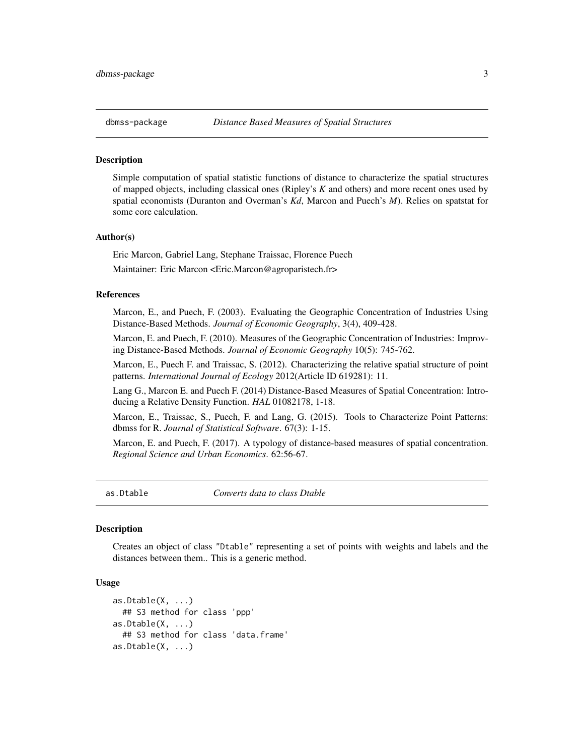## dbmss-package — *Distance Based Measures of Spatial Structures*

### Description

Simple computation of spatial statistic functions of distance to characterize the spatial structures of mapped objects, including classical ones (Ripley's *K* and others) and more recent ones used by spatial economists (Duranton and Overman's *Kd*, Marcon and Puech's *M*). Relies on spatstat for some core calculation.

### Author(s)

Eric Marcon, Gabriel Lang, Stephane Traissac, Florence Puech

Maintainer: Eric Marcon <Eric.Marcon@agroparistech.fr>

### References

Marcon, E., and Puech, F. (2003). Evaluating the Geographic Concentration of Industries Using Distance-Based Methods. *Journal of Economic Geography*, 3(4), 409-428.

Marcon, E. and Puech, F. (2010). Measures of the Geographic Concentration of Industries: Improving Distance-Based Methods. *Journal of Economic Geography* 10(5): 745-762.

Marcon, E., Puech F. and Traissac, S. (2012). Characterizing the relative spatial structure of point patterns. *International Journal of Ecology* 2012(Article ID 619281): 11.

Lang G., Marcon E. and Puech F. (2014) Distance-Based Measures of Spatial Concentration: Introducing a Relative Density Function. *HAL* 01082178, 1-18.

Marcon, E., Traissac, S., Puech, F. and Lang, G. (2015). Tools to Characterize Point Patterns: dbmss for R. *Journal of Statistical Software*. 67(3): 1-15.

Marcon, E. and Puech, F. (2017). A typology of distance-based measures of spatial concentration. *Regional Science and Urban Economics*. 62:56-67.

## as.Dtable — *Converts data to class Dtable*

### Description

Creates an object of class "Dtable" representing a set of points with weights and labels and the distances between them.. This is a generic method.

### Usage

```
as.Dtable(X, ...)
  ## S3 method for class 'ppp'
as.Dtable(X, ...)
  ## S3 method for class 'data.frame'
as.Dtable(X, ...)
```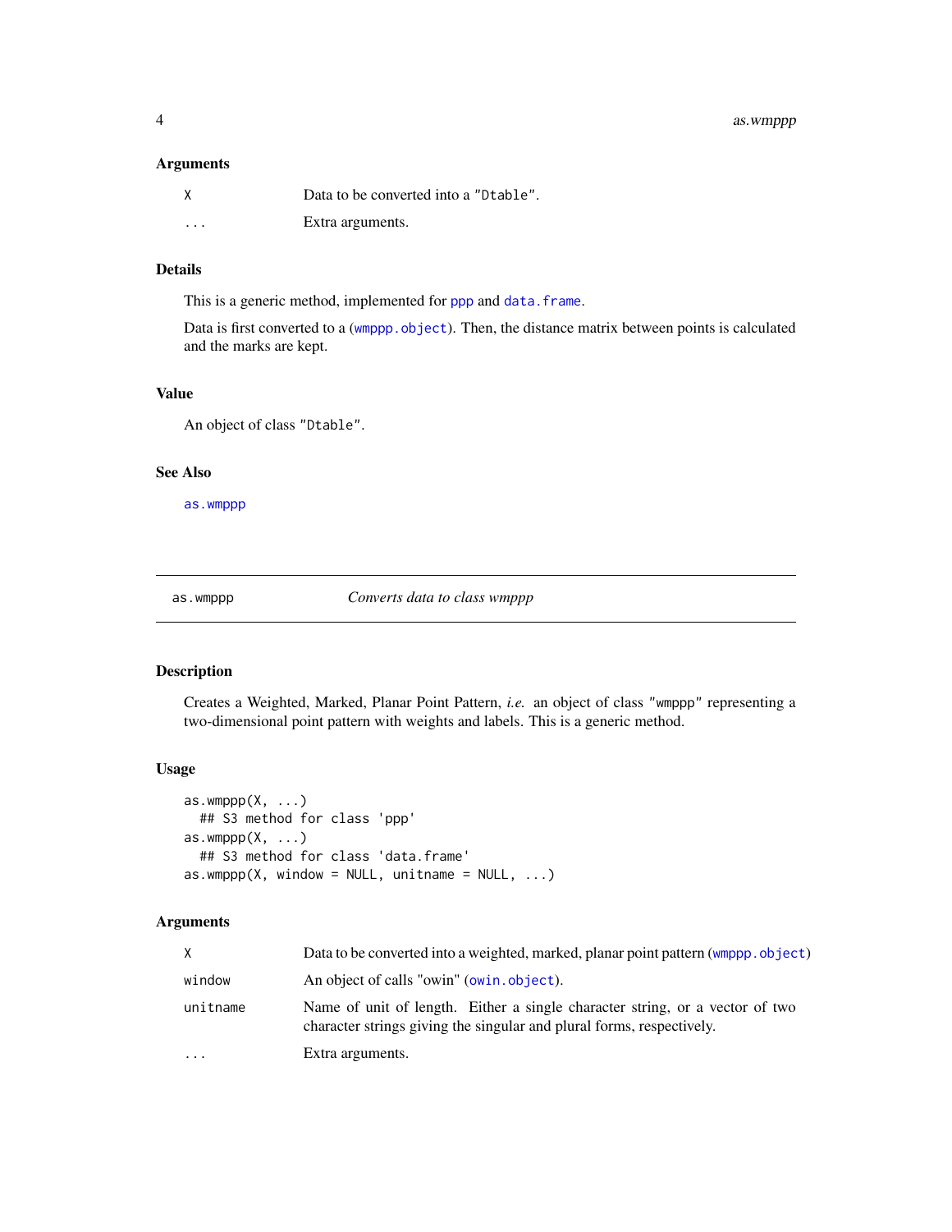### Arguments

| | |
|---|---|
| X | Data to be converted into a "Dtable". |
| ... | Extra arguments. |

### Details

This is a generic method, implemented for ppp and data.frame.

Data is first converted to a (wmppp.object). Then, the distance matrix between points is calculated and the marks are kept.

### Value

An object of class "Dtable".

### See Also

as.wmppp

---

## as.wmppp *Converts data to class wmppp*

---

### Description

Creates a Weighted, Marked, Planar Point Pattern, *i.e.* an object of class "wmppp" representing a two-dimensional point pattern with weights and labels. This is a generic method.

### Usage

```
as.wmppp(X, ...)
  ## S3 method for class 'ppp'
as.wmppp(X, ...)
  ## S3 method for class 'data.frame'
as.wmppp(X, window = NULL, unitname = NULL, ...)
```

### Arguments

| | |
|---|---|
| X | Data to be converted into a weighted, marked, planar point pattern (wmppp.object) |
| window | An object of calls "owin" (owin.object). |
| unitname | Name of unit of length. Either a single character string, or a vector of two character strings giving the singular and plural forms, respectively. |
| ... | Extra arguments. |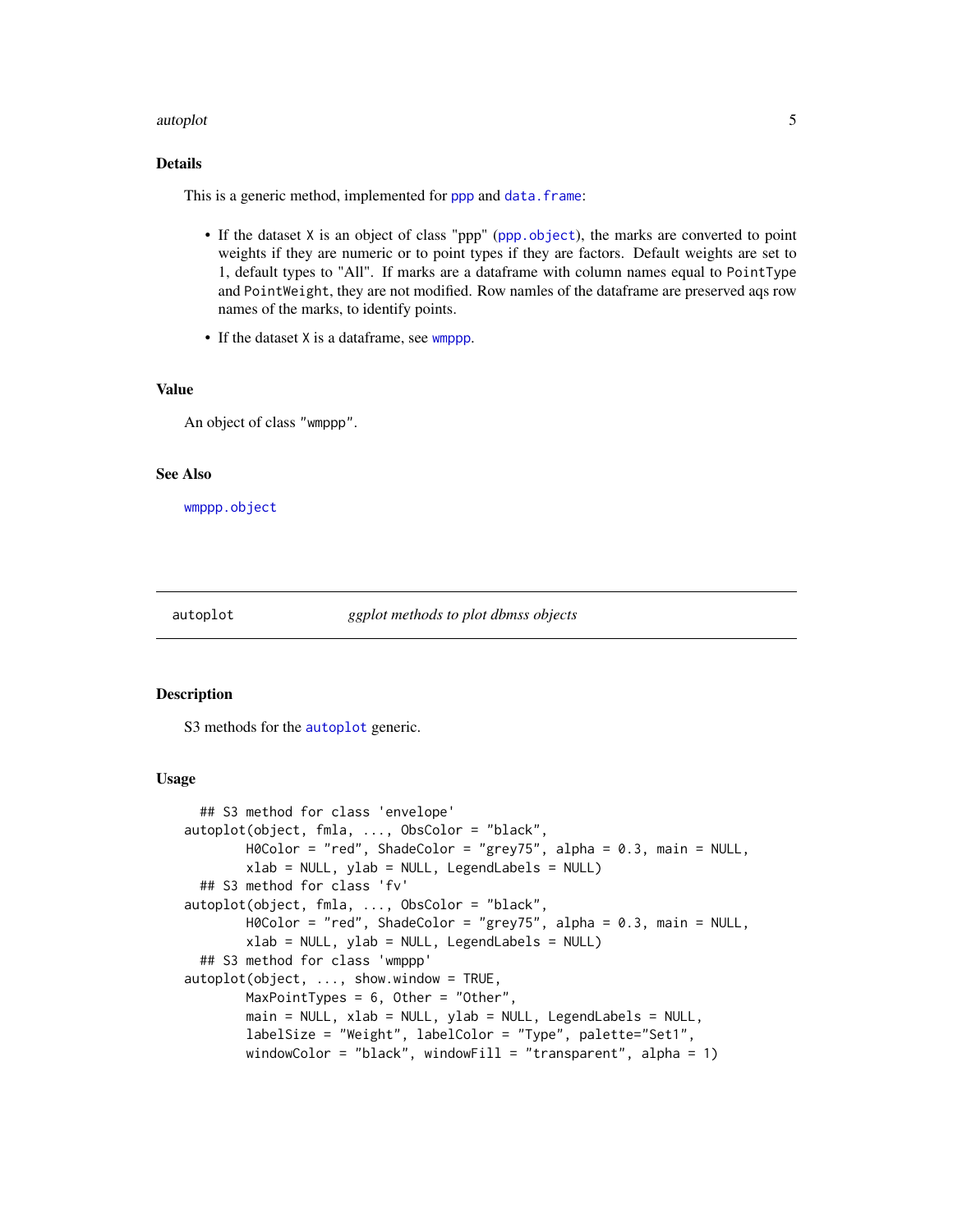### Details

This is a generic method, implemented for `ppp` and `data.frame`:

- If the dataset `X` is an object of class "ppp" (`ppp.object`), the marks are converted to point weights if they are numeric or to point types if they are factors. Default weights are set to 1, default types to "All". If marks are a dataframe with column names equal to `PointType` and `PointWeight`, they are not modified. Row namles of the dataframe are preserved aqs row names of the marks, to identify points.
- If the dataset `X` is a dataframe, see `wmppp`.

### Value

An object of class "wmppp".

### See Also

`wmppp.object`

---

## autoplot — *ggplot methods to plot dbmss objects*

### Description

S3 methods for the `autoplot` generic.

### Usage

```
  ## S3 method for class 'envelope'
autoplot(object, fmla, ..., ObsColor = "black",
        H0Color = "red", ShadeColor = "grey75", alpha = 0.3, main = NULL,
        xlab = NULL, ylab = NULL, LegendLabels = NULL)
  ## S3 method for class 'fv'
autoplot(object, fmla, ..., ObsColor = "black",
        H0Color = "red", ShadeColor = "grey75", alpha = 0.3, main = NULL,
        xlab = NULL, ylab = NULL, LegendLabels = NULL)
  ## S3 method for class 'wmppp'
autoplot(object, ..., show.window = TRUE,
        MaxPointTypes = 6, Other = "Other",
        main = NULL, xlab = NULL, ylab = NULL, LegendLabels = NULL,
        labelSize = "Weight", labelColor = "Type", palette="Set1",
        windowColor = "black", windowFill = "transparent", alpha = 1)
```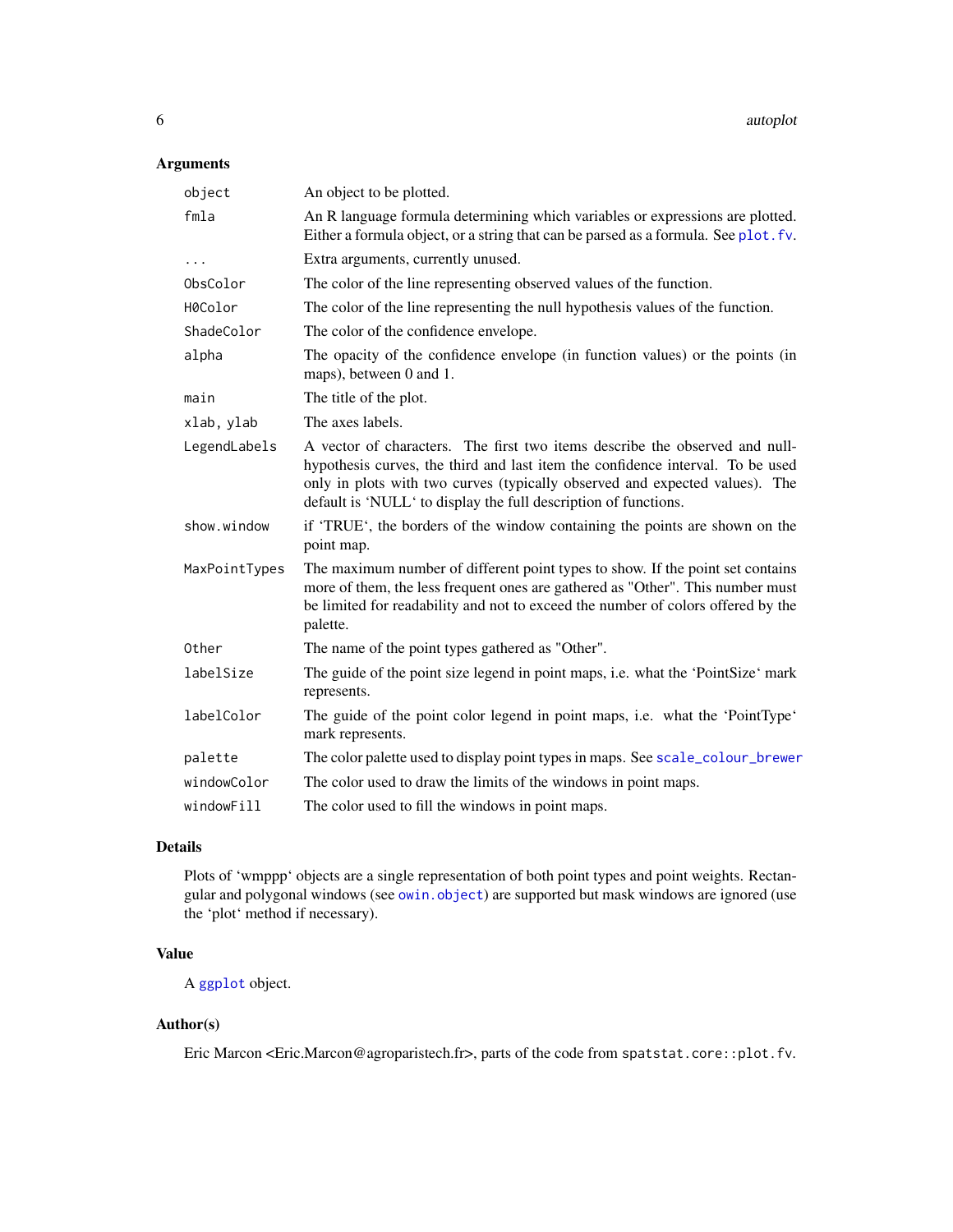## Arguments

| | |
|---|---|
| `object` | An object to be plotted. |
| `fmla` | An R language formula determining which variables or expressions are plotted. Either a formula object, or a string that can be parsed as a formula. See `plot.fv`. |
| `...` | Extra arguments, currently unused. |
| `ObsColor` | The color of the line representing observed values of the function. |
| `H0Color` | The color of the line representing the null hypothesis values of the function. |
| `ShadeColor` | The color of the confidence envelope. |
| `alpha` | The opacity of the confidence envelope (in function values) or the points (in maps), between 0 and 1. |
| `main` | The title of the plot. |
| `xlab, ylab` | The axes labels. |
| `LegendLabels` | A vector of characters. The first two items describe the observed and null-hypothesis curves, the third and last item the confidence interval. To be used only in plots with two curves (typically observed and expected values). The default is 'NULL' to display the full description of functions. |
| `show.window` | if 'TRUE', the borders of the window containing the points are shown on the point map. |
| `MaxPointTypes` | The maximum number of different point types to show. If the point set contains more of them, the less frequent ones are gathered as "Other". This number must be limited for readability and not to exceed the number of colors offered by the palette. |
| `Other` | The name of the point types gathered as "Other". |
| `labelSize` | The guide of the point size legend in point maps, i.e. what the 'PointSize' mark represents. |
| `labelColor` | The guide of the point color legend in point maps, i.e. what the 'PointType' mark represents. |
| `palette` | The color palette used to display point types in maps. See `scale_colour_brewer` |
| `windowColor` | The color used to draw the limits of the windows in point maps. |
| `windowFill` | The color used to fill the windows in point maps. |

## Details

Plots of 'wmppp' objects are a single representation of both point types and point weights. Rectangular and polygonal windows (see `owin.object`) are supported but mask windows are ignored (use the 'plot' method if necessary).

## Value

A `ggplot` object.

## Author(s)

Eric Marcon <Eric.Marcon@agroparistech.fr>, parts of the code from `spatstat.core::plot.fv`.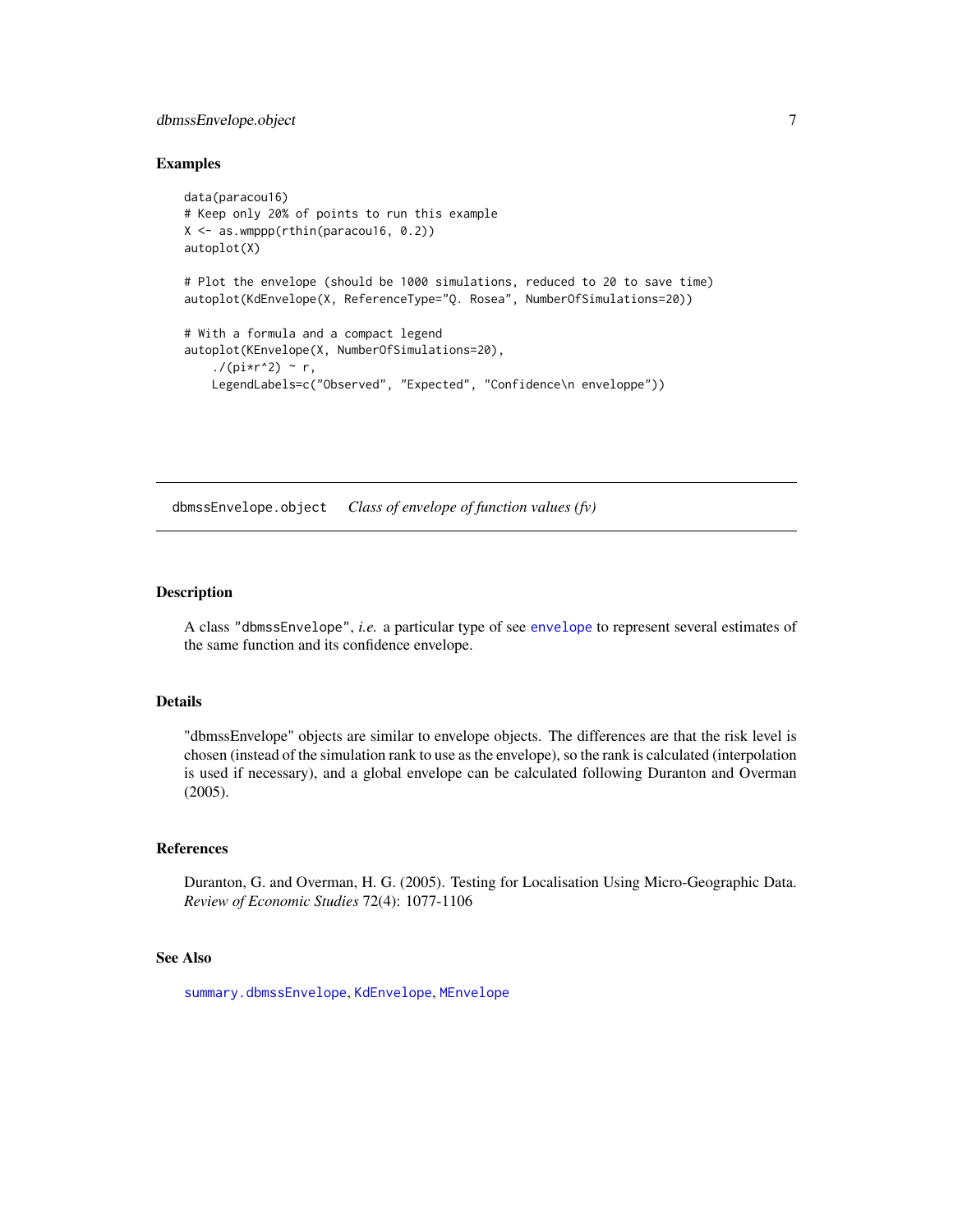### Examples

```
data(paracou16)
# Keep only 20% of points to run this example
X <- as.wmppp(rthin(paracou16, 0.2))
autoplot(X)

# Plot the envelope (should be 1000 simulations, reduced to 20 to save time)
autoplot(KdEnvelope(X, ReferenceType="Q. Rosea", NumberOfSimulations=20))

# With a formula and a compact legend
autoplot(KEnvelope(X, NumberOfSimulations=20),
    ./(pi*r^2) ~ r,
    LegendLabels=c("Observed", "Expected", "Confidence\n enveloppe"))
```

---

## dbmssEnvelope.object    *Class of envelope of function values (fv)*

---

### Description

A class "dbmssEnvelope", *i.e.* a particular type of see envelope to represent several estimates of the same function and its confidence envelope.

### Details

"dbmssEnvelope" objects are similar to envelope objects. The differences are that the risk level is chosen (instead of the simulation rank to use as the envelope), so the rank is calculated (interpolation is used if necessary), and a global envelope can be calculated following Duranton and Overman (2005).

### References

Duranton, G. and Overman, H. G. (2005). Testing for Localisation Using Micro-Geographic Data. *Review of Economic Studies* 72(4): 1077-1106

### See Also

summary.dbmssEnvelope, KdEnvelope, MEnvelope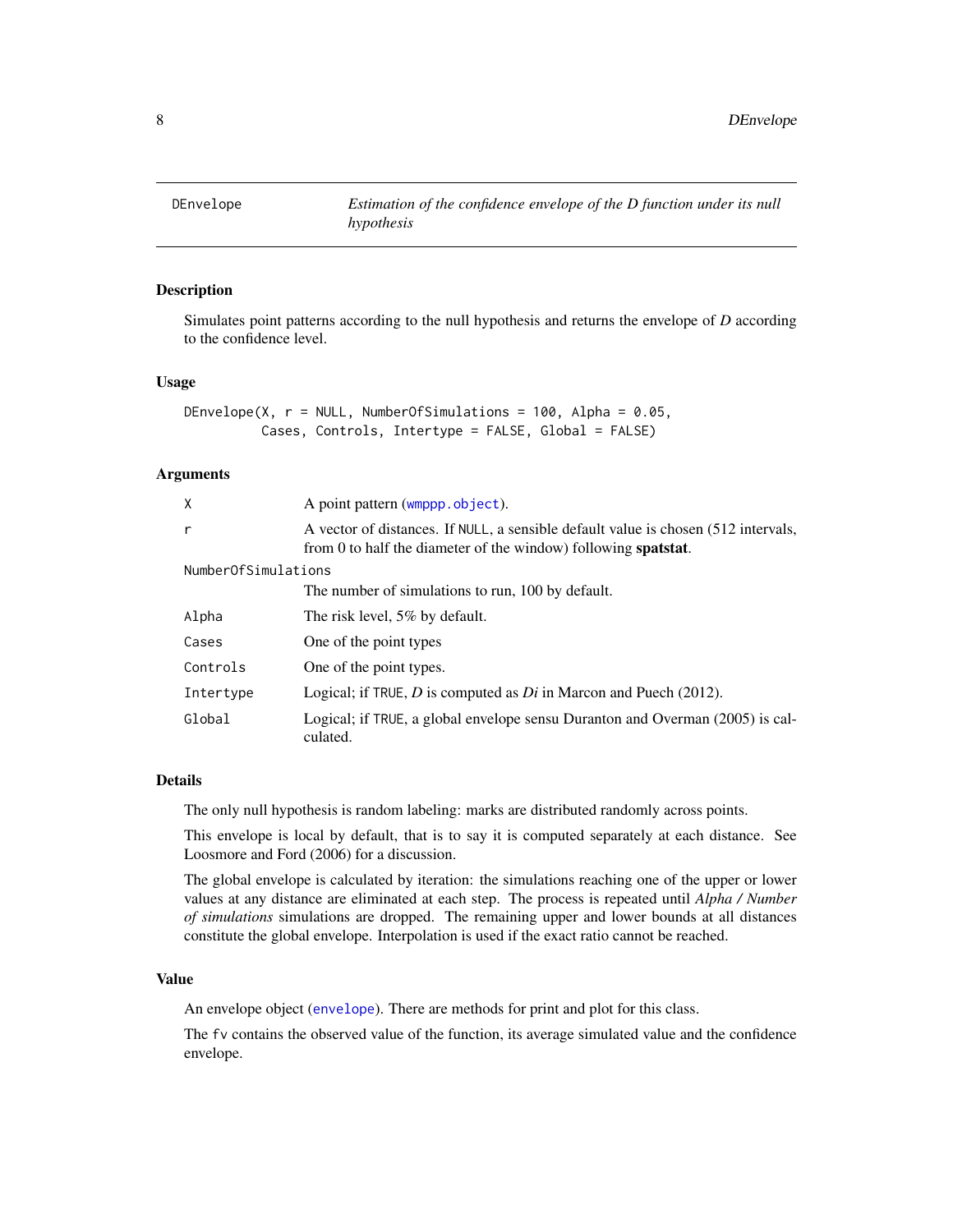## DEnvelope — *Estimation of the confidence envelope of the D function under its null hypothesis*

### Description

Simulates point patterns according to the null hypothesis and returns the envelope of *D* according to the confidence level.

### Usage

```
DEnvelope(X, r = NULL, NumberOfSimulations = 100, Alpha = 0.05,
          Cases, Controls, Intertype = FALSE, Global = FALSE)
```

### Arguments

| Argument | Description |
|---|---|
| `X` | A point pattern (`wmppp.object`). |
| `r` | A vector of distances. If `NULL`, a sensible default value is chosen (512 intervals, from 0 to half the diameter of the window) following **spatstat**. |
| `NumberOfSimulations` | The number of simulations to run, 100 by default. |
| `Alpha` | The risk level, 5% by default. |
| `Cases` | One of the point types |
| `Controls` | One of the point types. |
| `Intertype` | Logical; if `TRUE`, *D* is computed as *Di* in Marcon and Puech (2012). |
| `Global` | Logical; if `TRUE`, a global envelope sensu Duranton and Overman (2005) is calculated. |

### Details

The only null hypothesis is random labeling: marks are distributed randomly across points.

This envelope is local by default, that is to say it is computed separately at each distance. See Loosmore and Ford (2006) for a discussion.

The global envelope is calculated by iteration: the simulations reaching one of the upper or lower values at any distance are eliminated at each step. The process is repeated until *Alpha / Number of simulations* simulations are dropped. The remaining upper and lower bounds at all distances constitute the global envelope. Interpolation is used if the exact ratio cannot be reached.

### Value

An envelope object (`envelope`). There are methods for print and plot for this class.

The `fv` contains the observed value of the function, its average simulated value and the confidence envelope.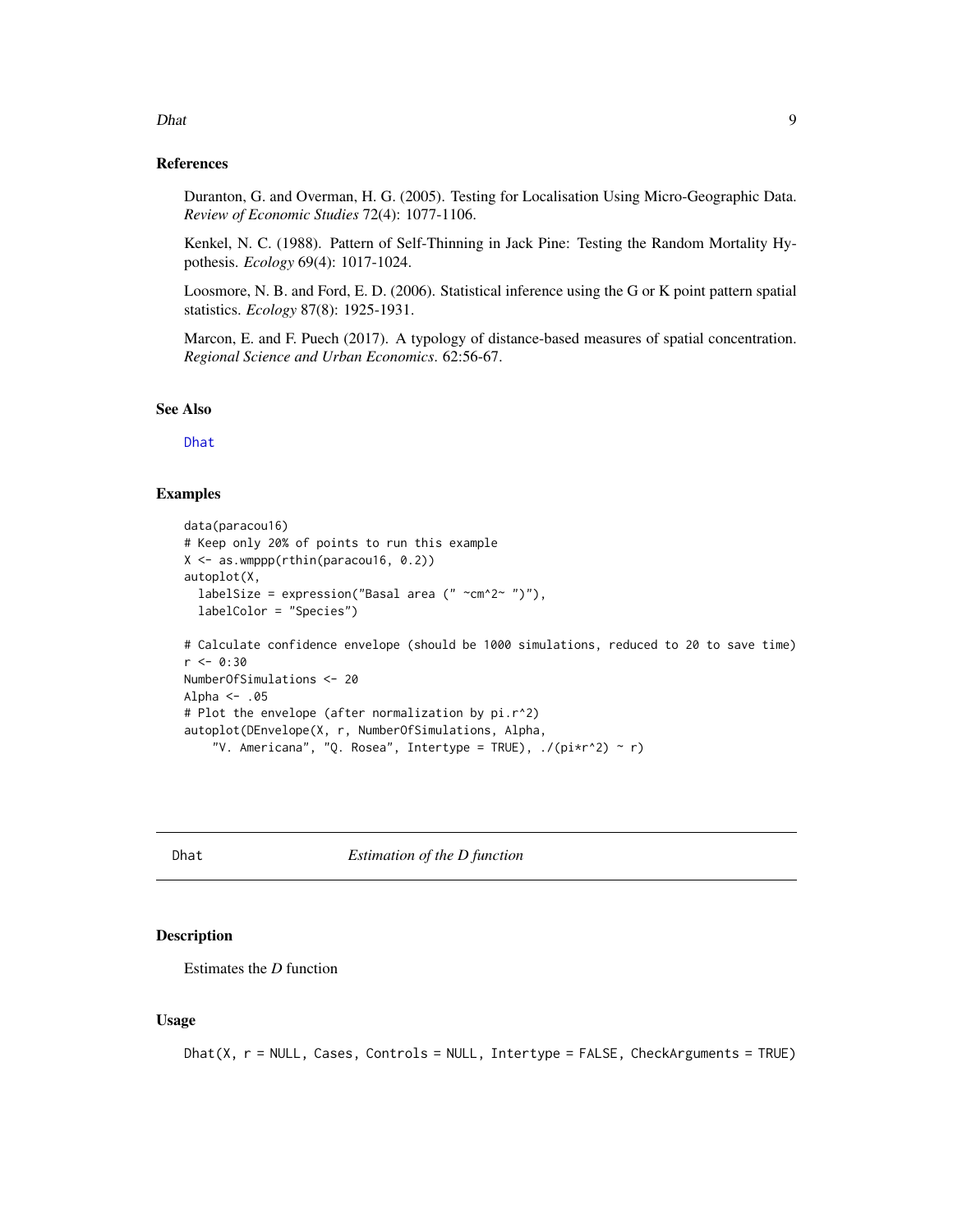### References

Duranton, G. and Overman, H. G. (2005). Testing for Localisation Using Micro-Geographic Data. *Review of Economic Studies* 72(4): 1077-1106.

Kenkel, N. C. (1988). Pattern of Self-Thinning in Jack Pine: Testing the Random Mortality Hypothesis. *Ecology* 69(4): 1017-1024.

Loosmore, N. B. and Ford, E. D. (2006). Statistical inference using the G or K point pattern spatial statistics. *Ecology* 87(8): 1925-1931.

Marcon, E. and F. Puech (2017). A typology of distance-based measures of spatial concentration. *Regional Science and Urban Economics*. 62:56-67.

### See Also

Dhat

### Examples

```
data(paracou16)
# Keep only 20% of points to run this example
X <- as.wmppp(rthin(paracou16, 0.2))
autoplot(X,
  labelSize = expression("Basal area (" ~cm^2~ ")"),
  labelColor = "Species")

# Calculate confidence envelope (should be 1000 simulations, reduced to 20 to save time)
r <- 0:30
NumberOfSimulations <- 20
Alpha <- .05
# Plot the envelope (after normalization by pi.r^2)
autoplot(DEnvelope(X, r, NumberOfSimulations, Alpha,
    "V. Americana", "Q. Rosea", Intertype = TRUE), ./(pi*r^2) ~ r)
```

---

## Dhat — *Estimation of the D function*

### Description

Estimates the *D* function

### Usage

```
Dhat(X, r = NULL, Cases, Controls = NULL, Intertype = FALSE, CheckArguments = TRUE)
```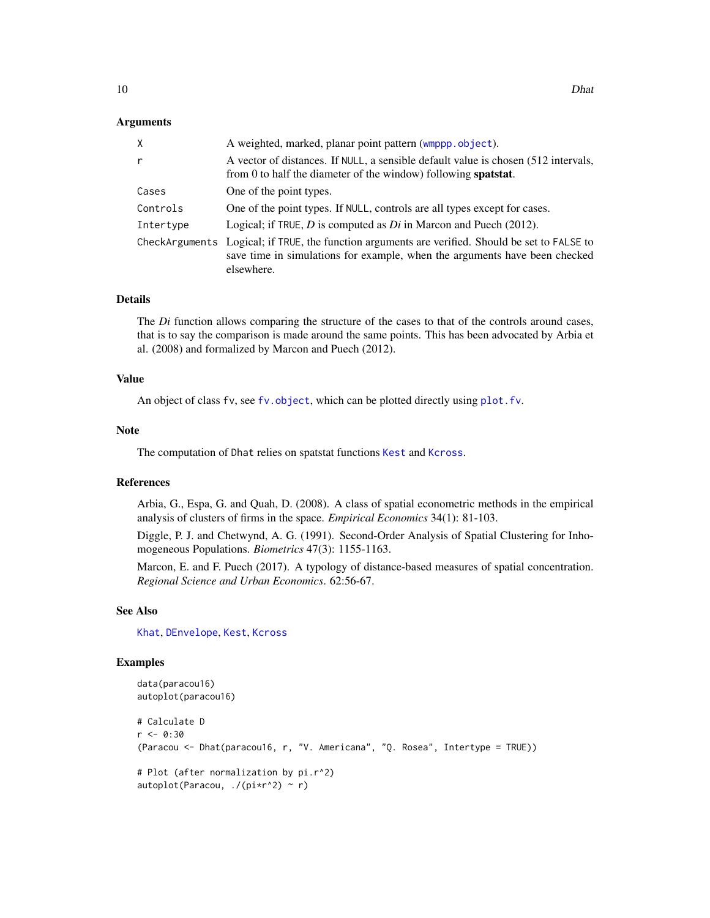### Arguments

| | |
|---|---|
| `X` | A weighted, marked, planar point pattern (`wmppp.object`). |
| `r` | A vector of distances. If `NULL`, a sensible default value is chosen (512 intervals, from 0 to half the diameter of the window) following **spatstat**. |
| `Cases` | One of the point types. |
| `Controls` | One of the point types. If `NULL`, controls are all types except for cases. |
| `Intertype` | Logical; if `TRUE`, *D* is computed as *Di* in Marcon and Puech (2012). |
| `CheckArguments` | Logical; if `TRUE`, the function arguments are verified. Should be set to `FALSE` to save time in simulations for example, when the arguments have been checked elsewhere. |

### Details

The *Di* function allows comparing the structure of the cases to that of the controls around cases, that is to say the comparison is made around the same points. This has been advocated by Arbia et al. (2008) and formalized by Marcon and Puech (2012).

### Value

An object of class `fv`, see `fv.object`, which can be plotted directly using `plot.fv`.

### Note

The computation of `Dhat` relies on spatstat functions `Kest` and `Kcross`.

### References

Arbia, G., Espa, G. and Quah, D. (2008). A class of spatial econometric methods in the empirical analysis of clusters of firms in the space. *Empirical Economics* 34(1): 81-103.

Diggle, P. J. and Chetwynd, A. G. (1991). Second-Order Analysis of Spatial Clustering for Inhomogeneous Populations. *Biometrics* 47(3): 1155-1163.

Marcon, E. and F. Puech (2017). A typology of distance-based measures of spatial concentration. *Regional Science and Urban Economics*. 62:56-67.

### See Also

`Khat`, `DEnvelope`, `Kest`, `Kcross`

### Examples

```
data(paracou16)
autoplot(paracou16)

# Calculate D
r <- 0:30
(Paracou <- Dhat(paracou16, r, "V. Americana", "Q. Rosea", Intertype = TRUE))

# Plot (after normalization by pi.r^2)
autoplot(Paracou, ./(pi*r^2) ~ r)
```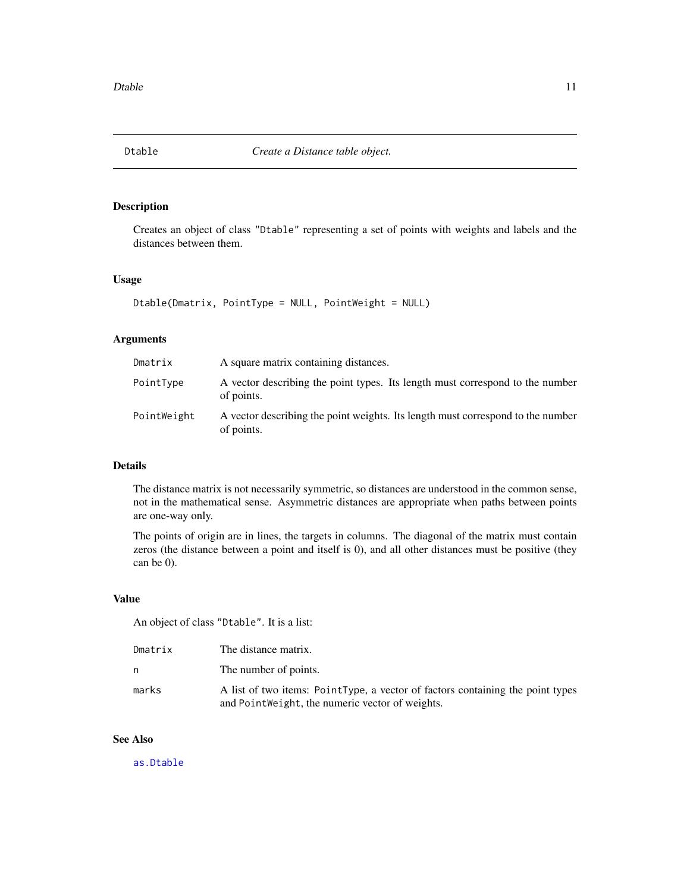Dtable *Create a Distance table object.*

## Description

Creates an object of class "Dtable" representing a set of points with weights and labels and the distances between them.

## Usage

```
Dtable(Dmatrix, PointType = NULL, PointWeight = NULL)
```

## Arguments

| | |
|---|---|
| Dmatrix | A square matrix containing distances. |
| PointType | A vector describing the point types. Its length must correspond to the number of points. |
| PointWeight | A vector describing the point weights. Its length must correspond to the number of points. |

## Details

The distance matrix is not necessarily symmetric, so distances are understood in the common sense, not in the mathematical sense. Asymmetric distances are appropriate when paths between points are one-way only.

The points of origin are in lines, the targets in columns. The diagonal of the matrix must contain zeros (the distance between a point and itself is 0), and all other distances must be positive (they can be 0).

## Value

An object of class "Dtable". It is a list:

| | |
|---|---|
| Dmatrix | The distance matrix. |
| n | The number of points. |
| marks | A list of two items: `PointType`, a vector of factors containing the point types and `PointWeight`, the numeric vector of weights. |

## See Also

as.Dtable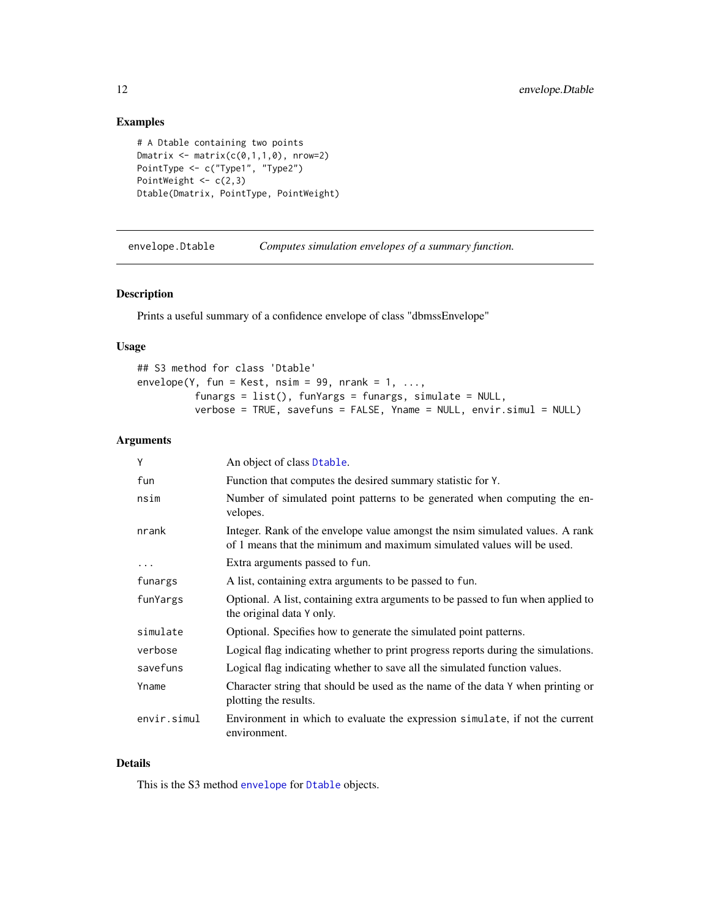## Examples

```
# A Dtable containing two points
Dmatrix <- matrix(c(0,1,1,0), nrow=2)
PointType <- c("Type1", "Type2")
PointWeight <- c(2,3)
Dtable(Dmatrix, PointType, PointWeight)
```

---

`envelope.Dtable` *Computes simulation envelopes of a summary function.*

---

### Description

Prints a useful summary of a confidence envelope of class "dbmssEnvelope"

### Usage

```
## S3 method for class 'Dtable'
envelope(Y, fun = Kest, nsim = 99, nrank = 1, ...,
         funargs = list(), funYargs = funargs, simulate = NULL,
         verbose = TRUE, savefuns = FALSE, Yname = NULL, envir.simul = NULL)
```

### Arguments

| | |
|---|---|
| `Y` | An object of class `Dtable`. |
| `fun` | Function that computes the desired summary statistic for `Y`. |
| `nsim` | Number of simulated point patterns to be generated when computing the envelopes. |
| `nrank` | Integer. Rank of the envelope value amongst the nsim simulated values. A rank of 1 means that the minimum and maximum simulated values will be used. |
| `...` | Extra arguments passed to `fun`. |
| `funargs` | A list, containing extra arguments to be passed to `fun`. |
| `funYargs` | Optional. A list, containing extra arguments to be passed to fun when applied to the original data `Y` only. |
| `simulate` | Optional. Specifies how to generate the simulated point patterns. |
| `verbose` | Logical flag indicating whether to print progress reports during the simulations. |
| `savefuns` | Logical flag indicating whether to save all the simulated function values. |
| `Yname` | Character string that should be used as the name of the data `Y` when printing or plotting the results. |
| `envir.simul` | Environment in which to evaluate the expression `simulate`, if not the current environment. |

### Details

This is the S3 method `envelope` for `Dtable` objects.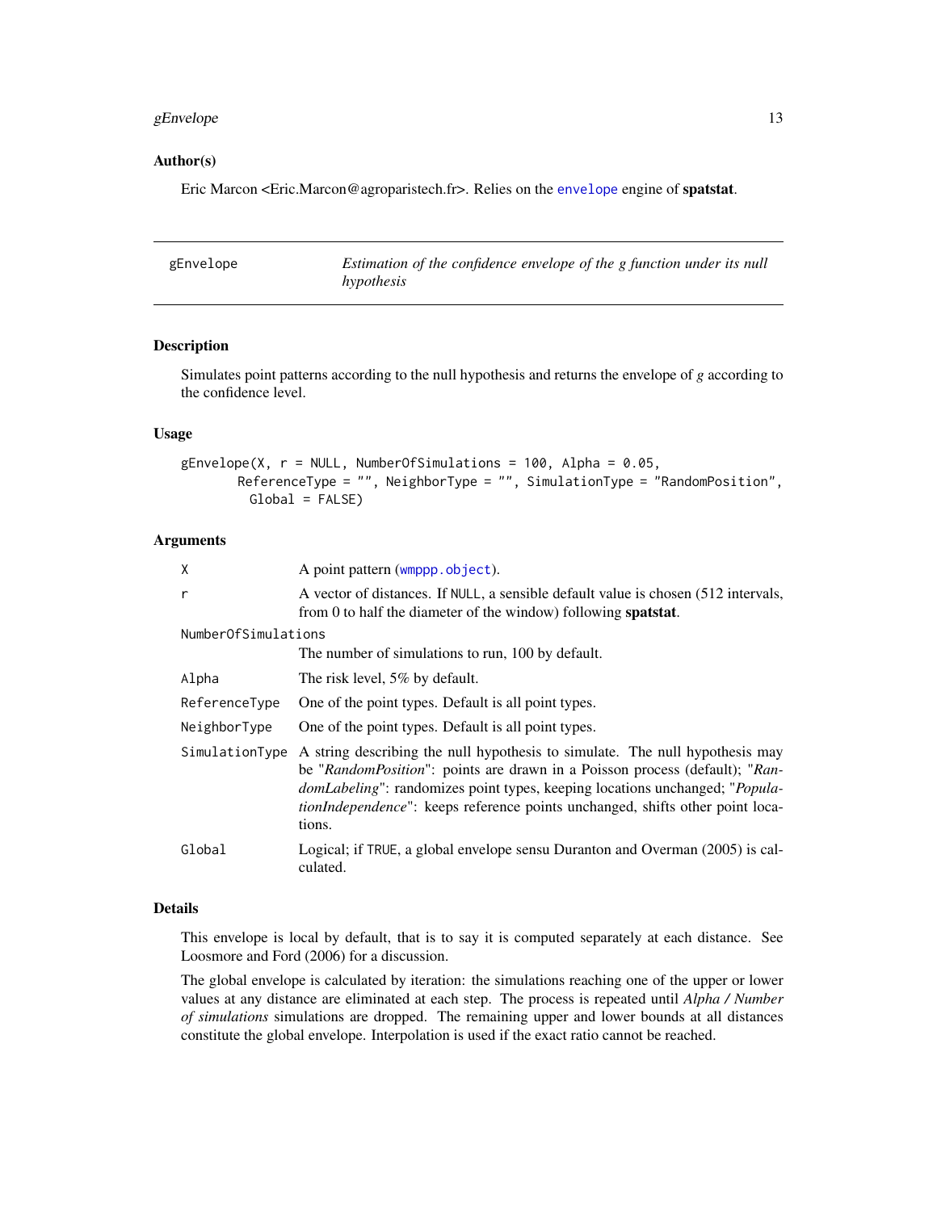### Author(s)

Eric Marcon <Eric.Marcon@agroparistech.fr>. Relies on the envelope engine of **spatstat**.

---

## gEnvelope — *Estimation of the confidence envelope of the g function under its null hypothesis*

### Description

Simulates point patterns according to the null hypothesis and returns the envelope of *g* according to the confidence level.

### Usage

```
gEnvelope(X, r = NULL, NumberOfSimulations = 100, Alpha = 0.05,
        ReferenceType = "", NeighborType = "", SimulationType = "RandomPosition",
          Global = FALSE)
```

### Arguments

| Argument | Description |
|---|---|
| `X` | A point pattern (`wmppp.object`). |
| `r` | A vector of distances. If `NULL`, a sensible default value is chosen (512 intervals, from 0 to half the diameter of the window) following **spatstat**. |
| `NumberOfSimulations` | The number of simulations to run, 100 by default. |
| `Alpha` | The risk level, 5% by default. |
| `ReferenceType` | One of the point types. Default is all point types. |
| `NeighborType` | One of the point types. Default is all point types. |
| `SimulationType` | A string describing the null hypothesis to simulate. The null hypothesis may be "*RandomPosition*": points are drawn in a Poisson process (default); "*RandomLabeling*": randomizes point types, keeping locations unchanged; "*PopulationIndependence*": keeps reference points unchanged, shifts other point locations. |
| `Global` | Logical; if `TRUE`, a global envelope sensu Duranton and Overman (2005) is calculated. |

### Details

This envelope is local by default, that is to say it is computed separately at each distance. See Loosmore and Ford (2006) for a discussion.

The global envelope is calculated by iteration: the simulations reaching one of the upper or lower values at any distance are eliminated at each step. The process is repeated until *Alpha / Number of simulations* simulations are dropped. The remaining upper and lower bounds at all distances constitute the global envelope. Interpolation is used if the exact ratio cannot be reached.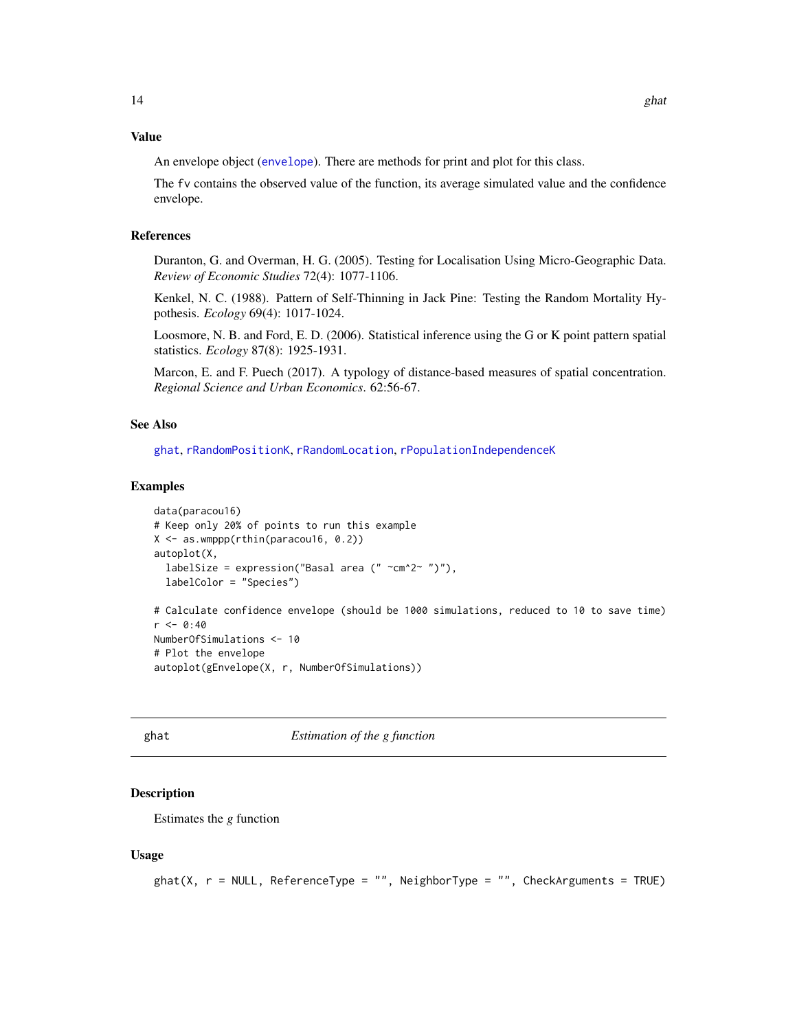### Value

An envelope object (`envelope`). There are methods for print and plot for this class.

The `fv` contains the observed value of the function, its average simulated value and the confidence envelope.

### References

Duranton, G. and Overman, H. G. (2005). Testing for Localisation Using Micro-Geographic Data. *Review of Economic Studies* 72(4): 1077-1106.

Kenkel, N. C. (1988). Pattern of Self-Thinning in Jack Pine: Testing the Random Mortality Hypothesis. *Ecology* 69(4): 1017-1024.

Loosmore, N. B. and Ford, E. D. (2006). Statistical inference using the G or K point pattern spatial statistics. *Ecology* 87(8): 1925-1931.

Marcon, E. and F. Puech (2017). A typology of distance-based measures of spatial concentration. *Regional Science and Urban Economics*. 62:56-67.

### See Also

`ghat`, `rRandomPositionK`, `rRandomLocation`, `rPopulationIndependenceK`

### Examples

```
data(paracou16)
# Keep only 20% of points to run this example
X <- as.wmppp(rthin(paracou16, 0.2))
autoplot(X,
  labelSize = expression("Basal area (" ~cm^2~ ")"),
  labelColor = "Species")

# Calculate confidence envelope (should be 1000 simulations, reduced to 10 to save time)
r <- 0:40
NumberOfSimulations <- 10
# Plot the envelope
autoplot(gEnvelope(X, r, NumberOfSimulations))
```

---

## ghat — *Estimation of the g function*

### Description

Estimates the *g* function

### Usage

```
ghat(X, r = NULL, ReferenceType = "", NeighborType = "", CheckArguments = TRUE)
```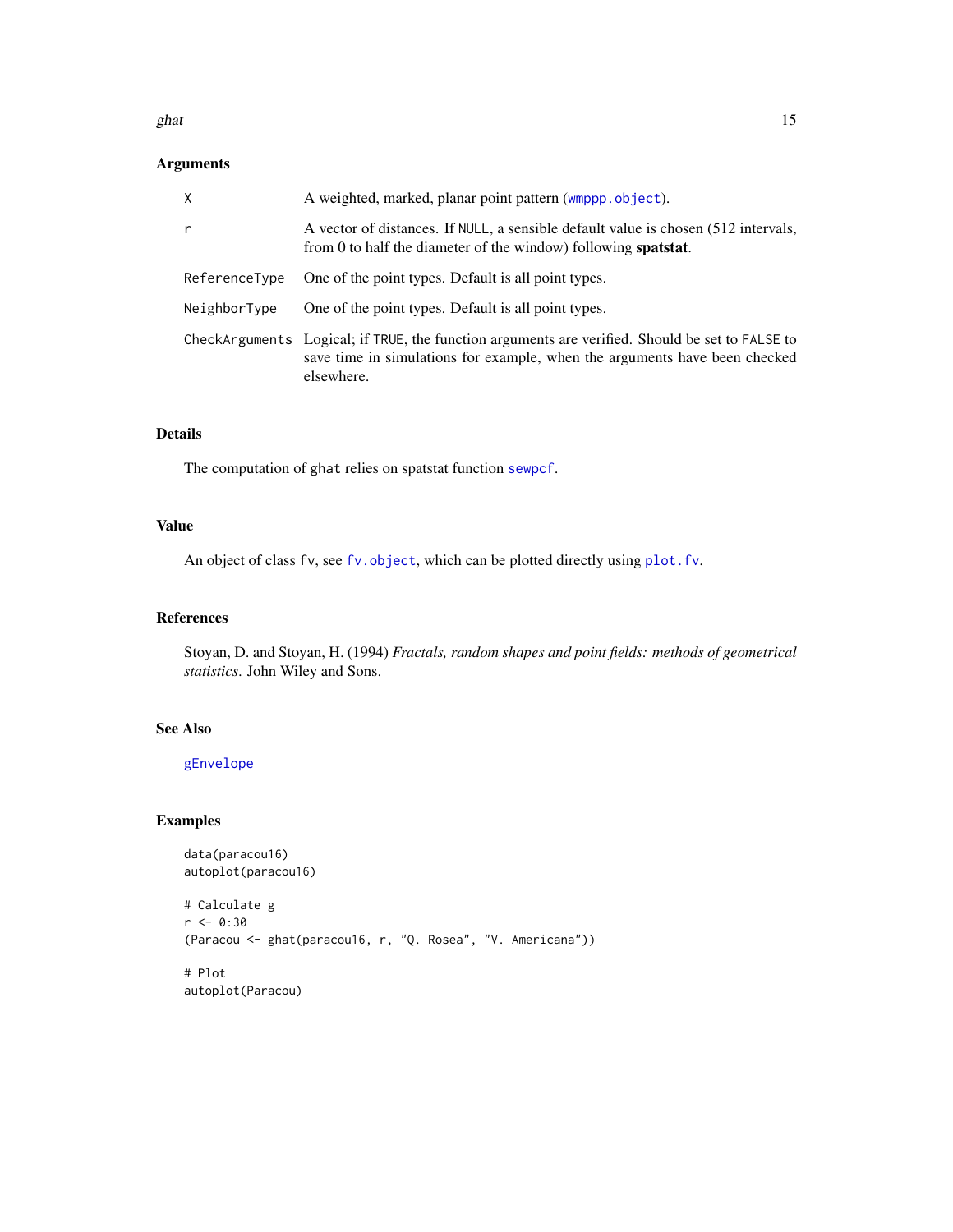## Arguments

| | |
|---|---|
| X | A weighted, marked, planar point pattern (`wmppp.object`). |
| r | A vector of distances. If `NULL`, a sensible default value is chosen (512 intervals, from 0 to half the diameter of the window) following **spatstat**. |
| ReferenceType | One of the point types. Default is all point types. |
| NeighborType | One of the point types. Default is all point types. |
| CheckArguments | Logical; if `TRUE`, the function arguments are verified. Should be set to `FALSE` to save time in simulations for example, when the arguments have been checked elsewhere. |

## Details

The computation of `ghat` relies on spatstat function `sewpcf`.

## Value

An object of class `fv`, see `fv.object`, which can be plotted directly using `plot.fv`.

## References

Stoyan, D. and Stoyan, H. (1994) *Fractals, random shapes and point fields: methods of geometrical statistics*. John Wiley and Sons.

## See Also

`gEnvelope`

## Examples

```
data(paracou16)
autoplot(paracou16)

# Calculate g
r <- 0:30
(Paracou <- ghat(paracou16, r, "Q. Rosea", "V. Americana"))

# Plot
autoplot(Paracou)
```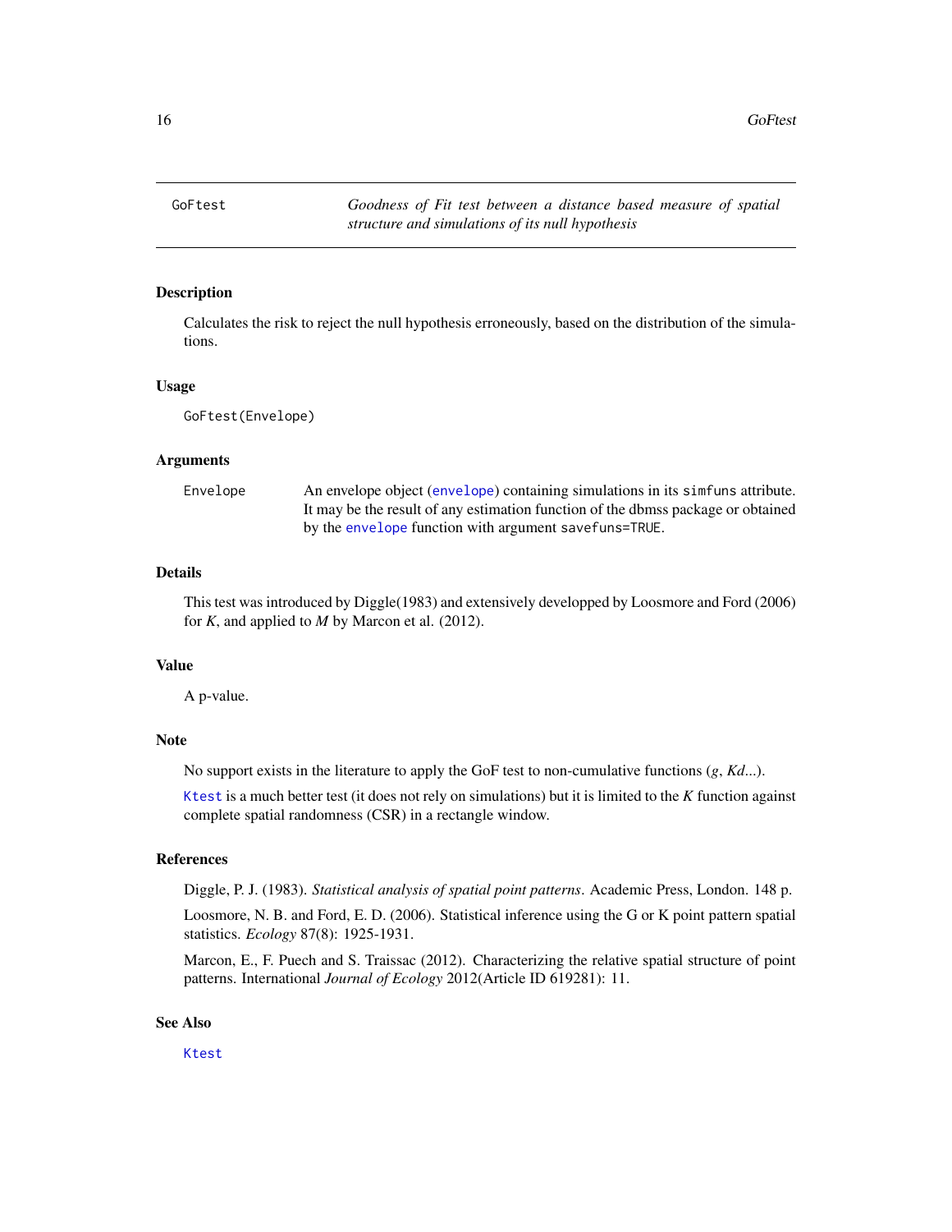GoFtest — *Goodness of Fit test between a distance based measure of spatial structure and simulations of its null hypothesis*

## Description

Calculates the risk to reject the null hypothesis erroneously, based on the distribution of the simulations.

## Usage

```
GoFtest(Envelope)
```

## Arguments

`Envelope` An envelope object (`envelope`) containing simulations in its `simfuns` attribute. It may be the result of any estimation function of the dbmss package or obtained by the `envelope` function with argument `savefuns=TRUE`.

## Details

This test was introduced by Diggle(1983) and extensively developped by Loosmore and Ford (2006) for *K*, and applied to *M* by Marcon et al. (2012).

## Value

A p-value.

## Note

No support exists in the literature to apply the GoF test to non-cumulative functions (*g*, *Kd*...).

`Ktest` is a much better test (it does not rely on simulations) but it is limited to the *K* function against complete spatial randomness (CSR) in a rectangle window.

## References

Diggle, P. J. (1983). *Statistical analysis of spatial point patterns*. Academic Press, London. 148 p.

Loosmore, N. B. and Ford, E. D. (2006). Statistical inference using the G or K point pattern spatial statistics. *Ecology* 87(8): 1925-1931.

Marcon, E., F. Puech and S. Traissac (2012). Characterizing the relative spatial structure of point patterns. International *Journal of Ecology* 2012(Article ID 619281): 11.

## See Also

`Ktest`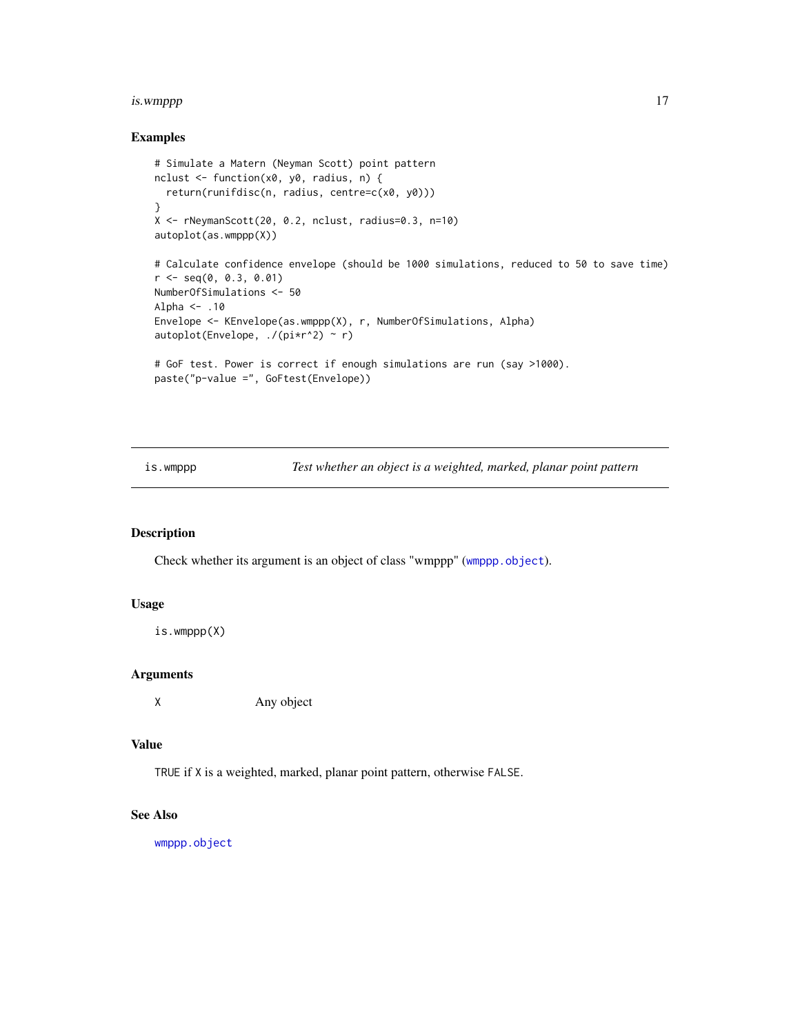## Examples

```
# Simulate a Matern (Neyman Scott) point pattern
nclust <- function(x0, y0, radius, n) {
  return(runifdisc(n, radius, centre=c(x0, y0)))
}
X <- rNeymanScott(20, 0.2, nclust, radius=0.3, n=10)
autoplot(as.wmppp(X))

# Calculate confidence envelope (should be 1000 simulations, reduced to 50 to save time)
r <- seq(0, 0.3, 0.01)
NumberOfSimulations <- 50
Alpha <- .10
Envelope <- KEnvelope(as.wmppp(X), r, NumberOfSimulations, Alpha)
autoplot(Envelope, ./(pi*r^2) ~ r)

# GoF test. Power is correct if enough simulations are run (say >1000).
paste("p-value =", GoFtest(Envelope))
```

---

# is.wmppp *Test whether an object is a weighted, marked, planar point pattern*

## Description

Check whether its argument is an object of class "wmppp" (wmppp.object).

## Usage

```
is.wmppp(X)
```

## Arguments

| | |
|---|---|
| X | Any object |

## Value

TRUE if X is a weighted, marked, planar point pattern, otherwise FALSE.

## See Also

wmppp.object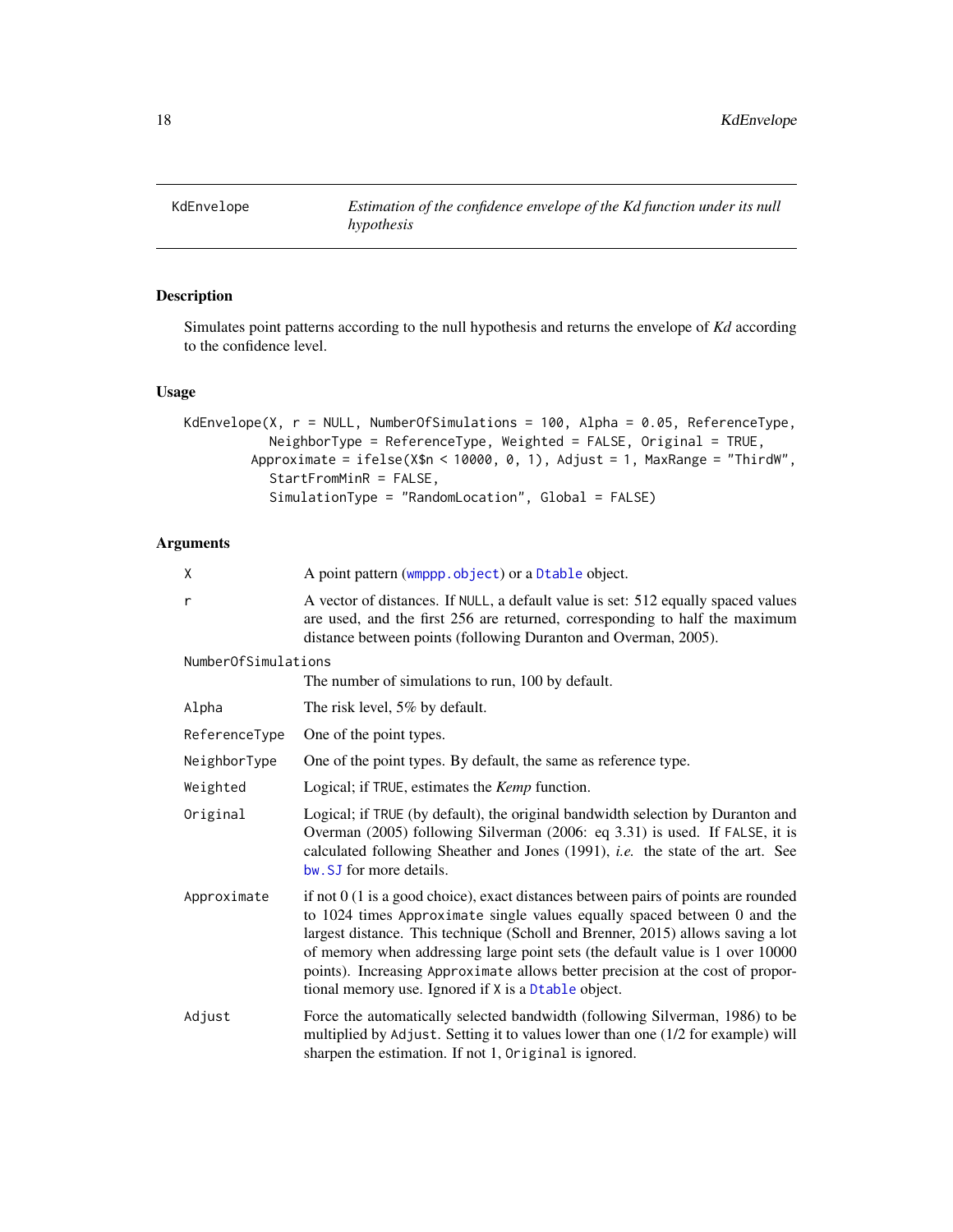# KdEnvelope

*Estimation of the confidence envelope of the Kd function under its null hypothesis*

## Description

Simulates point patterns according to the null hypothesis and returns the envelope of *Kd* according to the confidence level.

## Usage

```
KdEnvelope(X, r = NULL, NumberOfSimulations = 100, Alpha = 0.05, ReferenceType,
           NeighborType = ReferenceType, Weighted = FALSE, Original = TRUE,
         Approximate = ifelse(X$n < 10000, 0, 1), Adjust = 1, MaxRange = "ThirdW",
           StartFromMinR = FALSE,
           SimulationType = "RandomLocation", Global = FALSE)
```

## Arguments

| | |
|---|---|
| X | A point pattern (wmppp.object) or a Dtable object. |
| r | A vector of distances. If NULL, a default value is set: 512 equally spaced values are used, and the first 256 are returned, corresponding to half the maximum distance between points (following Duranton and Overman, 2005). |
| NumberOfSimulations | The number of simulations to run, 100 by default. |
| Alpha | The risk level, 5% by default. |
| ReferenceType | One of the point types. |
| NeighborType | One of the point types. By default, the same as reference type. |
| Weighted | Logical; if TRUE, estimates the *Kemp* function. |
| Original | Logical; if TRUE (by default), the original bandwidth selection by Duranton and Overman (2005) following Silverman (2006: eq 3.31) is used. If FALSE, it is calculated following Sheather and Jones (1991), *i.e.* the state of the art. See bw.SJ for more details. |
| Approximate | if not 0 (1 is a good choice), exact distances between pairs of points are rounded to 1024 times Approximate single values equally spaced between 0 and the largest distance. This technique (Scholl and Brenner, 2015) allows saving a lot of memory when addressing large point sets (the default value is 1 over 10000 points). Increasing Approximate allows better precision at the cost of proportional memory use. Ignored if X is a Dtable object. |
| Adjust | Force the automatically selected bandwidth (following Silverman, 1986) to be multiplied by Adjust. Setting it to values lower than one (1/2 for example) will sharpen the estimation. If not 1, Original is ignored. |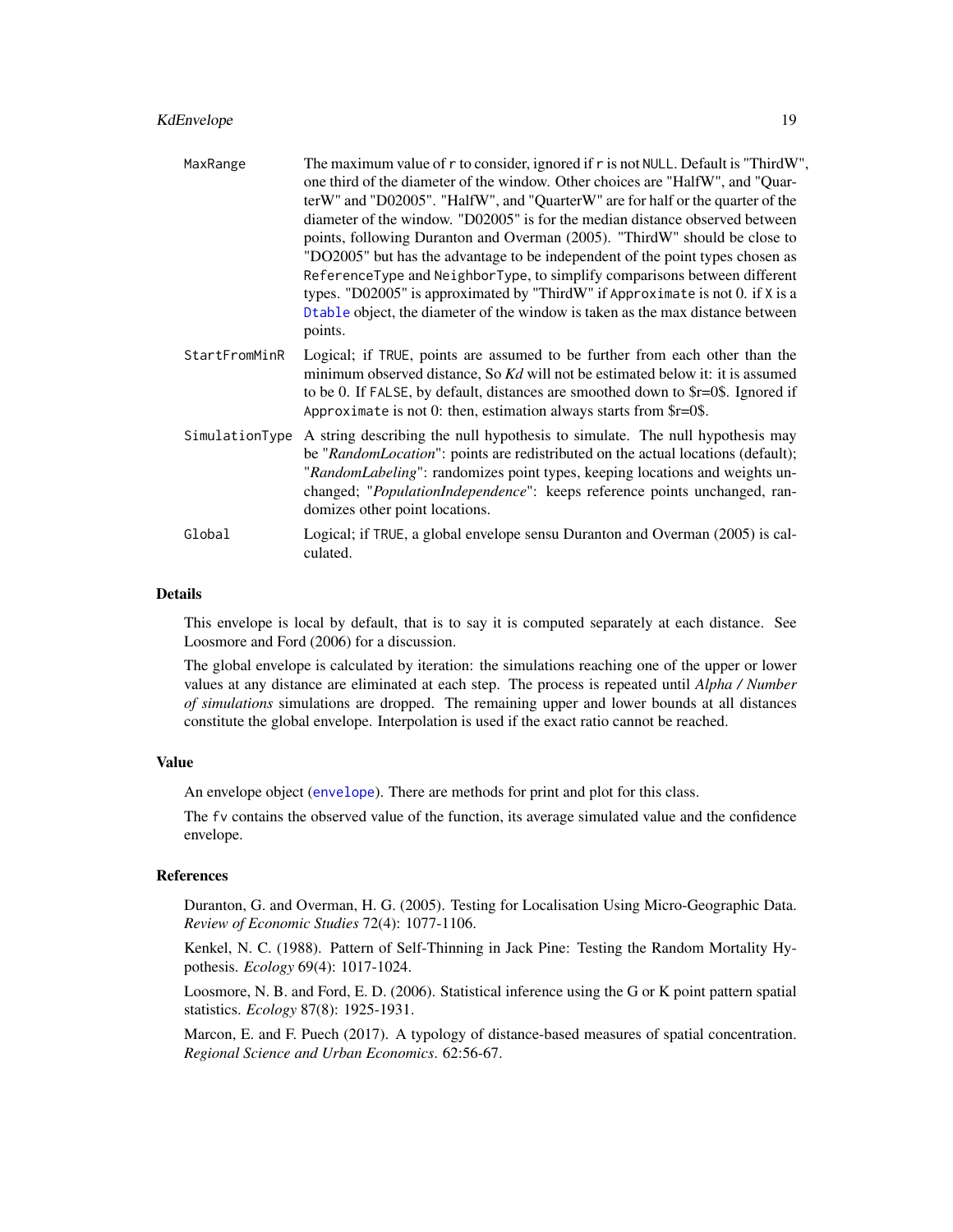MaxRange
: The maximum value of r to consider, ignored if r is not NULL. Default is "ThirdW", one third of the diameter of the window. Other choices are "HalfW", and "QuarterW" and "D02005". "HalfW", and "QuarterW" are for half or the quarter of the diameter of the window. "D02005" is for the median distance observed between points, following Duranton and Overman (2005). "ThirdW" should be close to "DO2005" but has the advantage to be independent of the point types chosen as ReferenceType and NeighborType, to simplify comparisons between different types. "D02005" is approximated by "ThirdW" if Approximate is not 0. if X is a Dtable object, the diameter of the window is taken as the max distance between points.

StartFromMinR
: Logical; if TRUE, points are assumed to be further from each other than the minimum observed distance, So *Kd* will not be estimated below it: it is assumed to be 0. If FALSE, by default, distances are smoothed down to $r=0$. Ignored if Approximate is not 0: then, estimation always starts from $r=0$.

SimulationType
: A string describing the null hypothesis to simulate. The null hypothesis may be "*RandomLocation*": points are redistributed on the actual locations (default); "*RandomLabeling*": randomizes point types, keeping locations and weights unchanged; "*PopulationIndependence*": keeps reference points unchanged, randomizes other point locations.

Global
: Logical; if TRUE, a global envelope sensu Duranton and Overman (2005) is calculated.

## Details

This envelope is local by default, that is to say it is computed separately at each distance. See Loosmore and Ford (2006) for a discussion.

The global envelope is calculated by iteration: the simulations reaching one of the upper or lower values at any distance are eliminated at each step. The process is repeated until *Alpha / Number of simulations* simulations are dropped. The remaining upper and lower bounds at all distances constitute the global envelope. Interpolation is used if the exact ratio cannot be reached.

## Value

An envelope object (envelope). There are methods for print and plot for this class.

The fv contains the observed value of the function, its average simulated value and the confidence envelope.

## References

Duranton, G. and Overman, H. G. (2005). Testing for Localisation Using Micro-Geographic Data. *Review of Economic Studies* 72(4): 1077-1106.

Kenkel, N. C. (1988). Pattern of Self-Thinning in Jack Pine: Testing the Random Mortality Hypothesis. *Ecology* 69(4): 1017-1024.

Loosmore, N. B. and Ford, E. D. (2006). Statistical inference using the G or K point pattern spatial statistics. *Ecology* 87(8): 1925-1931.

Marcon, E. and F. Puech (2017). A typology of distance-based measures of spatial concentration. *Regional Science and Urban Economics*. 62:56-67.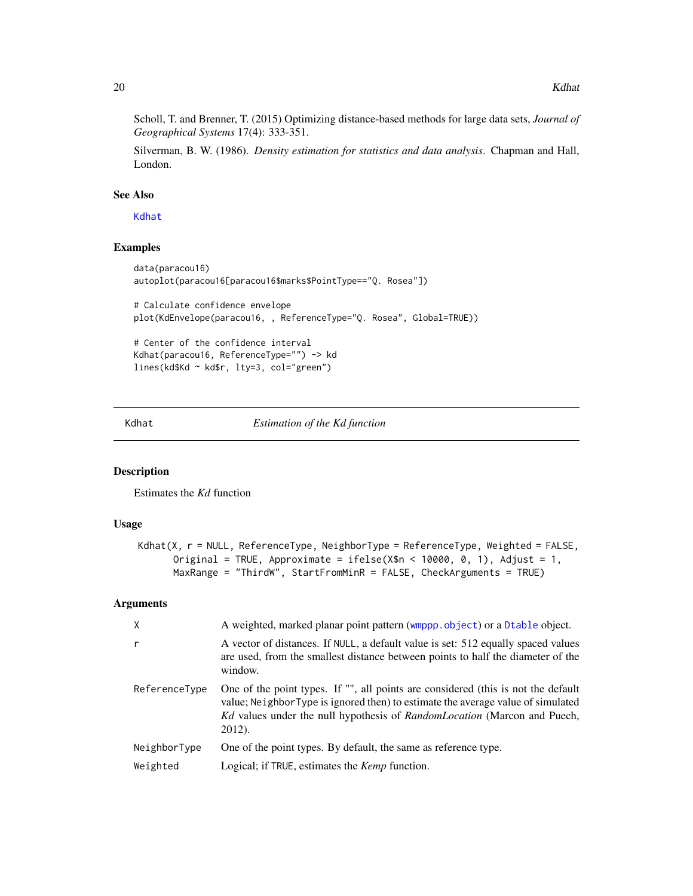Scholl, T. and Brenner, T. (2015) Optimizing distance-based methods for large data sets, *Journal of Geographical Systems* 17(4): 333-351.

Silverman, B. W. (1986). *Density estimation for statistics and data analysis*. Chapman and Hall, London.

### See Also

Kdhat

### Examples

```
data(paracou16)
autoplot(paracou16[paracou16$marks$PointType=="Q. Rosea"])

# Calculate confidence envelope
plot(KdEnvelope(paracou16, , ReferenceType="Q. Rosea", Global=TRUE))

# Center of the confidence interval
Kdhat(paracou16, ReferenceType="") -> kd
lines(kd$Kd ~ kd$r, lty=3, col="green")
```

---

## Kdhat — *Estimation of the Kd function*

### Description

Estimates the *Kd* function

### Usage

```
Kdhat(X, r = NULL, ReferenceType, NeighborType = ReferenceType, Weighted = FALSE,
      Original = TRUE, Approximate = ifelse(X$n < 10000, 0, 1), Adjust = 1,
      MaxRange = "ThirdW", StartFromMinR = FALSE, CheckArguments = TRUE)
```

### Arguments

| | |
|---|---|
| `X` | A weighted, marked planar point pattern (`wmppp.object`) or a `Dtable` object. |
| `r` | A vector of distances. If `NULL`, a default value is set: 512 equally spaced values are used, from the smallest distance between points to half the diameter of the window. |
| `ReferenceType` | One of the point types. If "", all points are considered (this is not the default value; `NeighborType` is ignored then) to estimate the average value of simulated *Kd* values under the null hypothesis of *RandomLocation* (Marcon and Puech, 2012). |
| `NeighborType` | One of the point types. By default, the same as reference type. |
| `Weighted` | Logical; if `TRUE`, estimates the *Kemp* function. |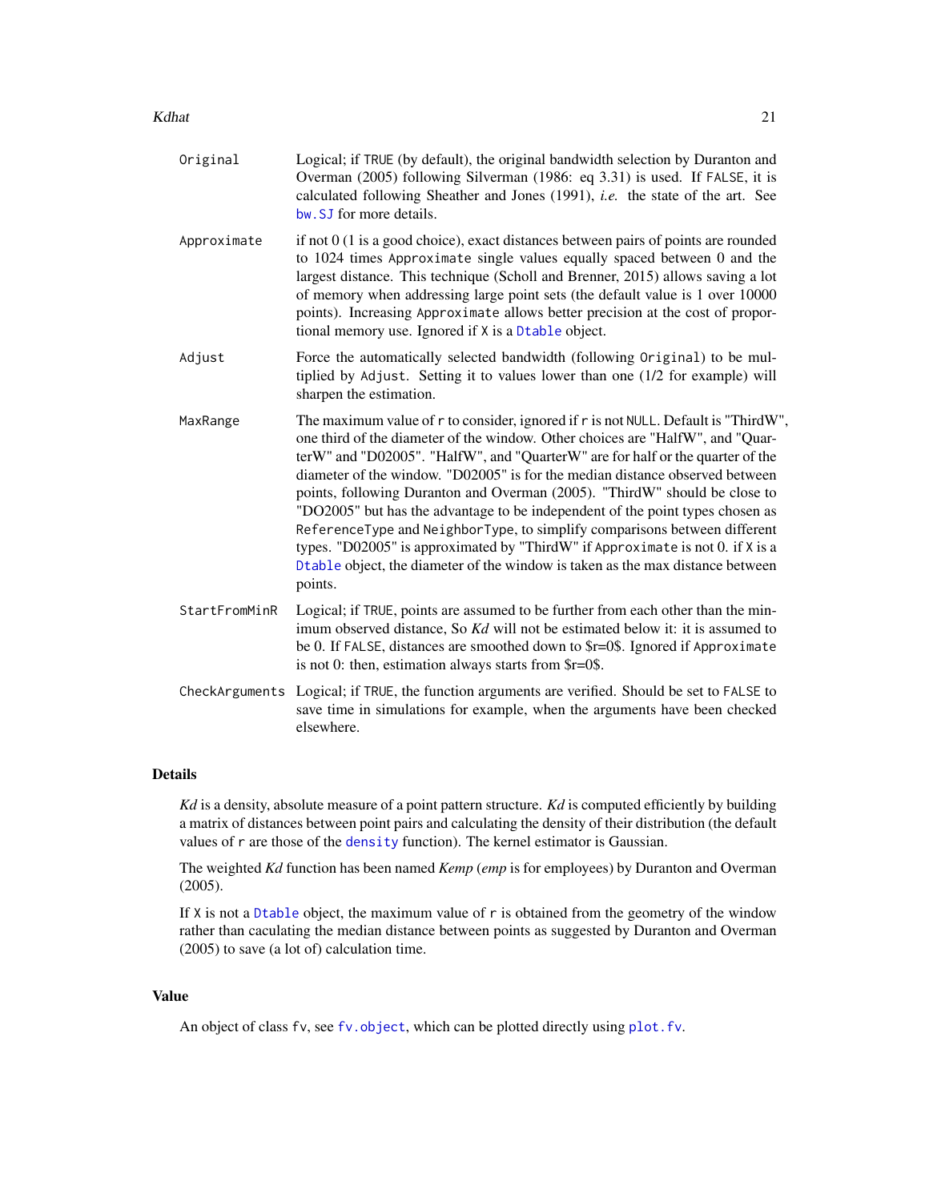| | |
|---|---|
| `Original` | Logical; if `TRUE` (by default), the original bandwidth selection by Duranton and Overman (2005) following Silverman (1986: eq 3.31) is used. If `FALSE`, it is calculated following Sheather and Jones (1991), *i.e.* the state of the art. See `bw.SJ` for more details. |
| `Approximate` | if not 0 (1 is a good choice), exact distances between pairs of points are rounded to 1024 times `Approximate` single values equally spaced between 0 and the largest distance. This technique (Scholl and Brenner, 2015) allows saving a lot of memory when addressing large point sets (the default value is 1 over 10000 points). Increasing `Approximate` allows better precision at the cost of proportional memory use. Ignored if `X` is a `Dtable` object. |
| `Adjust` | Force the automatically selected bandwidth (following `Original`) to be multiplied by `Adjust`. Setting it to values lower than one (1/2 for example) will sharpen the estimation. |
| `MaxRange` | The maximum value of `r` to consider, ignored if `r` is not `NULL`. Default is "ThirdW", one third of the diameter of the window. Other choices are "HalfW", and "QuarterW" and "D02005". "HalfW", and "QuarterW" are for half or the quarter of the diameter of the window. "D02005" is for the median distance observed between points, following Duranton and Overman (2005). "ThirdW" should be close to "DO2005" but has the advantage to be independent of the point types chosen as `ReferenceType` and `NeighborType`, to simplify comparisons between different types. "D02005" is approximated by "ThirdW" if `Approximate` is not 0. if `X` is a `Dtable` object, the diameter of the window is taken as the max distance between points. |
| `StartFromMinR` | Logical; if `TRUE`, points are assumed to be further from each other than the minimum observed distance, So *Kd* will not be estimated below it: it is assumed to be 0. If `FALSE`, distances are smoothed down to $r=0$. Ignored if `Approximate` is not 0: then, estimation always starts from $r=0$. |
| `CheckArguments` | Logical; if `TRUE`, the function arguments are verified. Should be set to `FALSE` to save time in simulations for example, when the arguments have been checked elsewhere. |

## Details

*Kd* is a density, absolute measure of a point pattern structure. *Kd* is computed efficiently by building a matrix of distances between point pairs and calculating the density of their distribution (the default values of `r` are those of the `density` function). The kernel estimator is Gaussian.

The weighted *Kd* function has been named *Kemp* (*emp* is for employees) by Duranton and Overman (2005).

If `X` is not a `Dtable` object, the maximum value of `r` is obtained from the geometry of the window rather than caculating the median distance between points as suggested by Duranton and Overman (2005) to save (a lot of) calculation time.

## Value

An object of class `fv`, see `fv.object`, which can be plotted directly using `plot.fv`.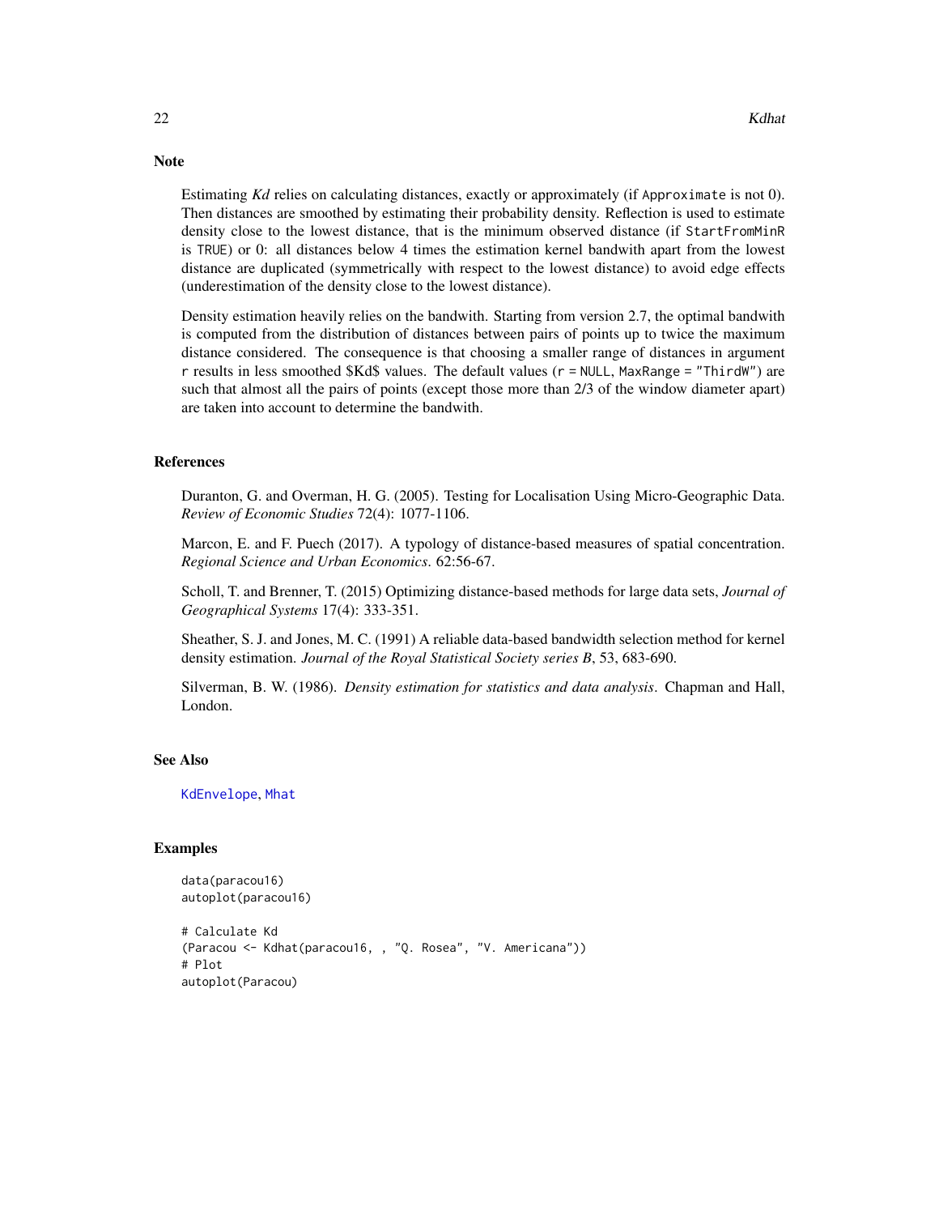## Note

Estimating *Kd* relies on calculating distances, exactly or approximately (if `Approximate` is not 0). Then distances are smoothed by estimating their probability density. Reflection is used to estimate density close to the lowest distance, that is the minimum observed distance (if `StartFromMinR` is `TRUE`) or 0: all distances below 4 times the estimation kernel bandwith apart from the lowest distance are duplicated (symmetrically with respect to the lowest distance) to avoid edge effects (underestimation of the density close to the lowest distance).

Density estimation heavily relies on the bandwith. Starting from version 2.7, the optimal bandwith is computed from the distribution of distances between pairs of points up to twice the maximum distance considered. The consequence is that choosing a smaller range of distances in argument `r` results in less smoothed $Kd$ values. The default values (`r = NULL`, `MaxRange = "ThirdW"`) are such that almost all the pairs of points (except those more than 2/3 of the window diameter apart) are taken into account to determine the bandwith.

## References

Duranton, G. and Overman, H. G. (2005). Testing for Localisation Using Micro-Geographic Data. *Review of Economic Studies* 72(4): 1077-1106.

Marcon, E. and F. Puech (2017). A typology of distance-based measures of spatial concentration. *Regional Science and Urban Economics*. 62:56-67.

Scholl, T. and Brenner, T. (2015) Optimizing distance-based methods for large data sets, *Journal of Geographical Systems* 17(4): 333-351.

Sheather, S. J. and Jones, M. C. (1991) A reliable data-based bandwidth selection method for kernel density estimation. *Journal of the Royal Statistical Society series B*, 53, 683-690.

Silverman, B. W. (1986). *Density estimation for statistics and data analysis*. Chapman and Hall, London.

## See Also

KdEnvelope, Mhat

## Examples

```
data(paracou16)
autoplot(paracou16)

# Calculate Kd
(Paracou <- Kdhat(paracou16, , "Q. Rosea", "V. Americana"))
# Plot
autoplot(Paracou)
```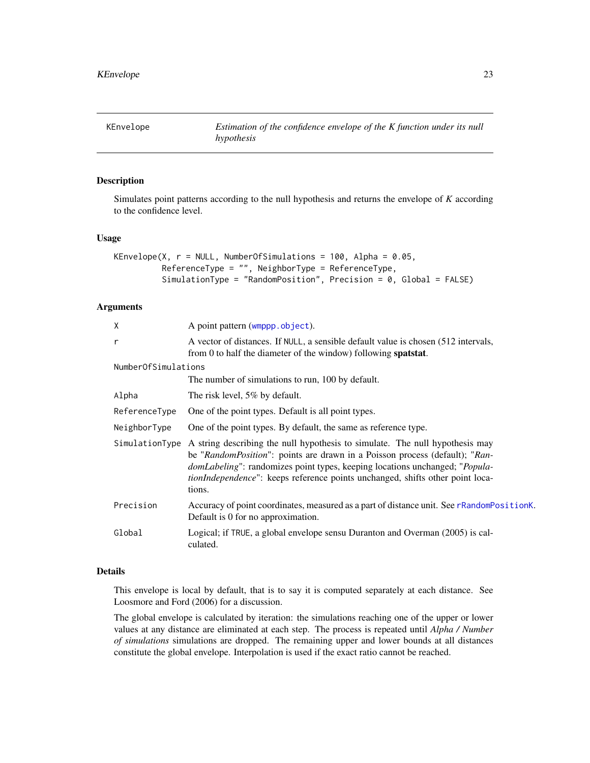KEnvelope — *Estimation of the confidence envelope of the K function under its null hypothesis*

## Description

Simulates point patterns according to the null hypothesis and returns the envelope of *K* according to the confidence level.

## Usage

```
KEnvelope(X, r = NULL, NumberOfSimulations = 100, Alpha = 0.05,
          ReferenceType = "", NeighborType = ReferenceType,
          SimulationType = "RandomPosition", Precision = 0, Global = FALSE)
```

## Arguments

- `X` — A point pattern (`wmppp.object`).
- `r` — A vector of distances. If `NULL`, a sensible default value is chosen (512 intervals, from 0 to half the diameter of the window) following **spatstat**.
- `NumberOfSimulations` — The number of simulations to run, 100 by default.
- `Alpha` — The risk level, 5% by default.
- `ReferenceType` — One of the point types. Default is all point types.
- `NeighborType` — One of the point types. By default, the same as reference type.
- `SimulationType` — A string describing the null hypothesis to simulate. The null hypothesis may be "*RandomPosition*": points are drawn in a Poisson process (default); "*RandomLabeling*": randomizes point types, keeping locations unchanged; "*PopulationIndependence*": keeps reference points unchanged, shifts other point locations.
- `Precision` — Accuracy of point coordinates, measured as a part of distance unit. See `rRandomPositionK`. Default is 0 for no approximation.
- `Global` — Logical; if `TRUE`, a global envelope sensu Duranton and Overman (2005) is calculated.

## Details

This envelope is local by default, that is to say it is computed separately at each distance. See Loosmore and Ford (2006) for a discussion.

The global envelope is calculated by iteration: the simulations reaching one of the upper or lower values at any distance are eliminated at each step. The process is repeated until *Alpha / Number of simulations* simulations are dropped. The remaining upper and lower bounds at all distances constitute the global envelope. Interpolation is used if the exact ratio cannot be reached.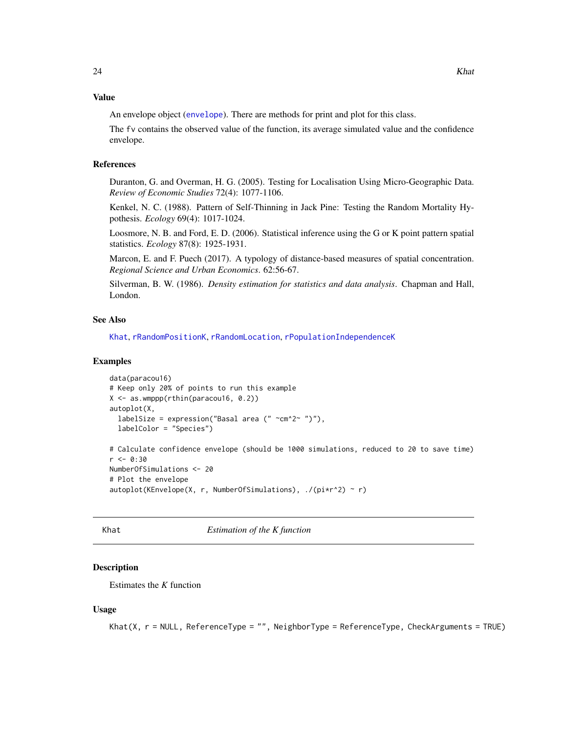### Value

An envelope object (envelope). There are methods for print and plot for this class.

The fv contains the observed value of the function, its average simulated value and the confidence envelope.

### References

Duranton, G. and Overman, H. G. (2005). Testing for Localisation Using Micro-Geographic Data. *Review of Economic Studies* 72(4): 1077-1106.

Kenkel, N. C. (1988). Pattern of Self-Thinning in Jack Pine: Testing the Random Mortality Hypothesis. *Ecology* 69(4): 1017-1024.

Loosmore, N. B. and Ford, E. D. (2006). Statistical inference using the G or K point pattern spatial statistics. *Ecology* 87(8): 1925-1931.

Marcon, E. and F. Puech (2017). A typology of distance-based measures of spatial concentration. *Regional Science and Urban Economics*. 62:56-67.

Silverman, B. W. (1986). *Density estimation for statistics and data analysis*. Chapman and Hall, London.

### See Also

Khat, rRandomPositionK, rRandomLocation, rPopulationIndependenceK

### Examples

```
data(paracou16)
# Keep only 20% of points to run this example
X <- as.wmppp(rthin(paracou16, 0.2))
autoplot(X,
  labelSize = expression("Basal area (" ~cm^2~ ")"),
  labelColor = "Species")

# Calculate confidence envelope (should be 1000 simulations, reduced to 20 to save time)
r <- 0:30
NumberOfSimulations <- 20
# Plot the envelope
autoplot(KEnvelope(X, r, NumberOfSimulations), ./(pi*r^2) ~ r)
```

---

## Khat — *Estimation of the K function*

### Description

Estimates the $K$ function

### Usage

```
Khat(X, r = NULL, ReferenceType = "", NeighborType = ReferenceType, CheckArguments = TRUE)
```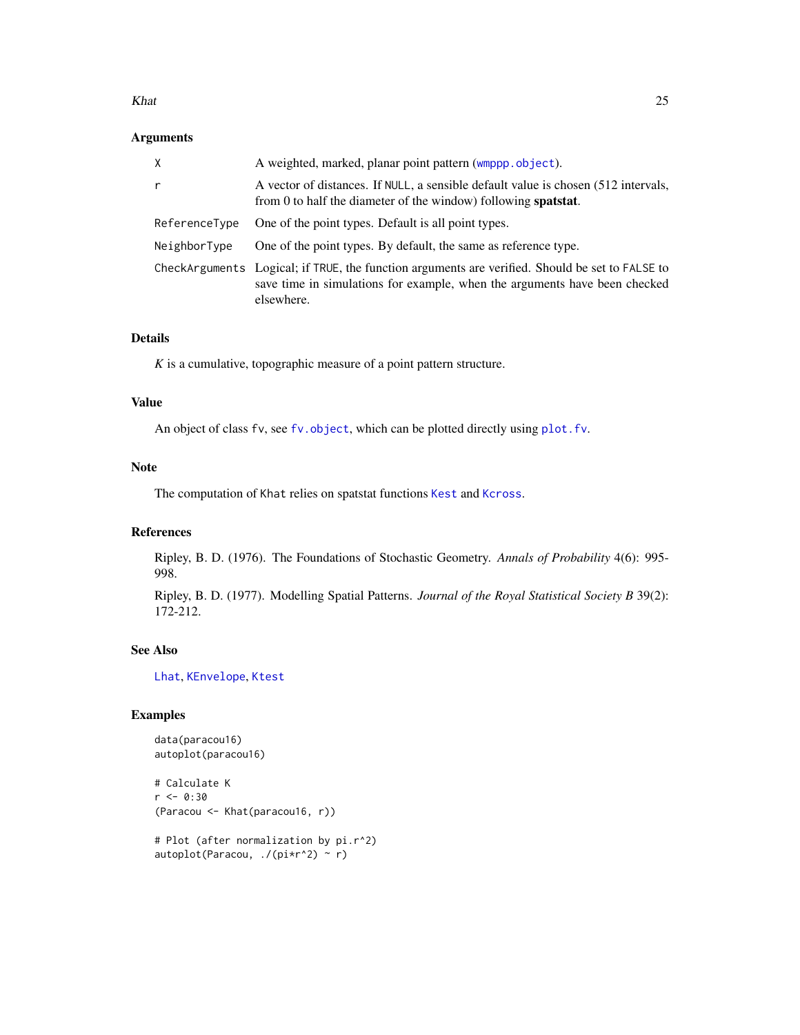## Arguments

| | |
|---|---|
| `X` | A weighted, marked, planar point pattern (`wmppp.object`). |
| `r` | A vector of distances. If `NULL`, a sensible default value is chosen (512 intervals, from 0 to half the diameter of the window) following **spatstat**. |
| `ReferenceType` | One of the point types. Default is all point types. |
| `NeighborType` | One of the point types. By default, the same as reference type. |
| `CheckArguments` | Logical; if `TRUE`, the function arguments are verified. Should be set to `FALSE` to save time in simulations for example, when the arguments have been checked elsewhere. |

## Details

$K$ is a cumulative, topographic measure of a point pattern structure.

## Value

An object of class `fv`, see `fv.object`, which can be plotted directly using `plot.fv`.

## Note

The computation of `Khat` relies on spatstat functions `Kest` and `Kcross`.

## References

Ripley, B. D. (1976). The Foundations of Stochastic Geometry. *Annals of Probability* 4(6): 995-998.

Ripley, B. D. (1977). Modelling Spatial Patterns. *Journal of the Royal Statistical Society B* 39(2): 172-212.

## See Also

`Lhat`, `KEnvelope`, `Ktest`

## Examples

```
data(paracou16)
autoplot(paracou16)

# Calculate K
r <- 0:30
(Paracou <- Khat(paracou16, r))

# Plot (after normalization by pi.r^2)
autoplot(Paracou, ./(pi*r^2) ~ r)
```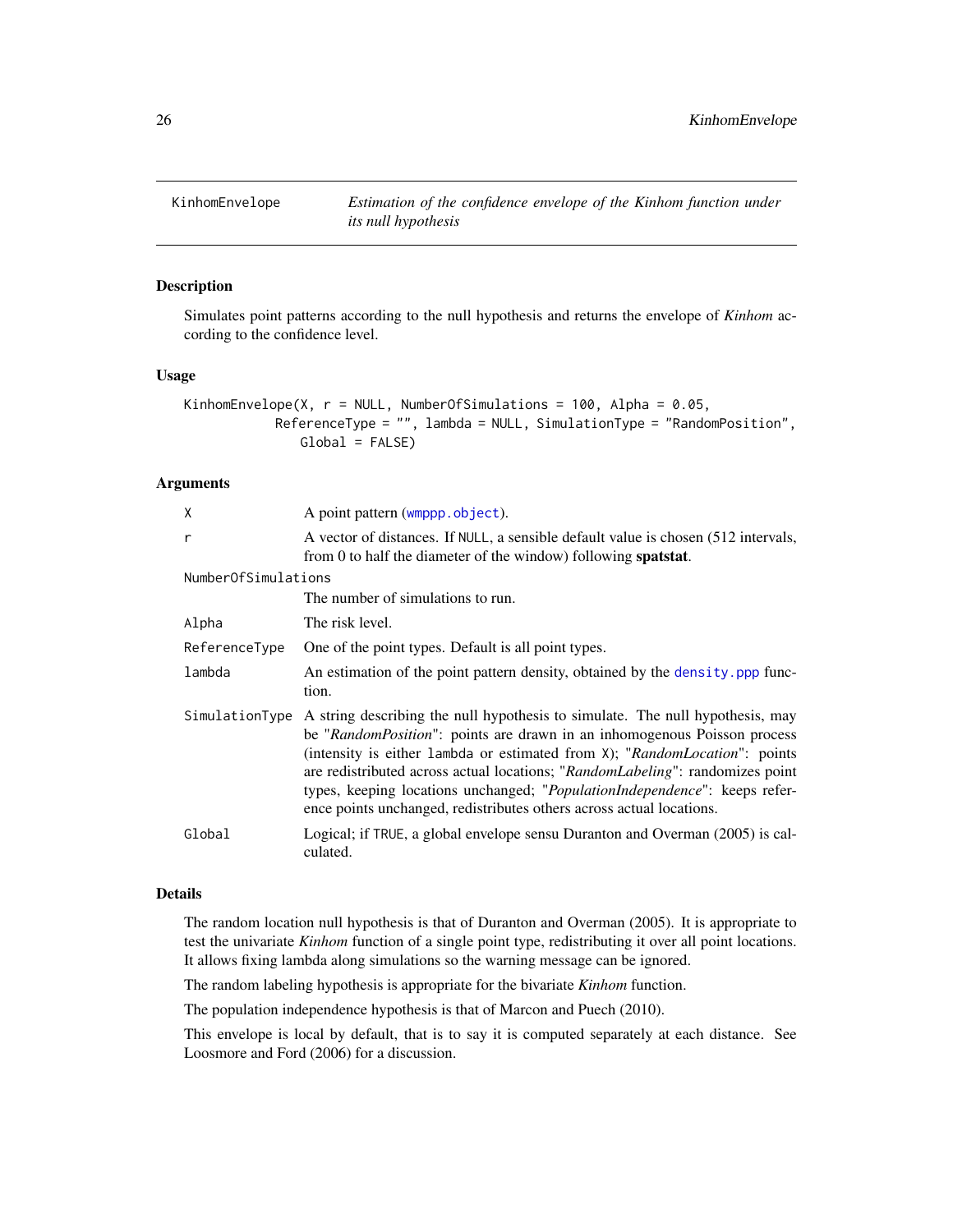# KinhomEnvelope — *Estimation of the confidence envelope of the Kinhom function under its null hypothesis*

## Description

Simulates point patterns according to the null hypothesis and returns the envelope of *Kinhom* according to the confidence level.

## Usage

```
KinhomEnvelope(X, r = NULL, NumberOfSimulations = 100, Alpha = 0.05,
              ReferenceType = "", lambda = NULL, SimulationType = "RandomPosition",
                Global = FALSE)
```

## Arguments

| | |
|---|---|
| `X` | A point pattern (`wmppp.object`). |
| `r` | A vector of distances. If `NULL`, a sensible default value is chosen (512 intervals, from 0 to half the diameter of the window) following **spatstat**. |
| `NumberOfSimulations` | The number of simulations to run. |
| `Alpha` | The risk level. |
| `ReferenceType` | One of the point types. Default is all point types. |
| `lambda` | An estimation of the point pattern density, obtained by the `density.ppp` function. |
| `SimulationType` | A string describing the null hypothesis to simulate. The null hypothesis, may be "*RandomPosition*": points are drawn in an inhomogenous Poisson process (intensity is either `lambda` or estimated from `X`); "*RandomLocation*": points are redistributed across actual locations; "*RandomLabeling*": randomizes point types, keeping locations unchanged; "*PopulationIndependence*": keeps reference points unchanged, redistributes others across actual locations. |
| `Global` | Logical; if `TRUE`, a global envelope sensu Duranton and Overman (2005) is calculated. |

## Details

The random location null hypothesis is that of Duranton and Overman (2005). It is appropriate to test the univariate *Kinhom* function of a single point type, redistributing it over all point locations. It allows fixing lambda along simulations so the warning message can be ignored.

The random labeling hypothesis is appropriate for the bivariate *Kinhom* function.

The population independence hypothesis is that of Marcon and Puech (2010).

This envelope is local by default, that is to say it is computed separately at each distance. See Loosmore and Ford (2006) for a discussion.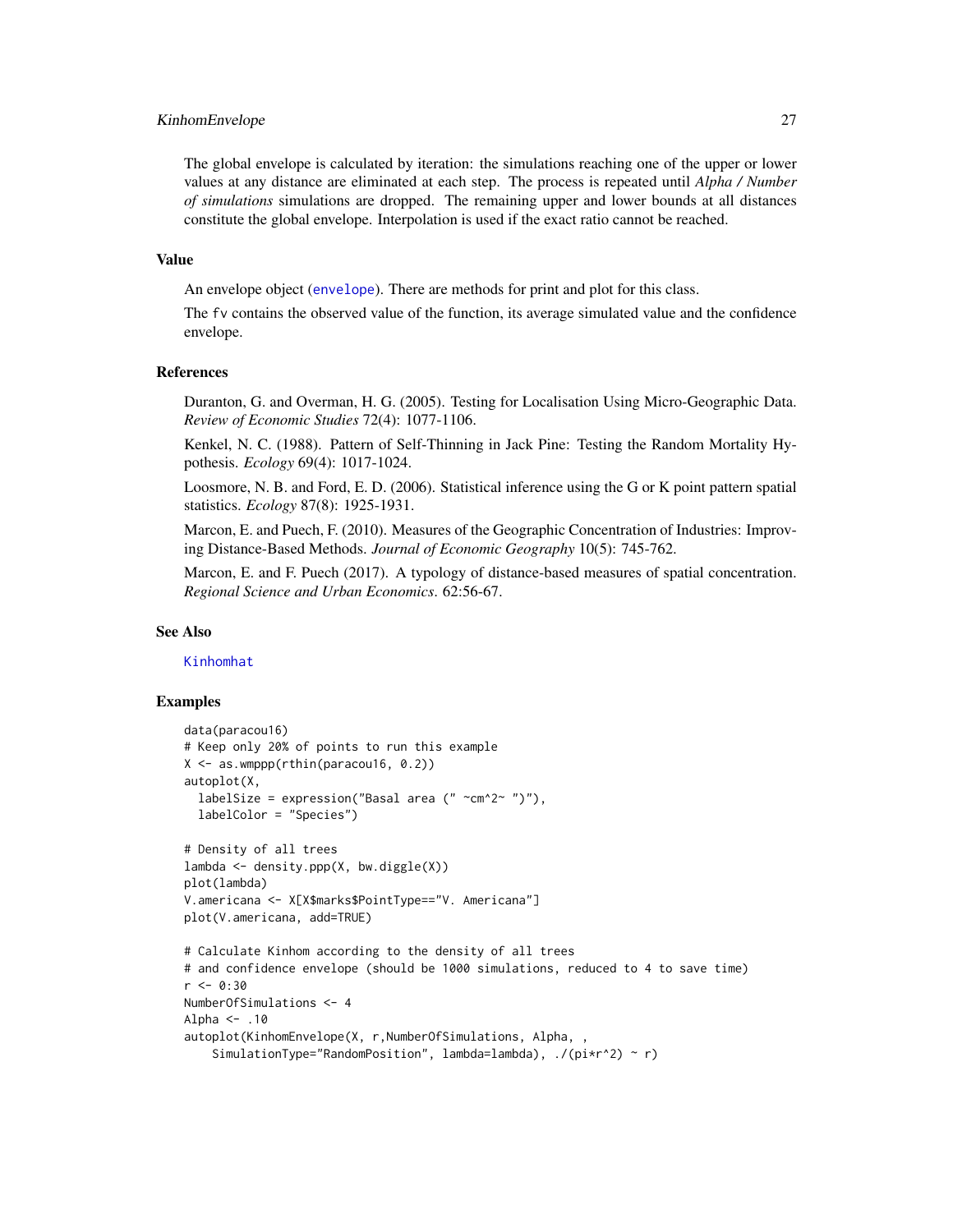The global envelope is calculated by iteration: the simulations reaching one of the upper or lower values at any distance are eliminated at each step. The process is repeated until *Alpha / Number of simulations* simulations are dropped. The remaining upper and lower bounds at all distances constitute the global envelope. Interpolation is used if the exact ratio cannot be reached.

## Value

An envelope object (envelope). There are methods for print and plot for this class.

The fv contains the observed value of the function, its average simulated value and the confidence envelope.

## References

Duranton, G. and Overman, H. G. (2005). Testing for Localisation Using Micro-Geographic Data. *Review of Economic Studies* 72(4): 1077-1106.

Kenkel, N. C. (1988). Pattern of Self-Thinning in Jack Pine: Testing the Random Mortality Hypothesis. *Ecology* 69(4): 1017-1024.

Loosmore, N. B. and Ford, E. D. (2006). Statistical inference using the G or K point pattern spatial statistics. *Ecology* 87(8): 1925-1931.

Marcon, E. and Puech, F. (2010). Measures of the Geographic Concentration of Industries: Improving Distance-Based Methods. *Journal of Economic Geography* 10(5): 745-762.

Marcon, E. and F. Puech (2017). A typology of distance-based measures of spatial concentration. *Regional Science and Urban Economics*. 62:56-67.

## See Also

Kinhomhat

## Examples

```
data(paracou16)
# Keep only 20% of points to run this example
X <- as.wmppp(rthin(paracou16, 0.2))
autoplot(X,
  labelSize = expression("Basal area (" ~cm^2~ ")"),
  labelColor = "Species")

# Density of all trees
lambda <- density.ppp(X, bw.diggle(X))
plot(lambda)
V.americana <- X[X$marks$PointType=="V. Americana"]
plot(V.americana, add=TRUE)

# Calculate Kinhom according to the density of all trees
# and confidence envelope (should be 1000 simulations, reduced to 4 to save time)
r <- 0:30
NumberOfSimulations <- 4
Alpha <- .10
autoplot(KinhomEnvelope(X, r,NumberOfSimulations, Alpha, ,
    SimulationType="RandomPosition", lambda=lambda), ./(pi*r^2) ~ r)
```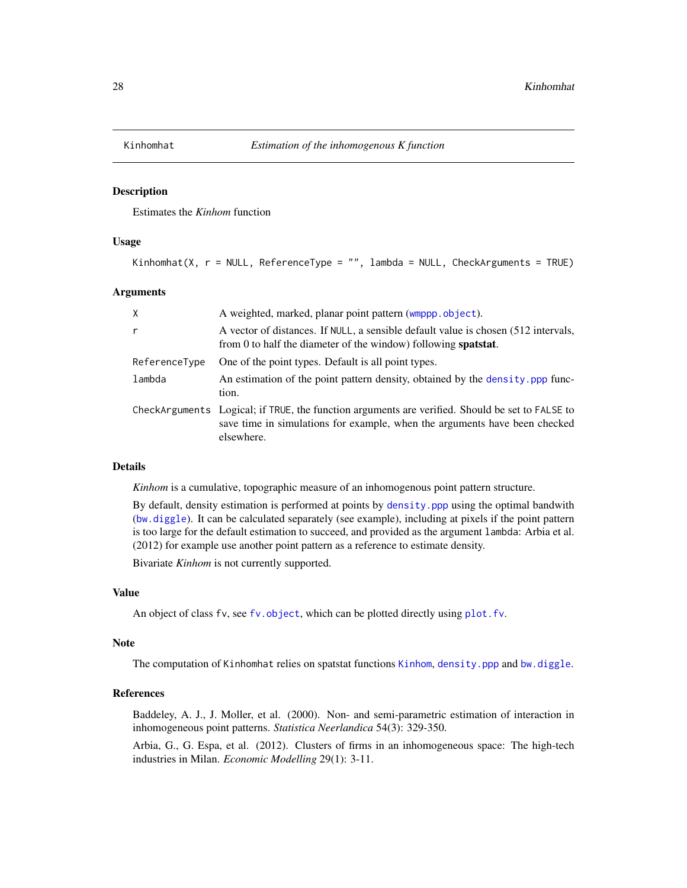## Kinhomhat — *Estimation of the inhomogenous K function*

### Description

Estimates the *Kinhom* function

### Usage

```
Kinhomhat(X, r = NULL, ReferenceType = "", lambda = NULL, CheckArguments = TRUE)
```

### Arguments

| | |
|---|---|
| `X` | A weighted, marked, planar point pattern (`wmppp.object`). |
| `r` | A vector of distances. If `NULL`, a sensible default value is chosen (512 intervals, from 0 to half the diameter of the window) following **spatstat**. |
| `ReferenceType` | One of the point types. Default is all point types. |
| `lambda` | An estimation of the point pattern density, obtained by the `density.ppp` function. |
| `CheckArguments` | Logical; if `TRUE`, the function arguments are verified. Should be set to `FALSE` to save time in simulations for example, when the arguments have been checked elsewhere. |

### Details

*Kinhom* is a cumulative, topographic measure of an inhomogenous point pattern structure.

By default, density estimation is performed at points by `density.ppp` using the optimal bandwith (`bw.diggle`). It can be calculated separately (see example), including at pixels if the point pattern is too large for the default estimation to succeed, and provided as the argument `lambda`: Arbia et al. (2012) for example use another point pattern as a reference to estimate density.

Bivariate *Kinhom* is not currently supported.

### Value

An object of class `fv`, see `fv.object`, which can be plotted directly using `plot.fv`.

### Note

The computation of `Kinhomhat` relies on spatstat functions `Kinhom`, `density.ppp` and `bw.diggle`.

### References

Baddeley, A. J., J. Moller, et al. (2000). Non- and semi-parametric estimation of interaction in inhomogeneous point patterns. *Statistica Neerlandica* 54(3): 329-350.

Arbia, G., G. Espa, et al. (2012). Clusters of firms in an inhomogeneous space: The high-tech industries in Milan. *Economic Modelling* 29(1): 3-11.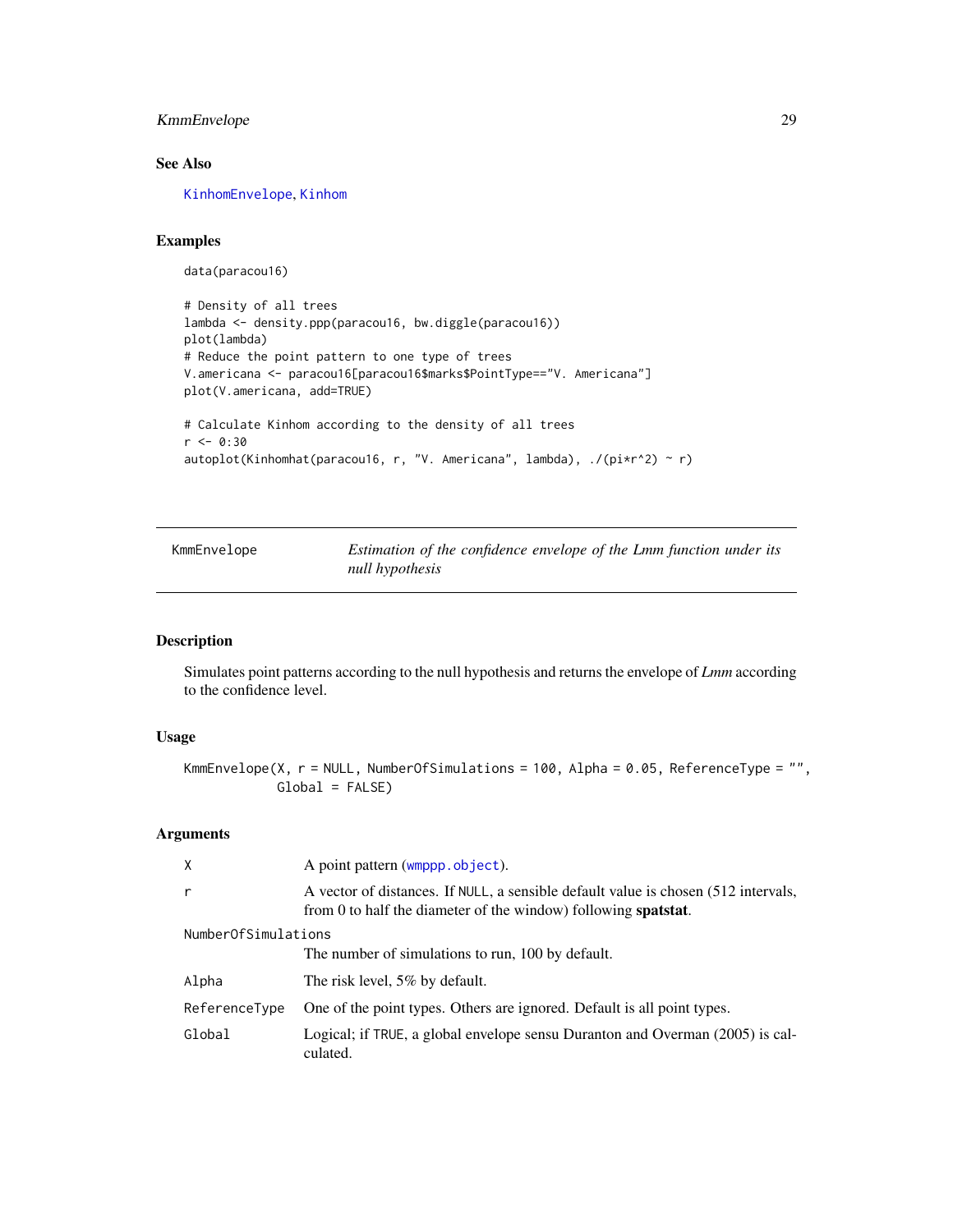## See Also

KinhomEnvelope, Kinhom

## Examples

```
data(paracou16)

# Density of all trees
lambda <- density.ppp(paracou16, bw.diggle(paracou16))
plot(lambda)
# Reduce the point pattern to one type of trees
V.americana <- paracou16[paracou16$marks$PointType=="V. Americana"]
plot(V.americana, add=TRUE)

# Calculate Kinhom according to the density of all trees
r <- 0:30
autoplot(Kinhomhat(paracou16, r, "V. Americana", lambda), ./(pi*r^2) ~ r)
```

---

# KmmEnvelope — *Estimation of the confidence envelope of the Lmm function under its null hypothesis*

---

## Description

Simulates point patterns according to the null hypothesis and returns the envelope of *Lmm* according to the confidence level.

## Usage

```
KmmEnvelope(X, r = NULL, NumberOfSimulations = 100, Alpha = 0.05, ReferenceType = "",
            Global = FALSE)
```

## Arguments

| Argument | Description |
|---|---|
| `X` | A point pattern (wmppp.object). |
| `r` | A vector of distances. If `NULL`, a sensible default value is chosen (512 intervals, from 0 to half the diameter of the window) following **spatstat**. |
| `NumberOfSimulations` | The number of simulations to run, 100 by default. |
| `Alpha` | The risk level, 5% by default. |
| `ReferenceType` | One of the point types. Others are ignored. Default is all point types. |
| `Global` | Logical; if `TRUE`, a global envelope sensu Duranton and Overman (2005) is calculated. |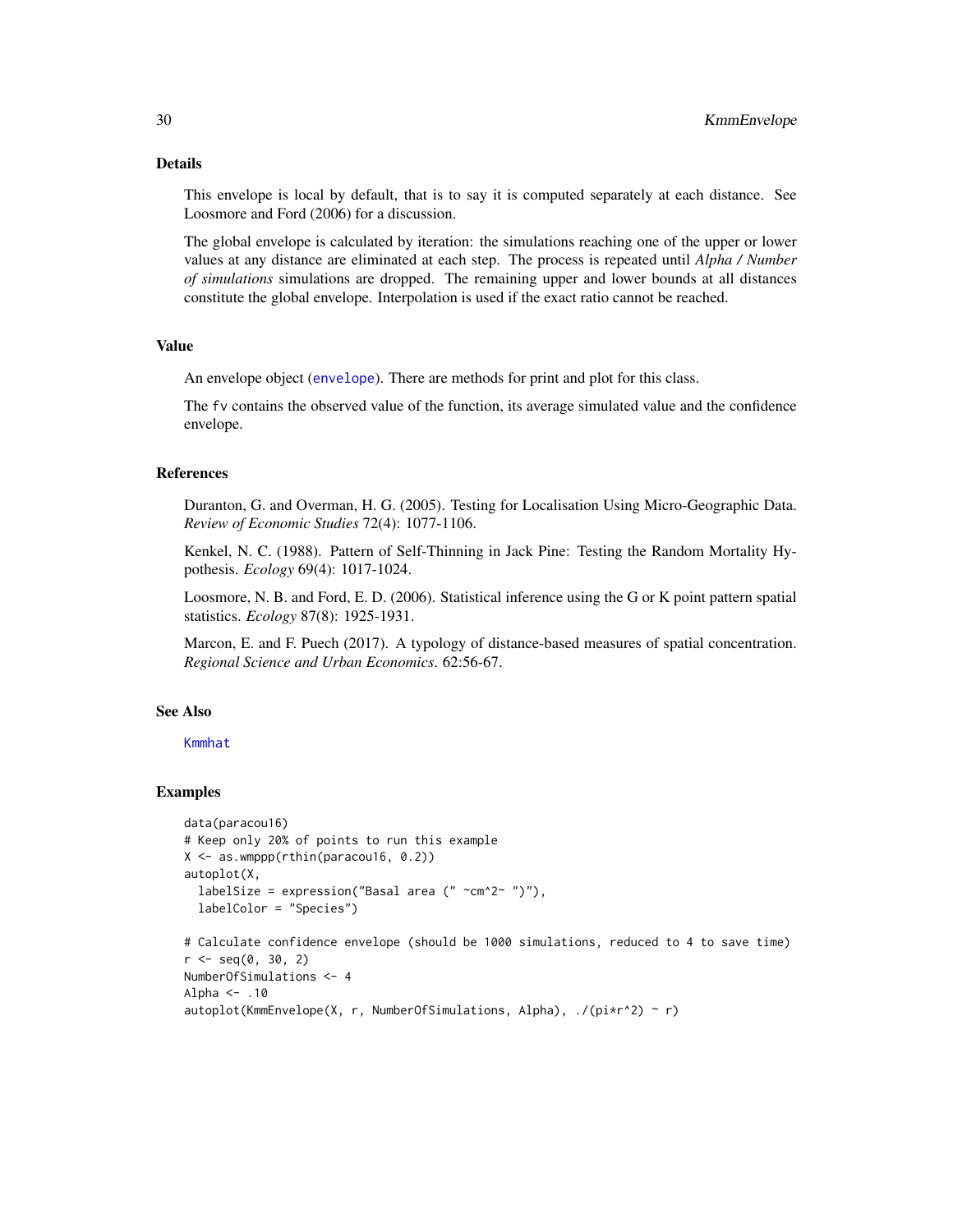## Details

This envelope is local by default, that is to say it is computed separately at each distance. See Loosmore and Ford (2006) for a discussion.

The global envelope is calculated by iteration: the simulations reaching one of the upper or lower values at any distance are eliminated at each step. The process is repeated until *Alpha / Number of simulations* simulations are dropped. The remaining upper and lower bounds at all distances constitute the global envelope. Interpolation is used if the exact ratio cannot be reached.

## Value

An envelope object (envelope). There are methods for print and plot for this class.

The fv contains the observed value of the function, its average simulated value and the confidence envelope.

## References

Duranton, G. and Overman, H. G. (2005). Testing for Localisation Using Micro-Geographic Data. *Review of Economic Studies* 72(4): 1077-1106.

Kenkel, N. C. (1988). Pattern of Self-Thinning in Jack Pine: Testing the Random Mortality Hypothesis. *Ecology* 69(4): 1017-1024.

Loosmore, N. B. and Ford, E. D. (2006). Statistical inference using the G or K point pattern spatial statistics. *Ecology* 87(8): 1925-1931.

Marcon, E. and F. Puech (2017). A typology of distance-based measures of spatial concentration. *Regional Science and Urban Economics*. 62:56-67.

## See Also

Kmmhat

## Examples

```
data(paracou16)
# Keep only 20% of points to run this example
X <- as.wmppp(rthin(paracou16, 0.2))
autoplot(X,
  labelSize = expression("Basal area (" ~cm^2~ ")"),
  labelColor = "Species")

# Calculate confidence envelope (should be 1000 simulations, reduced to 4 to save time)
r <- seq(0, 30, 2)
NumberOfSimulations <- 4
Alpha <- .10
autoplot(KmmEnvelope(X, r, NumberOfSimulations, Alpha), ./(pi*r^2) ~ r)
```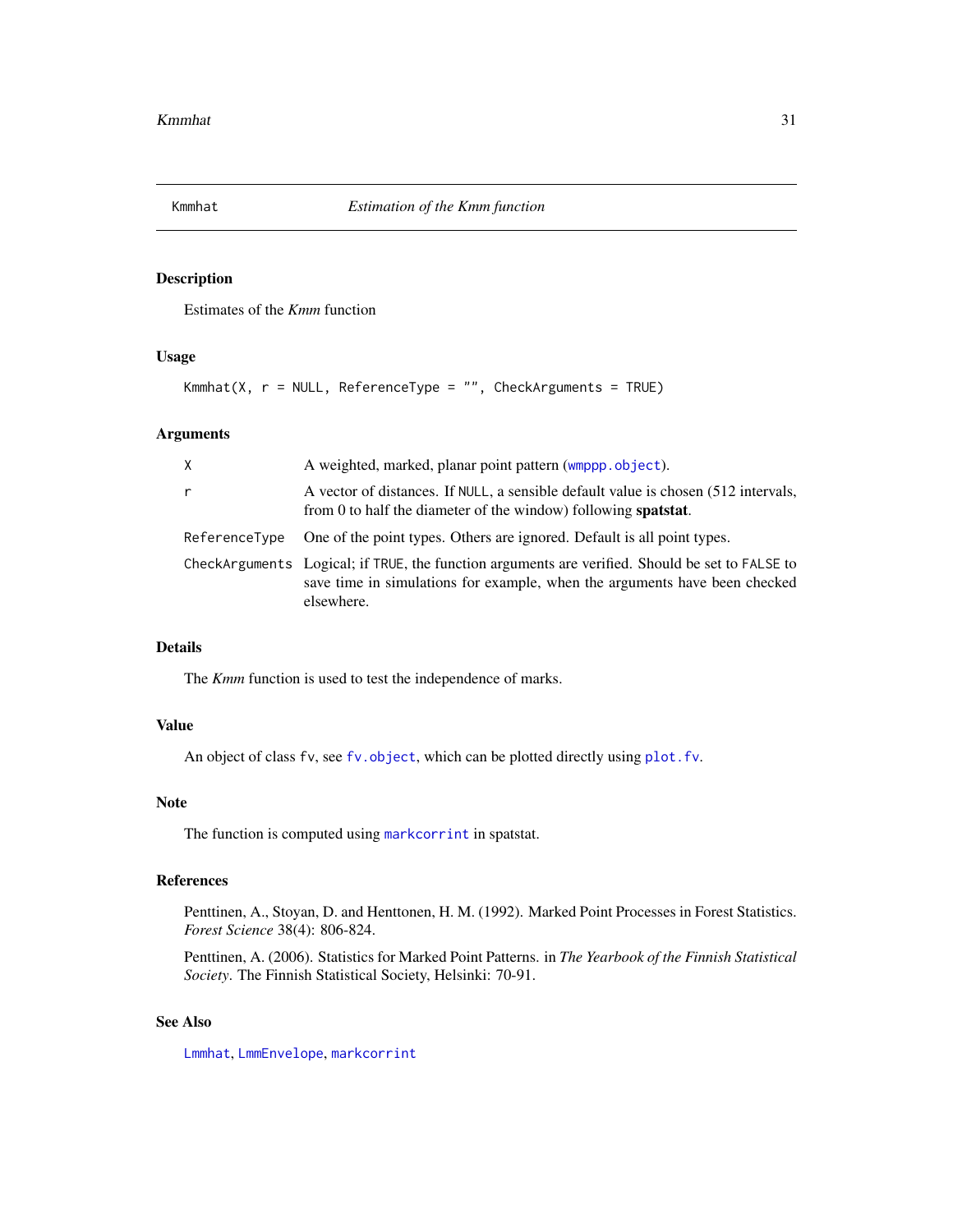## Kmmhat — *Estimation of the Kmm function*

### Description

Estimates of the *Kmm* function

### Usage

```
Kmmhat(X, r = NULL, ReferenceType = "", CheckArguments = TRUE)
```

### Arguments

| | |
|---|---|
| X | A weighted, marked, planar point pattern (wmppp.object). |
| r | A vector of distances. If NULL, a sensible default value is chosen (512 intervals, from 0 to half the diameter of the window) following **spatstat**. |
| ReferenceType | One of the point types. Others are ignored. Default is all point types. |
| CheckArguments | Logical; if TRUE, the function arguments are verified. Should be set to FALSE to save time in simulations for example, when the arguments have been checked elsewhere. |

### Details

The *Kmm* function is used to test the independence of marks.

### Value

An object of class fv, see fv.object, which can be plotted directly using plot.fv.

### Note

The function is computed using markcorrint in spatstat.

### References

Penttinen, A., Stoyan, D. and Henttonen, H. M. (1992). Marked Point Processes in Forest Statistics. *Forest Science* 38(4): 806-824.

Penttinen, A. (2006). Statistics for Marked Point Patterns. in *The Yearbook of the Finnish Statistical Society*. The Finnish Statistical Society, Helsinki: 70-91.

### See Also

Lmmhat, LmmEnvelope, markcorrint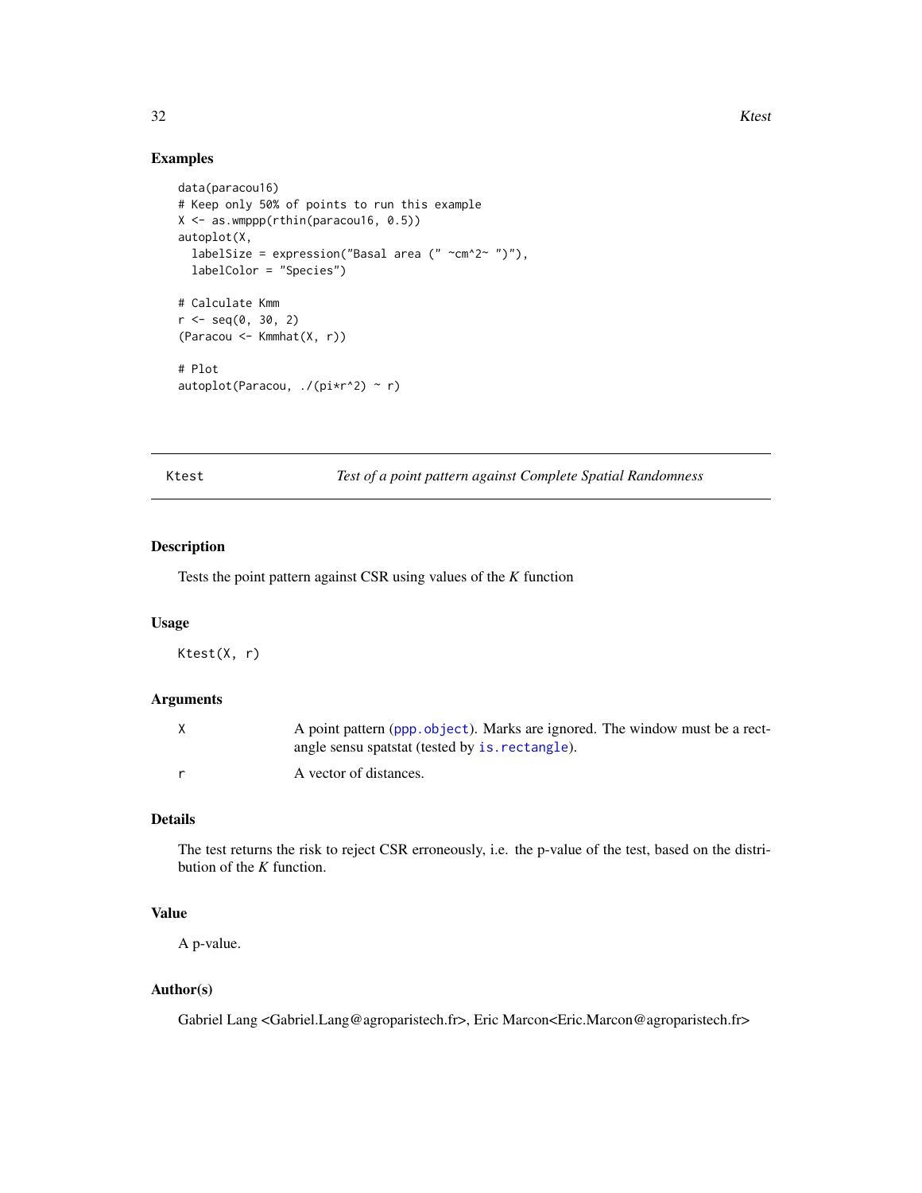## Examples

```
data(paracou16)
# Keep only 50% of points to run this example
X <- as.wmppp(rthin(paracou16, 0.5))
autoplot(X,
  labelSize = expression("Basal area (" ~cm^2~ ")"),
  labelColor = "Species")

# Calculate Kmm
r <- seq(0, 30, 2)
(Paracou <- Kmmhat(X, r))

# Plot
autoplot(Paracou, ./(pi*r^2) ~ r)
```

---

# Ktest — *Test of a point pattern against Complete Spatial Randomness*

## Description

Tests the point pattern against CSR using values of the $K$ function

## Usage

```
Ktest(X, r)
```

## Arguments

| | |
|---|---|
| X | A point pattern (`ppp.object`). Marks are ignored. The window must be a rectangle sensu spatstat (tested by `is.rectangle`). |
| r | A vector of distances. |

## Details

The test returns the risk to reject CSR erroneously, i.e. the p-value of the test, based on the distribution of the $K$ function.

## Value

A p-value.

## Author(s)

Gabriel Lang <Gabriel.Lang@agroparistech.fr>, Eric Marcon<Eric.Marcon@agroparistech.fr>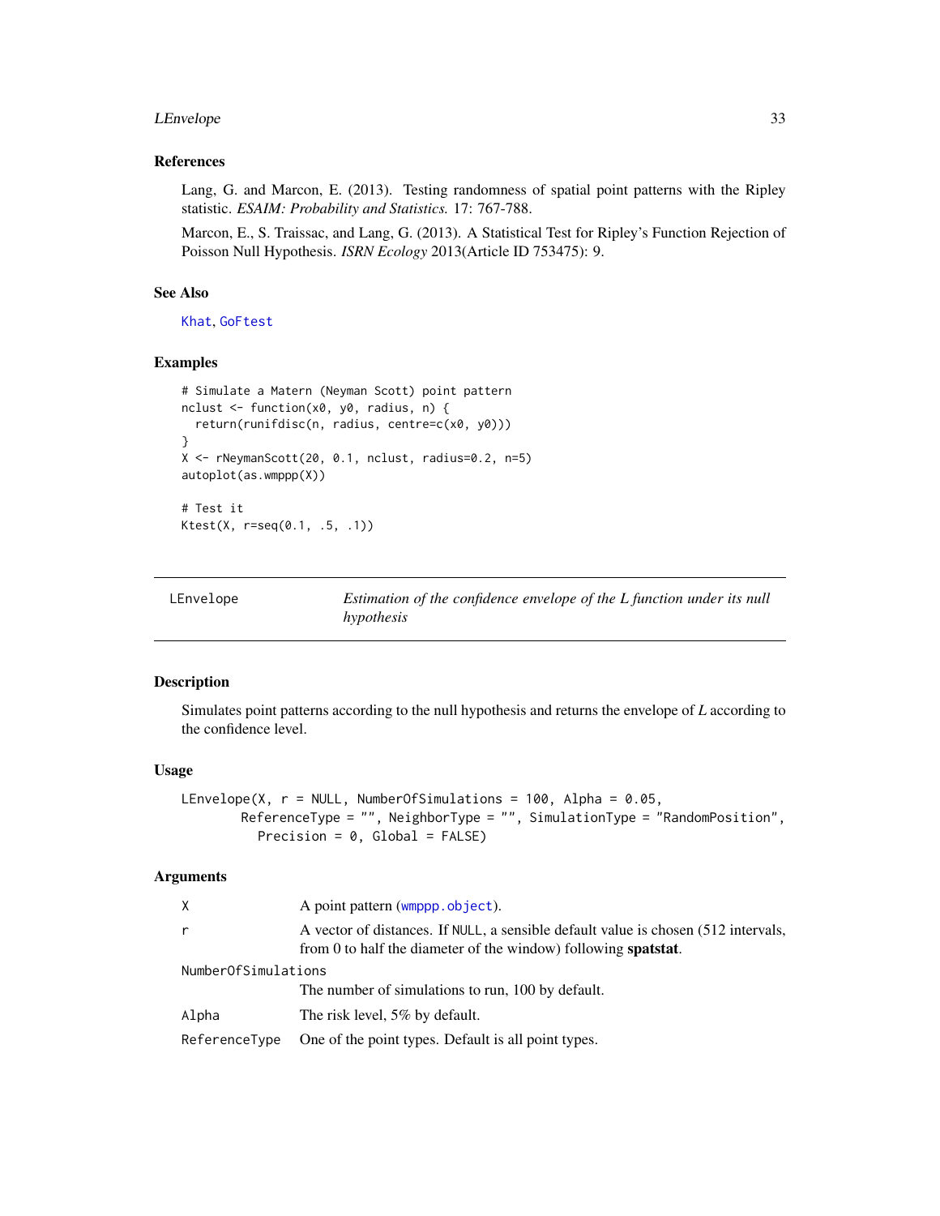### References

Lang, G. and Marcon, E. (2013). Testing randomness of spatial point patterns with the Ripley statistic. *ESAIM: Probability and Statistics.* 17: 767-788.

Marcon, E., S. Traissac, and Lang, G. (2013). A Statistical Test for Ripley's Function Rejection of Poisson Null Hypothesis. *ISRN Ecology* 2013(Article ID 753475): 9.

### See Also

Khat, GoFtest

### Examples

```
# Simulate a Matern (Neyman Scott) point pattern
nclust <- function(x0, y0, radius, n) {
  return(runifdisc(n, radius, centre=c(x0, y0)))
}
X <- rNeymanScott(20, 0.1, nclust, radius=0.2, n=5)
autoplot(as.wmppp(X))

# Test it
Ktest(X, r=seq(0.1, .5, .1))
```

---

## LEnvelope — *Estimation of the confidence envelope of the L function under its null hypothesis*

### Description

Simulates point patterns according to the null hypothesis and returns the envelope of *L* according to the confidence level.

### Usage

```
LEnvelope(X, r = NULL, NumberOfSimulations = 100, Alpha = 0.05,
        ReferenceType = "", NeighborType = "", SimulationType = "RandomPosition",
          Precision = 0, Global = FALSE)
```

### Arguments

| | |
|---|---|
| `X` | A point pattern (`wmppp.object`). |
| `r` | A vector of distances. If `NULL`, a sensible default value is chosen (512 intervals, from 0 to half the diameter of the window) following **spatstat**. |
| `NumberOfSimulations` | The number of simulations to run, 100 by default. |
| `Alpha` | The risk level, 5% by default. |
| `ReferenceType` | One of the point types. Default is all point types. |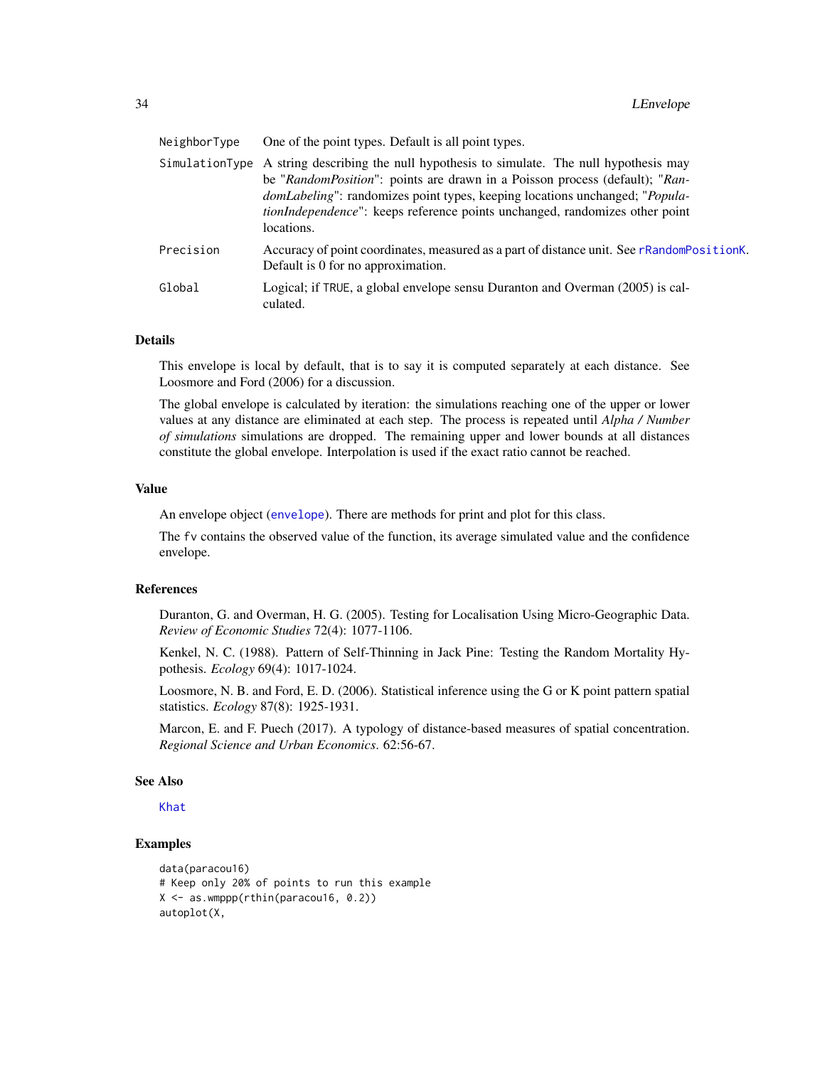| | |
|---|---|
| NeighborType | One of the point types. Default is all point types. |
| SimulationType | A string describing the null hypothesis to simulate. The null hypothesis may be "*RandomPosition*": points are drawn in a Poisson process (default); "*RandomLabeling*": randomizes point types, keeping locations unchanged; "*PopulationIndependence*": keeps reference points unchanged, randomizes other point locations. |
| Precision | Accuracy of point coordinates, measured as a part of distance unit. See rRandomPositionK. Default is 0 for no approximation. |
| Global | Logical; if TRUE, a global envelope sensu Duranton and Overman (2005) is calculated. |

## Details

This envelope is local by default, that is to say it is computed separately at each distance. See Loosmore and Ford (2006) for a discussion.

The global envelope is calculated by iteration: the simulations reaching one of the upper or lower values at any distance are eliminated at each step. The process is repeated until *Alpha / Number of simulations* simulations are dropped. The remaining upper and lower bounds at all distances constitute the global envelope. Interpolation is used if the exact ratio cannot be reached.

## Value

An envelope object (envelope). There are methods for print and plot for this class.

The fv contains the observed value of the function, its average simulated value and the confidence envelope.

## References

Duranton, G. and Overman, H. G. (2005). Testing for Localisation Using Micro-Geographic Data. *Review of Economic Studies* 72(4): 1077-1106.

Kenkel, N. C. (1988). Pattern of Self-Thinning in Jack Pine: Testing the Random Mortality Hypothesis. *Ecology* 69(4): 1017-1024.

Loosmore, N. B. and Ford, E. D. (2006). Statistical inference using the G or K point pattern spatial statistics. *Ecology* 87(8): 1925-1931.

Marcon, E. and F. Puech (2017). A typology of distance-based measures of spatial concentration. *Regional Science and Urban Economics*. 62:56-67.

## See Also

Khat

## Examples

```
data(paracou16)
# Keep only 20% of points to run this example
X <- as.wmppp(rthin(paracou16, 0.2))
autoplot(X,
```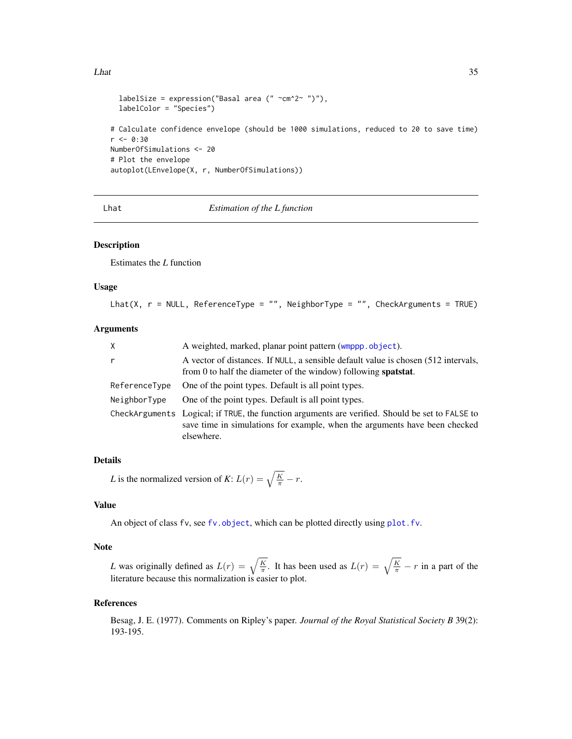```
  labelSize = expression("Basal area (" ~cm^2~ ")"),
  labelColor = "Species")

# Calculate confidence envelope (should be 1000 simulations, reduced to 20 to save time)
r <- 0:30
NumberOfSimulations <- 20
# Plot the envelope
autoplot(LEnvelope(X, r, NumberOfSimulations))
```

---

Lhat *Estimation of the L function*

---

## Description

Estimates the *L* function

## Usage

```
Lhat(X, r = NULL, ReferenceType = "", NeighborType = "", CheckArguments = TRUE)
```

## Arguments

| | |
|---|---|
| X | A weighted, marked, planar point pattern (wmppp.object). |
| r | A vector of distances. If NULL, a sensible default value is chosen (512 intervals, from 0 to half the diameter of the window) following **spatstat**. |
| ReferenceType | One of the point types. Default is all point types. |
| NeighborType | One of the point types. Default is all point types. |
| CheckArguments | Logical; if TRUE, the function arguments are verified. Should be set to FALSE to save time in simulations for example, when the arguments have been checked elsewhere. |

## Details

*L* is the normalized version of *K*: $L(r) = \sqrt{\frac{K}{\pi}} - r$.

## Value

An object of class fv, see fv.object, which can be plotted directly using plot.fv.

## Note

*L* was originally defined as $L(r) = \sqrt{\frac{K}{\pi}}$. It has been used as $L(r) = \sqrt{\frac{K}{\pi}} - r$ in a part of the literature because this normalization is easier to plot.

## References

Besag, J. E. (1977). Comments on Ripley's paper. *Journal of the Royal Statistical Society B* 39(2): 193-195.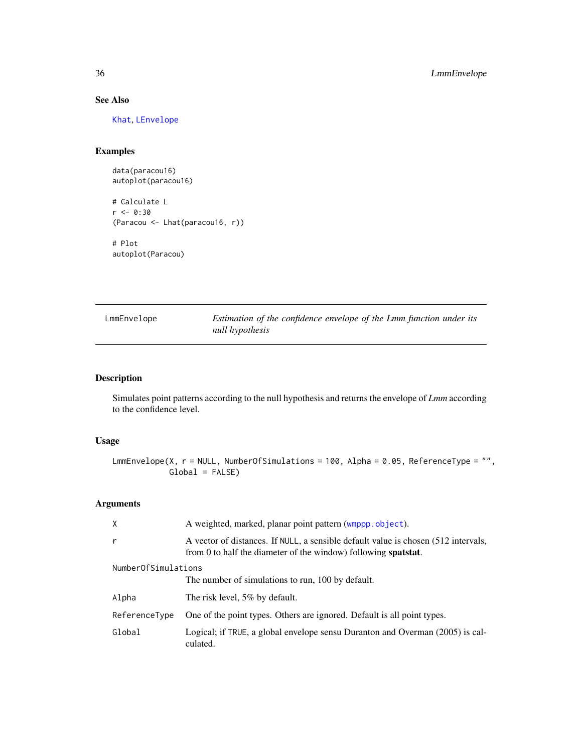## See Also

Khat, LEnvelope

## Examples

```
data(paracou16)
autoplot(paracou16)

# Calculate L
r <- 0:30
(Paracou <- Lhat(paracou16, r))

# Plot
autoplot(Paracou)
```

---

# LmmEnvelope — *Estimation of the confidence envelope of the Lmm function under its null hypothesis*

---

## Description

Simulates point patterns according to the null hypothesis and returns the envelope of *Lmm* according to the confidence level.

## Usage

```
LmmEnvelope(X, r = NULL, NumberOfSimulations = 100, Alpha = 0.05, ReferenceType = "",
            Global = FALSE)
```

## Arguments

| | |
|---|---|
| `X` | A weighted, marked, planar point pattern (`wmppp.object`). |
| `r` | A vector of distances. If `NULL`, a sensible default value is chosen (512 intervals, from 0 to half the diameter of the window) following **spatstat**. |
| `NumberOfSimulations` | The number of simulations to run, 100 by default. |
| `Alpha` | The risk level, 5% by default. |
| `ReferenceType` | One of the point types. Others are ignored. Default is all point types. |
| `Global` | Logical; if `TRUE`, a global envelope sensu Duranton and Overman (2005) is calculated. |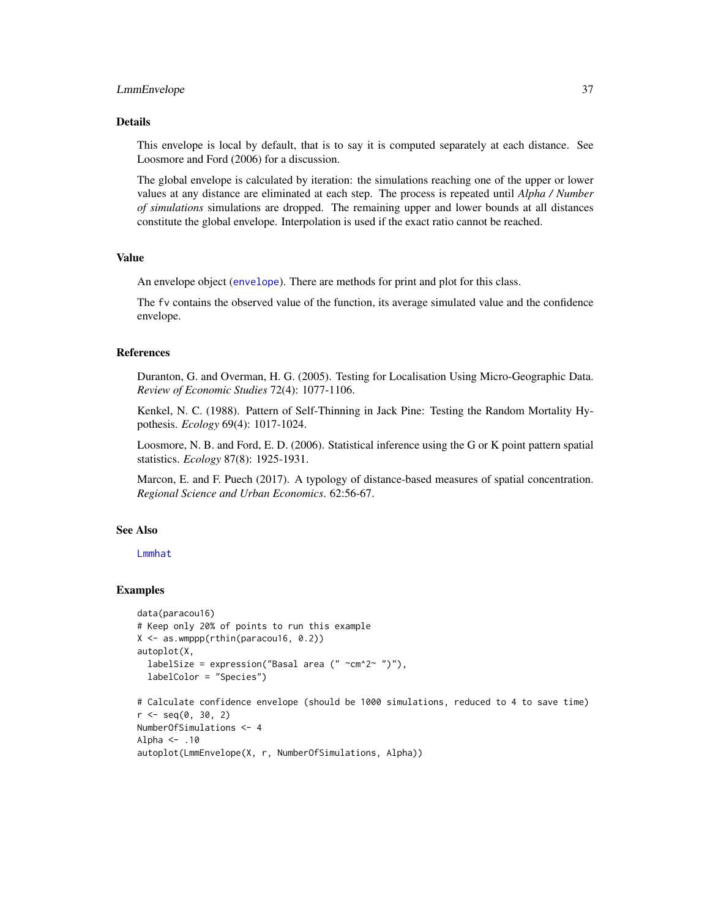## Details

This envelope is local by default, that is to say it is computed separately at each distance. See Loosmore and Ford (2006) for a discussion.

The global envelope is calculated by iteration: the simulations reaching one of the upper or lower values at any distance are eliminated at each step. The process is repeated until *Alpha / Number of simulations* simulations are dropped. The remaining upper and lower bounds at all distances constitute the global envelope. Interpolation is used if the exact ratio cannot be reached.

## Value

An envelope object (envelope). There are methods for print and plot for this class.

The fv contains the observed value of the function, its average simulated value and the confidence envelope.

## References

Duranton, G. and Overman, H. G. (2005). Testing for Localisation Using Micro-Geographic Data. *Review of Economic Studies* 72(4): 1077-1106.

Kenkel, N. C. (1988). Pattern of Self-Thinning in Jack Pine: Testing the Random Mortality Hypothesis. *Ecology* 69(4): 1017-1024.

Loosmore, N. B. and Ford, E. D. (2006). Statistical inference using the G or K point pattern spatial statistics. *Ecology* 87(8): 1925-1931.

Marcon, E. and F. Puech (2017). A typology of distance-based measures of spatial concentration. *Regional Science and Urban Economics*. 62:56-67.

## See Also

Lmmhat

## Examples

```
data(paracou16)
# Keep only 20% of points to run this example
X <- as.wmppp(rthin(paracou16, 0.2))
autoplot(X,
  labelSize = expression("Basal area (" ~cm^2~ ")"),
  labelColor = "Species")

# Calculate confidence envelope (should be 1000 simulations, reduced to 4 to save time)
r <- seq(0, 30, 2)
NumberOfSimulations <- 4
Alpha <- .10
autoplot(LmmEnvelope(X, r, NumberOfSimulations, Alpha))
```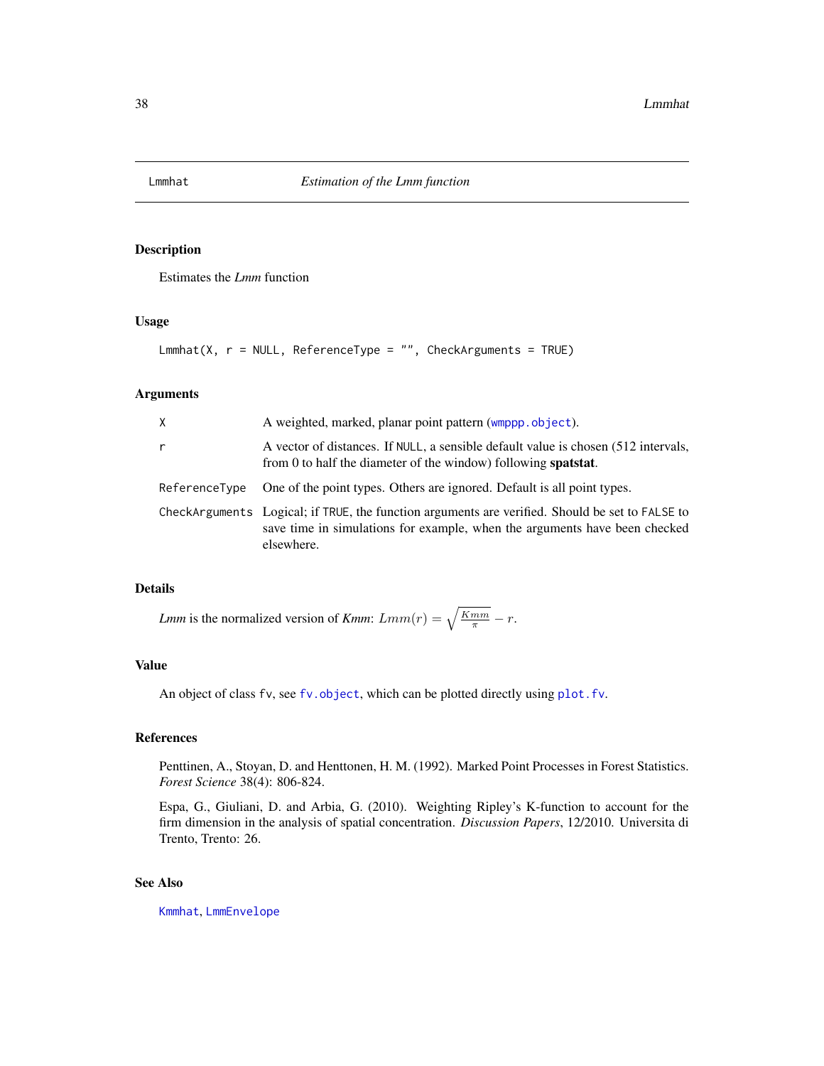# Lmmhat — *Estimation of the Lmm function*

## Description

Estimates the *Lmm* function

## Usage

```
Lmmhat(X, r = NULL, ReferenceType = "", CheckArguments = TRUE)
```

## Arguments

| Argument | Description |
|---|---|
| `X` | A weighted, marked, planar point pattern (`wmppp.object`). |
| `r` | A vector of distances. If `NULL`, a sensible default value is chosen (512 intervals, from 0 to half the diameter of the window) following **spatstat**. |
| `ReferenceType` | One of the point types. Others are ignored. Default is all point types. |
| `CheckArguments` | Logical; if `TRUE`, the function arguments are verified. Should be set to `FALSE` to save time in simulations for example, when the arguments have been checked elsewhere. |

## Details

*Lmm* is the normalized version of *Kmm*: $Lmm(r) = \sqrt{\frac{Kmm}{\pi}} - r$.

## Value

An object of class `fv`, see `fv.object`, which can be plotted directly using `plot.fv`.

## References

Penttinen, A., Stoyan, D. and Henttonen, H. M. (1992). Marked Point Processes in Forest Statistics. *Forest Science* 38(4): 806-824.

Espa, G., Giuliani, D. and Arbia, G. (2010). Weighting Ripley's K-function to account for the firm dimension in the analysis of spatial concentration. *Discussion Papers*, 12/2010. Universita di Trento, Trento: 26.

## See Also

`Kmmhat`, `LmmEnvelope`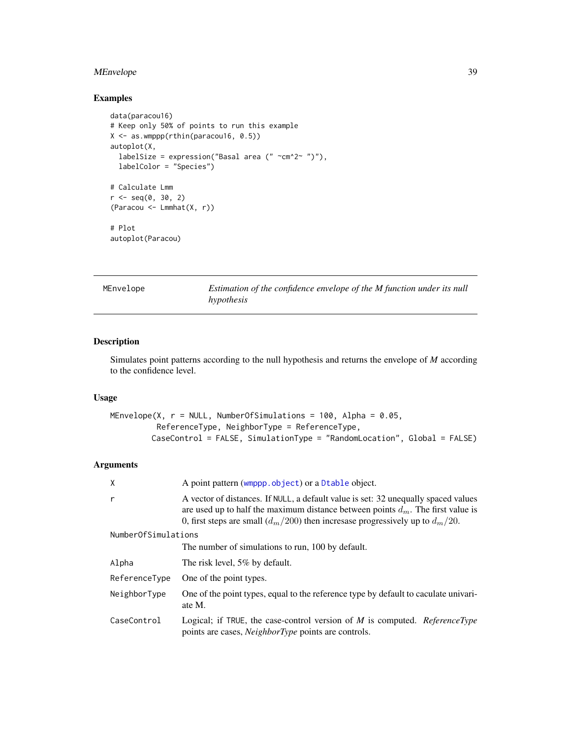## Examples

```
data(paracou16)
# Keep only 50% of points to run this example
X <- as.wmppp(rthin(paracou16, 0.5))
autoplot(X,
  labelSize = expression("Basal area (" ~cm^2~ ")"),
  labelColor = "Species")

# Calculate Lmm
r <- seq(0, 30, 2)
(Paracou <- Lmmhat(X, r))

# Plot
autoplot(Paracou)
```

---

# MEnvelope — *Estimation of the confidence envelope of the M function under its null hypothesis*

---

## Description

Simulates point patterns according to the null hypothesis and returns the envelope of *M* according to the confidence level.

## Usage

```
MEnvelope(X, r = NULL, NumberOfSimulations = 100, Alpha = 0.05,
          ReferenceType, NeighborType = ReferenceType,
         CaseControl = FALSE, SimulationType = "RandomLocation", Global = FALSE)
```

## Arguments

| | |
|---|---|
| `X` | A point pattern (`wmppp.object`) or a `Dtable` object. |
| `r` | A vector of distances. If `NULL`, a default value is set: 32 unequally spaced values are used up to half the maximum distance between points $d_m$. The first value is 0, first steps are small ($d_m/200$) then incresase progressively up to $d_m/20$. |
| `NumberOfSimulations` | The number of simulations to run, 100 by default. |
| `Alpha` | The risk level, 5% by default. |
| `ReferenceType` | One of the point types. |
| `NeighborType` | One of the point types, equal to the reference type by default to caculate univariate M. |
| `CaseControl` | Logical; if `TRUE`, the case-control version of *M* is computed. *ReferenceType* points are cases, *NeighborType* points are controls. |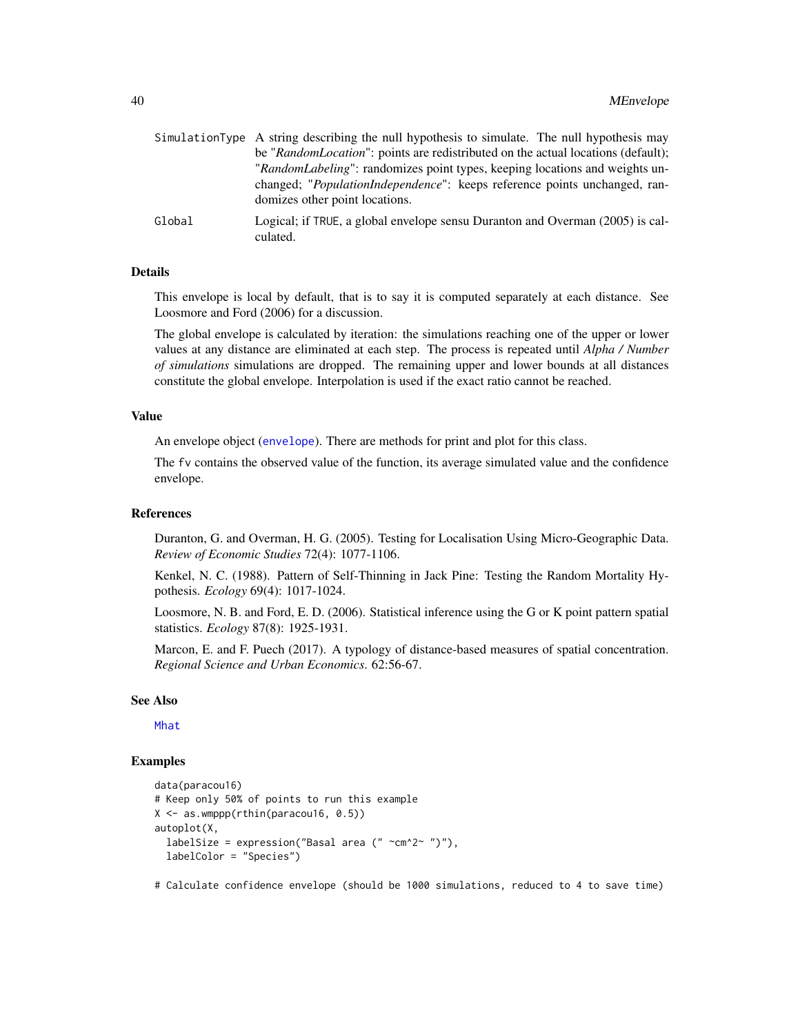| | |
|---|---|
| SimulationType | A string describing the null hypothesis to simulate. The null hypothesis may be "*RandomLocation*": points are redistributed on the actual locations (default); "*RandomLabeling*": randomizes point types, keeping locations and weights unchanged; "*PopulationIndependence*": keeps reference points unchanged, randomizes other point locations. |
| Global | Logical; if TRUE, a global envelope sensu Duranton and Overman (2005) is calculated. |

### Details

This envelope is local by default, that is to say it is computed separately at each distance. See Loosmore and Ford (2006) for a discussion.

The global envelope is calculated by iteration: the simulations reaching one of the upper or lower values at any distance are eliminated at each step. The process is repeated until *Alpha / Number of simulations* simulations are dropped. The remaining upper and lower bounds at all distances constitute the global envelope. Interpolation is used if the exact ratio cannot be reached.

### Value

An envelope object (envelope). There are methods for print and plot for this class.

The fv contains the observed value of the function, its average simulated value and the confidence envelope.

### References

Duranton, G. and Overman, H. G. (2005). Testing for Localisation Using Micro-Geographic Data. *Review of Economic Studies* 72(4): 1077-1106.

Kenkel, N. C. (1988). Pattern of Self-Thinning in Jack Pine: Testing the Random Mortality Hypothesis. *Ecology* 69(4): 1017-1024.

Loosmore, N. B. and Ford, E. D. (2006). Statistical inference using the G or K point pattern spatial statistics. *Ecology* 87(8): 1925-1931.

Marcon, E. and F. Puech (2017). A typology of distance-based measures of spatial concentration. *Regional Science and Urban Economics*. 62:56-67.

### See Also

Mhat

### Examples

```
data(paracou16)
# Keep only 50% of points to run this example
X <- as.wmppp(rthin(paracou16, 0.5))
autoplot(X,
  labelSize = expression("Basal area (" ~cm^2~ ")"),
  labelColor = "Species")

# Calculate confidence envelope (should be 1000 simulations, reduced to 4 to save time)
```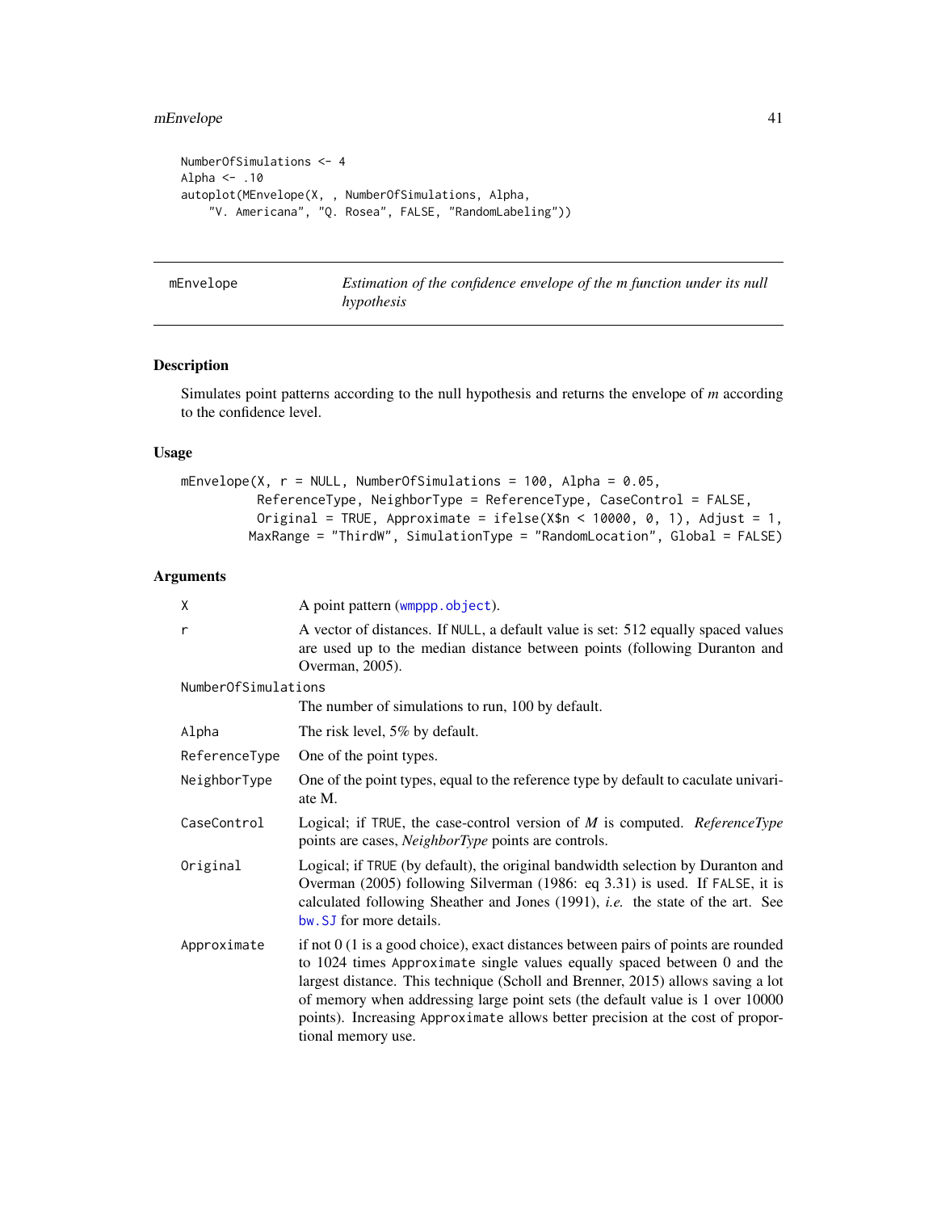```
NumberOfSimulations <- 4
Alpha <- .10
autoplot(MEnvelope(X, , NumberOfSimulations, Alpha,
    "V. Americana", "Q. Rosea", FALSE, "RandomLabeling"))
```

## mEnvelope — *Estimation of the confidence envelope of the m function under its null hypothesis*

### Description

Simulates point patterns according to the null hypothesis and returns the envelope of *m* according to the confidence level.

### Usage

```
mEnvelope(X, r = NULL, NumberOfSimulations = 100, Alpha = 0.05,
         ReferenceType, NeighborType = ReferenceType, CaseControl = FALSE,
         Original = TRUE, Approximate = ifelse(X$n < 10000, 0, 1), Adjust = 1,
        MaxRange = "ThirdW", SimulationType = "RandomLocation", Global = FALSE)
```

### Arguments

| Argument | Description |
|---|---|
| `X` | A point pattern (`wmppp.object`). |
| `r` | A vector of distances. If `NULL`, a default value is set: 512 equally spaced values are used up to the median distance between points (following Duranton and Overman, 2005). |
| `NumberOfSimulations` | The number of simulations to run, 100 by default. |
| `Alpha` | The risk level, 5% by default. |
| `ReferenceType` | One of the point types. |
| `NeighborType` | One of the point types, equal to the reference type by default to caculate univariate M. |
| `CaseControl` | Logical; if `TRUE`, the case-control version of *M* is computed. *ReferenceType* points are cases, *NeighborType* points are controls. |
| `Original` | Logical; if `TRUE` (by default), the original bandwidth selection by Duranton and Overman (2005) following Silverman (1986: eq 3.31) is used. If `FALSE`, it is calculated following Sheather and Jones (1991), *i.e.* the state of the art. See `bw.SJ` for more details. |
| `Approximate` | if not 0 (1 is a good choice), exact distances between pairs of points are rounded to 1024 times `Approximate` single values equally spaced between 0 and the largest distance. This technique (Scholl and Brenner, 2015) allows saving a lot of memory when addressing large point sets (the default value is 1 over 10000 points). Increasing `Approximate` allows better precision at the cost of proportional memory use. |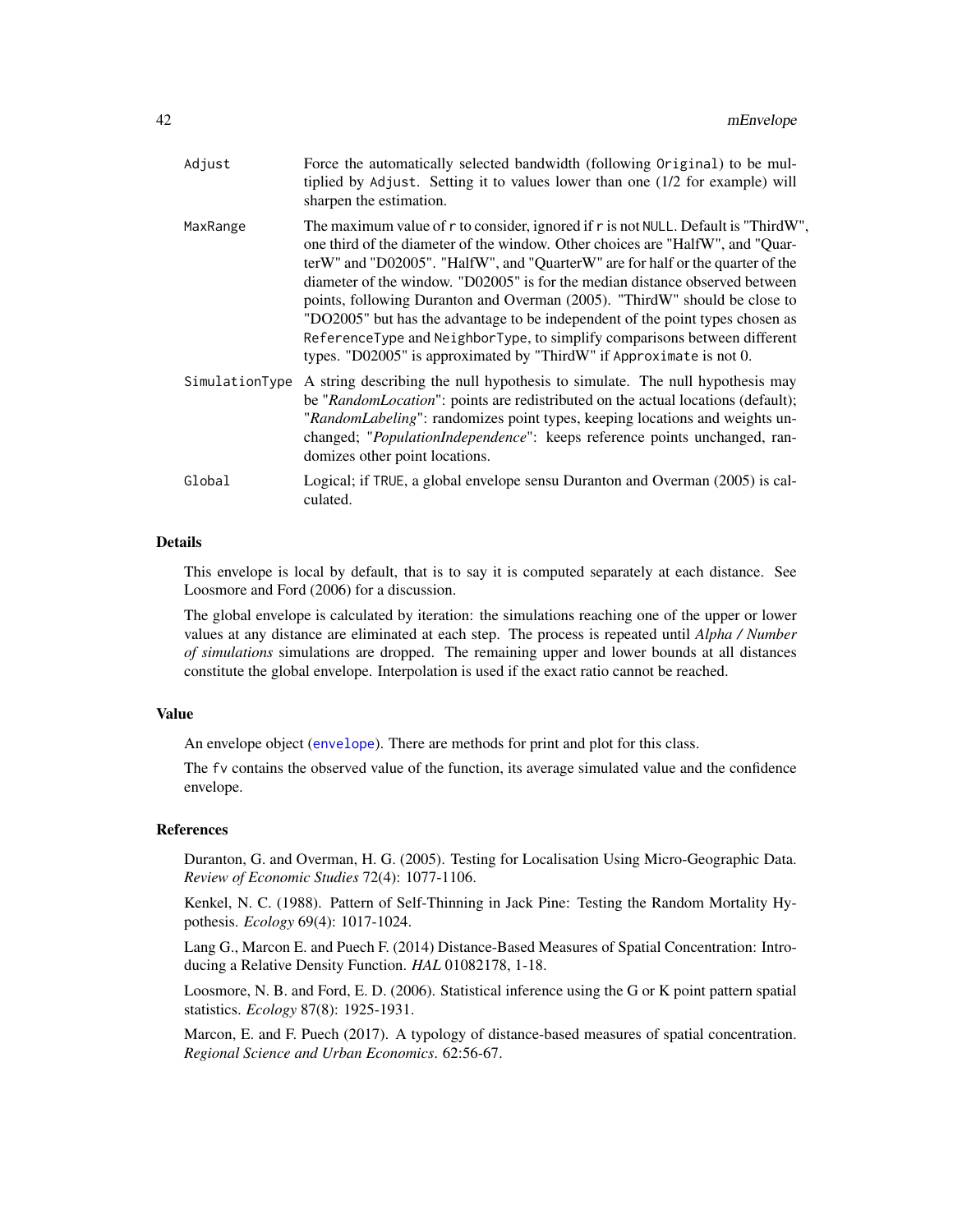| | |
|---|---|
| Adjust | Force the automatically selected bandwidth (following Original) to be multiplied by Adjust. Setting it to values lower than one (1/2 for example) will sharpen the estimation. |
| MaxRange | The maximum value of r to consider, ignored if r is not NULL. Default is "ThirdW", one third of the diameter of the window. Other choices are "HalfW", and "QuarterW" and "D02005". "HalfW", and "QuarterW" are for half or the quarter of the diameter of the window. "D02005" is for the median distance observed between points, following Duranton and Overman (2005). "ThirdW" should be close to "DO2005" but has the advantage to be independent of the point types chosen as ReferenceType and NeighborType, to simplify comparisons between different types. "D02005" is approximated by "ThirdW" if Approximate is not 0. |
| SimulationType | A string describing the null hypothesis to simulate. The null hypothesis may be "*RandomLocation*": points are redistributed on the actual locations (default); "*RandomLabeling*": randomizes point types, keeping locations and weights unchanged; "*PopulationIndependence*": keeps reference points unchanged, randomizes other point locations. |
| Global | Logical; if TRUE, a global envelope sensu Duranton and Overman (2005) is calculated. |

## Details

This envelope is local by default, that is to say it is computed separately at each distance. See Loosmore and Ford (2006) for a discussion.

The global envelope is calculated by iteration: the simulations reaching one of the upper or lower values at any distance are eliminated at each step. The process is repeated until *Alpha / Number of simulations* simulations are dropped. The remaining upper and lower bounds at all distances constitute the global envelope. Interpolation is used if the exact ratio cannot be reached.

## Value

An envelope object (envelope). There are methods for print and plot for this class.

The fv contains the observed value of the function, its average simulated value and the confidence envelope.

## References

Duranton, G. and Overman, H. G. (2005). Testing for Localisation Using Micro-Geographic Data. *Review of Economic Studies* 72(4): 1077-1106.

Kenkel, N. C. (1988). Pattern of Self-Thinning in Jack Pine: Testing the Random Mortality Hypothesis. *Ecology* 69(4): 1017-1024.

Lang G., Marcon E. and Puech F. (2014) Distance-Based Measures of Spatial Concentration: Introducing a Relative Density Function. *HAL* 01082178, 1-18.

Loosmore, N. B. and Ford, E. D. (2006). Statistical inference using the G or K point pattern spatial statistics. *Ecology* 87(8): 1925-1931.

Marcon, E. and F. Puech (2017). A typology of distance-based measures of spatial concentration. *Regional Science and Urban Economics*. 62:56-67.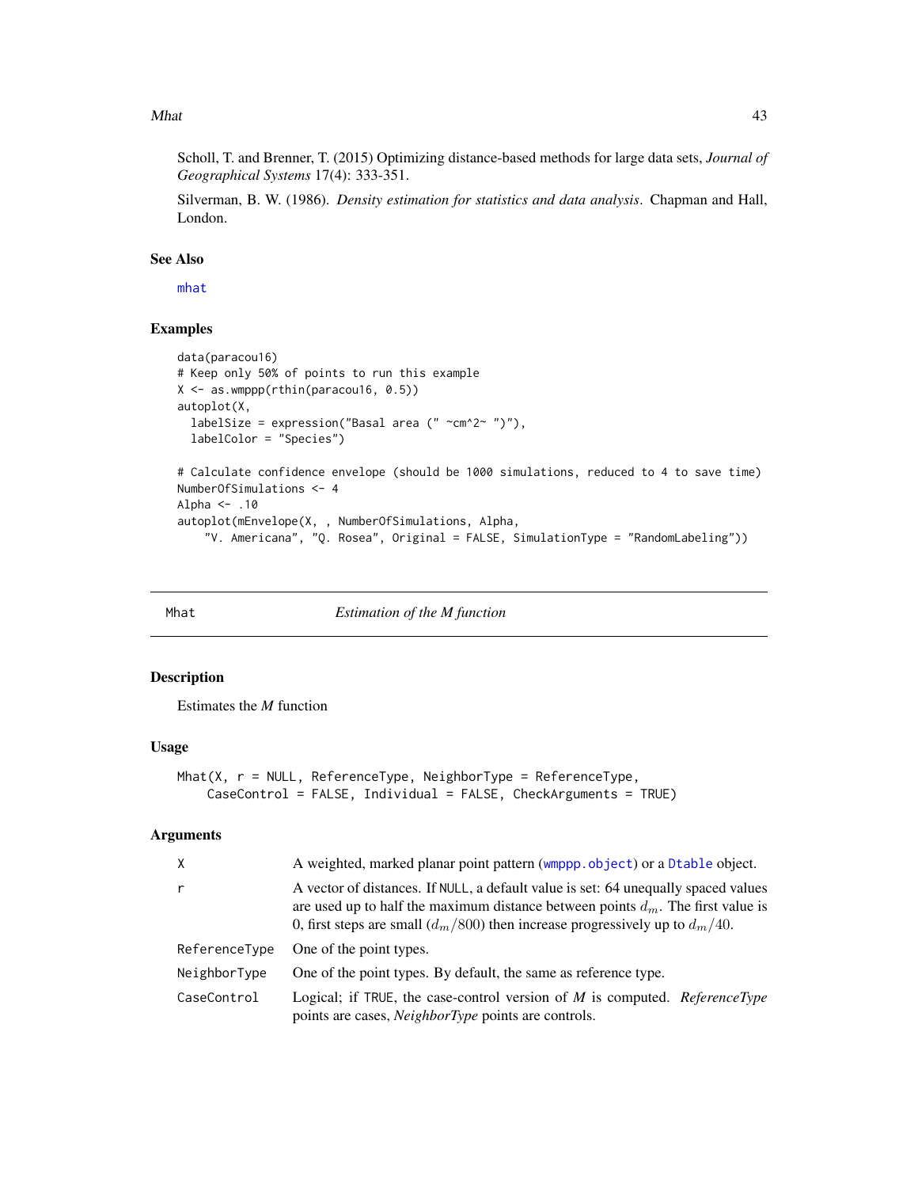Scholl, T. and Brenner, T. (2015) Optimizing distance-based methods for large data sets, *Journal of Geographical Systems* 17(4): 333-351.

Silverman, B. W. (1986). *Density estimation for statistics and data analysis*. Chapman and Hall, London.

### See Also

mhat

### Examples

```
data(paracou16)
# Keep only 50% of points to run this example
X <- as.wmppp(rthin(paracou16, 0.5))
autoplot(X,
  labelSize = expression("Basal area (" ~cm^2~ ")"),
  labelColor = "Species")

# Calculate confidence envelope (should be 1000 simulations, reduced to 4 to save time)
NumberOfSimulations <- 4
Alpha <- .10
autoplot(mEnvelope(X, , NumberOfSimulations, Alpha,
    "V. Americana", "Q. Rosea", Original = FALSE, SimulationType = "RandomLabeling"))
```

---

## Mhat — *Estimation of the M function*

### Description

Estimates the *M* function

### Usage

```
Mhat(X, r = NULL, ReferenceType, NeighborType = ReferenceType,
    CaseControl = FALSE, Individual = FALSE, CheckArguments = TRUE)
```

### Arguments

| | |
|---|---|
| X | A weighted, marked planar point pattern (wmppp.object) or a Dtable object. |
| r | A vector of distances. If NULL, a default value is set: 64 unequally spaced values are used up to half the maximum distance between points $d_m$. The first value is 0, first steps are small ($d_m/800$) then increase progressively up to $d_m/40$. |
| ReferenceType | One of the point types. |
| NeighborType | One of the point types. By default, the same as reference type. |
| CaseControl | Logical; if TRUE, the case-control version of *M* is computed. *ReferenceType* points are cases, *NeighborType* points are controls. |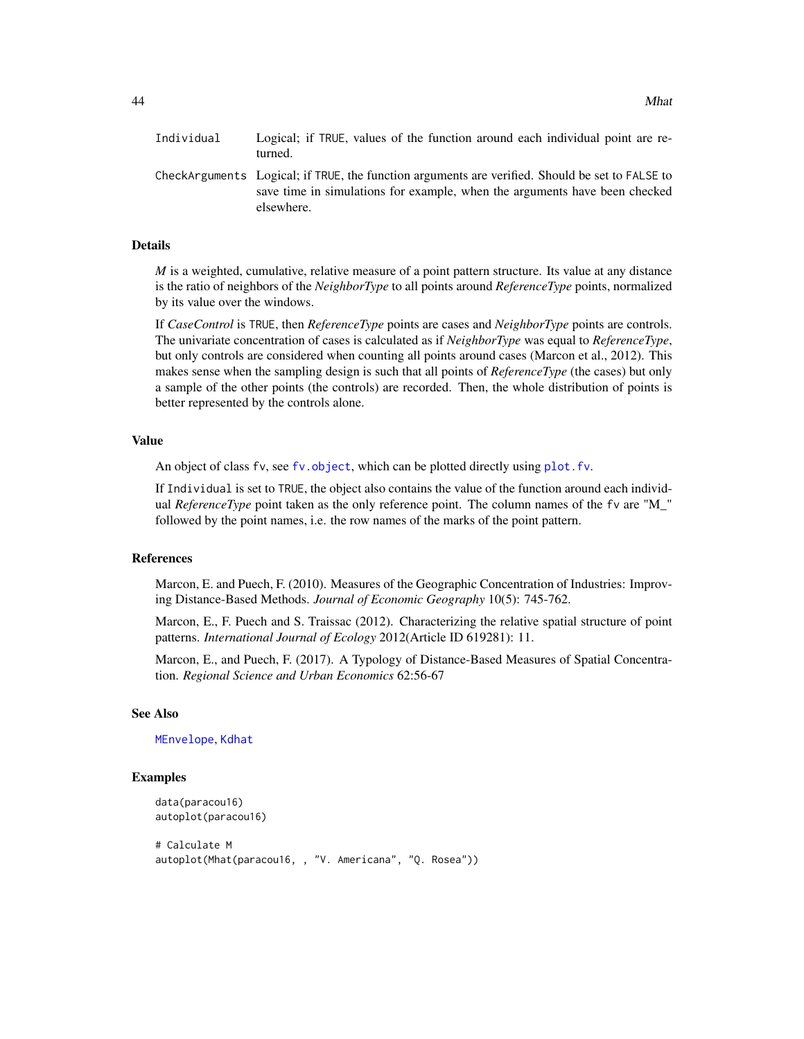| | |
|---|---|
| Individual | Logical; if TRUE, values of the function around each individual point are returned. |
| CheckArguments | Logical; if TRUE, the function arguments are verified. Should be set to FALSE to save time in simulations for example, when the arguments have been checked elsewhere. |

## Details

*M* is a weighted, cumulative, relative measure of a point pattern structure. Its value at any distance is the ratio of neighbors of the *NeighborType* to all points around *ReferenceType* points, normalized by its value over the windows.

If *CaseControl* is TRUE, then *ReferenceType* points are cases and *NeighborType* points are controls. The univariate concentration of cases is calculated as if *NeighborType* was equal to *ReferenceType*, but only controls are considered when counting all points around cases (Marcon et al., 2012). This makes sense when the sampling design is such that all points of *ReferenceType* (the cases) but only a sample of the other points (the controls) are recorded. Then, the whole distribution of points is better represented by the controls alone.

## Value

An object of class fv, see fv.object, which can be plotted directly using plot.fv.

If Individual is set to TRUE, the object also contains the value of the function around each individual *ReferenceType* point taken as the only reference point. The column names of the fv are "M_" followed by the point names, i.e. the row names of the marks of the point pattern.

## References

Marcon, E. and Puech, F. (2010). Measures of the Geographic Concentration of Industries: Improving Distance-Based Methods. *Journal of Economic Geography* 10(5): 745-762.

Marcon, E., F. Puech and S. Traissac (2012). Characterizing the relative spatial structure of point patterns. *International Journal of Ecology* 2012(Article ID 619281): 11.

Marcon, E., and Puech, F. (2017). A Typology of Distance-Based Measures of Spatial Concentration. *Regional Science and Urban Economics* 62:56-67

## See Also

MEnvelope, Kdhat

## Examples

```
data(paracou16)
autoplot(paracou16)

# Calculate M
autoplot(Mhat(paracou16, , "V. Americana", "Q. Rosea"))
```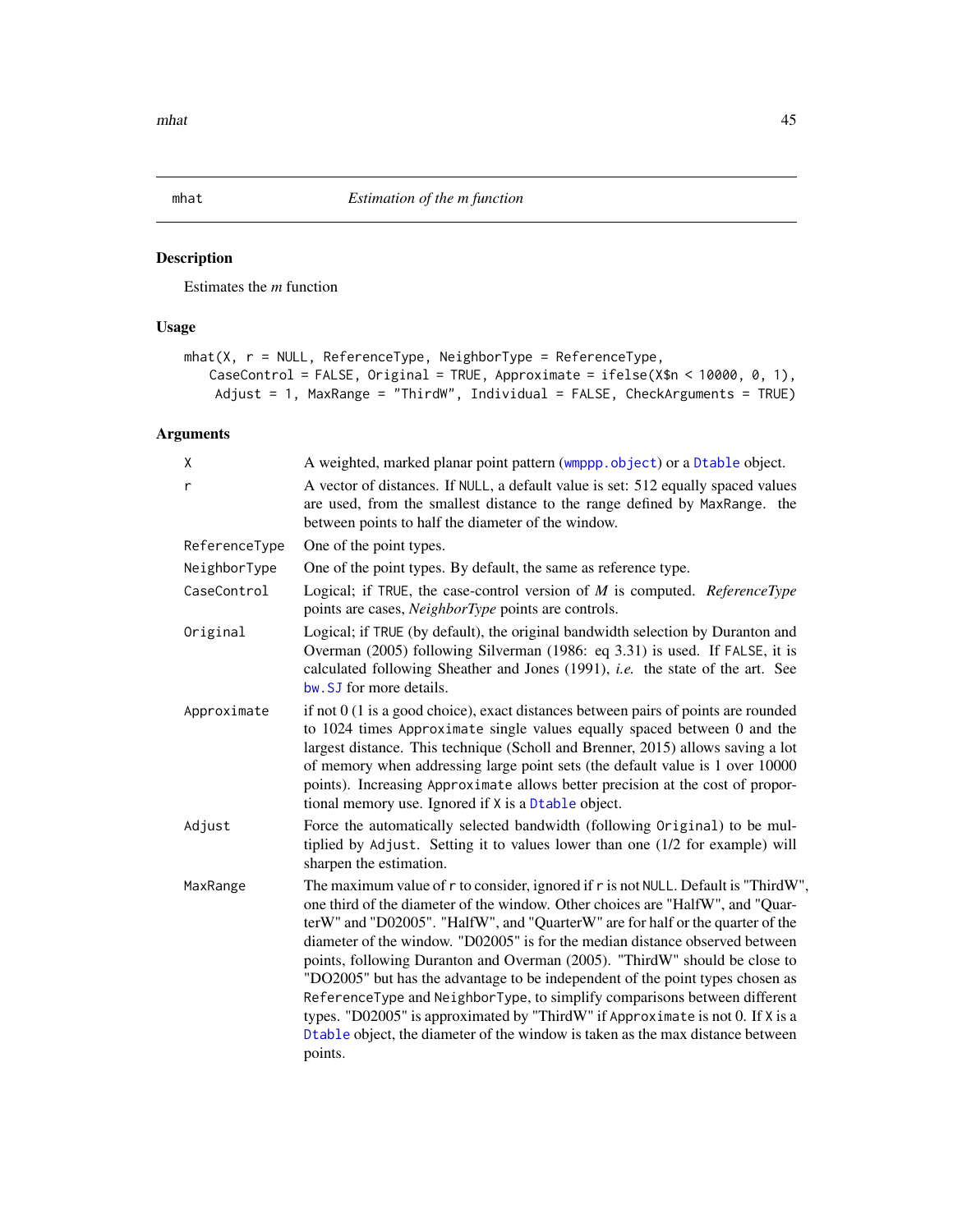# mhat — *Estimation of the m function*

## Description

Estimates the *m* function

## Usage

```
mhat(X, r = NULL, ReferenceType, NeighborType = ReferenceType,
   CaseControl = FALSE, Original = TRUE, Approximate = ifelse(X$n < 10000, 0, 1),
    Adjust = 1, MaxRange = "ThirdW", Individual = FALSE, CheckArguments = TRUE)
```

## Arguments

| | |
|---|---|
| `X` | A weighted, marked planar point pattern (`wmppp.object`) or a `Dtable` object. |
| `r` | A vector of distances. If `NULL`, a default value is set: 512 equally spaced values are used, from the smallest distance to the range defined by `MaxRange`. the between points to half the diameter of the window. |
| `ReferenceType` | One of the point types. |
| `NeighborType` | One of the point types. By default, the same as reference type. |
| `CaseControl` | Logical; if `TRUE`, the case-control version of *M* is computed. *ReferenceType* points are cases, *NeighborType* points are controls. |
| `Original` | Logical; if `TRUE` (by default), the original bandwidth selection by Duranton and Overman (2005) following Silverman (1986: eq 3.31) is used. If `FALSE`, it is calculated following Sheather and Jones (1991), *i.e.* the state of the art. See `bw.SJ` for more details. |
| `Approximate` | if not 0 (1 is a good choice), exact distances between pairs of points are rounded to 1024 times `Approximate` single values equally spaced between 0 and the largest distance. This technique (Scholl and Brenner, 2015) allows saving a lot of memory when addressing large point sets (the default value is 1 over 10000 points). Increasing `Approximate` allows better precision at the cost of proportional memory use. Ignored if `X` is a `Dtable` object. |
| `Adjust` | Force the automatically selected bandwidth (following `Original`) to be multiplied by `Adjust`. Setting it to values lower than one (1/2 for example) will sharpen the estimation. |
| `MaxRange` | The maximum value of `r` to consider, ignored if `r` is not `NULL`. Default is "ThirdW", one third of the diameter of the window. Other choices are "HalfW", and "QuarterW" and "D02005". "HalfW", and "QuarterW" are for half or the quarter of the diameter of the window. "D02005" is for the median distance observed between points, following Duranton and Overman (2005). "ThirdW" should be close to "DO2005" but has the advantage to be independent of the point types chosen as `ReferenceType` and `NeighborType`, to simplify comparisons between different types. "D02005" is approximated by "ThirdW" if `Approximate` is not 0. If `X` is a `Dtable` object, the diameter of the window is taken as the max distance between points. |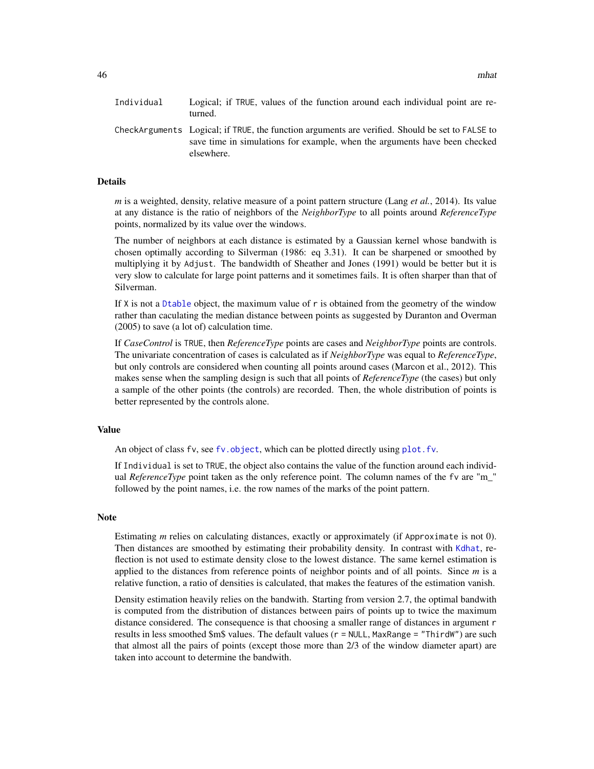| | |
|---|---|
| `Individual` | Logical; if `TRUE`, values of the function around each individual point are returned. |
| `CheckArguments` | Logical; if `TRUE`, the function arguments are verified. Should be set to `FALSE` to save time in simulations for example, when the arguments have been checked elsewhere. |

## Details

*m* is a weighted, density, relative measure of a point pattern structure (Lang *et al.*, 2014). Its value at any distance is the ratio of neighbors of the *NeighborType* to all points around *ReferenceType* points, normalized by its value over the windows.

The number of neighbors at each distance is estimated by a Gaussian kernel whose bandwith is chosen optimally according to Silverman (1986: eq 3.31). It can be sharpened or smoothed by multiplying it by `Adjust`. The bandwidth of Sheather and Jones (1991) would be better but it is very slow to calculate for large point patterns and it sometimes fails. It is often sharper than that of Silverman.

If `X` is not a `Dtable` object, the maximum value of `r` is obtained from the geometry of the window rather than caculating the median distance between points as suggested by Duranton and Overman (2005) to save (a lot of) calculation time.

If *CaseControl* is `TRUE`, then *ReferenceType* points are cases and *NeighborType* points are controls. The univariate concentration of cases is calculated as if *NeighborType* was equal to *ReferenceType*, but only controls are considered when counting all points around cases (Marcon et al., 2012). This makes sense when the sampling design is such that all points of *ReferenceType* (the cases) but only a sample of the other points (the controls) are recorded. Then, the whole distribution of points is better represented by the controls alone.

## Value

An object of class `fv`, see `fv.object`, which can be plotted directly using `plot.fv`.

If `Individual` is set to `TRUE`, the object also contains the value of the function around each individual *ReferenceType* point taken as the only reference point. The column names of the `fv` are "m_" followed by the point names, i.e. the row names of the marks of the point pattern.

## Note

Estimating *m* relies on calculating distances, exactly or approximately (if `Approximate` is not 0). Then distances are smoothed by estimating their probability density. In contrast with `Kdhat`, reflection is not used to estimate density close to the lowest distance. The same kernel estimation is applied to the distances from reference points of neighbor points and of all points. Since *m* is a relative function, a ratio of densities is calculated, that makes the features of the estimation vanish.

Density estimation heavily relies on the bandwith. Starting from version 2.7, the optimal bandwith is computed from the distribution of distances between pairs of points up to twice the maximum distance considered. The consequence is that choosing a smaller range of distances in argument `r` results in less smoothed $m$ values. The default values (`r = NULL`, `MaxRange = "ThirdW"`) are such that almost all the pairs of points (except those more than 2/3 of the window diameter apart) are taken into account to determine the bandwith.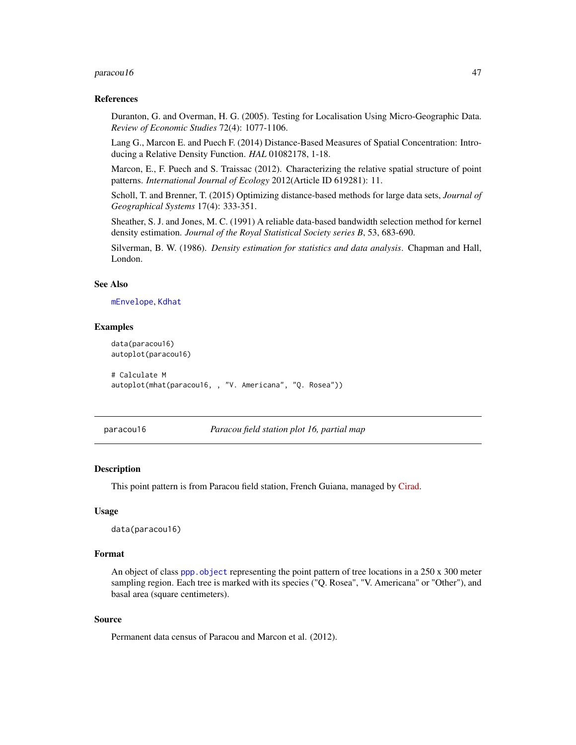### References

Duranton, G. and Overman, H. G. (2005). Testing for Localisation Using Micro-Geographic Data. *Review of Economic Studies* 72(4): 1077-1106.

Lang G., Marcon E. and Puech F. (2014) Distance-Based Measures of Spatial Concentration: Introducing a Relative Density Function. *HAL* 01082178, 1-18.

Marcon, E., F. Puech and S. Traissac (2012). Characterizing the relative spatial structure of point patterns. *International Journal of Ecology* 2012(Article ID 619281): 11.

Scholl, T. and Brenner, T. (2015) Optimizing distance-based methods for large data sets, *Journal of Geographical Systems* 17(4): 333-351.

Sheather, S. J. and Jones, M. C. (1991) A reliable data-based bandwidth selection method for kernel density estimation. *Journal of the Royal Statistical Society series B*, 53, 683-690.

Silverman, B. W. (1986). *Density estimation for statistics and data analysis*. Chapman and Hall, London.

### See Also

mEnvelope, Kdhat

### Examples

```
data(paracou16)
autoplot(paracou16)

# Calculate M
autoplot(mhat(paracou16, , "V. Americana", "Q. Rosea"))
```

---

## paracou16 — *Paracou field station plot 16, partial map*

### Description

This point pattern is from Paracou field station, French Guiana, managed by Cirad.

### Usage

```
data(paracou16)
```

### Format

An object of class ppp.object representing the point pattern of tree locations in a 250 x 300 meter sampling region. Each tree is marked with its species ("Q. Rosea", "V. Americana" or "Other"), and basal area (square centimeters).

### Source

Permanent data census of Paracou and Marcon et al. (2012).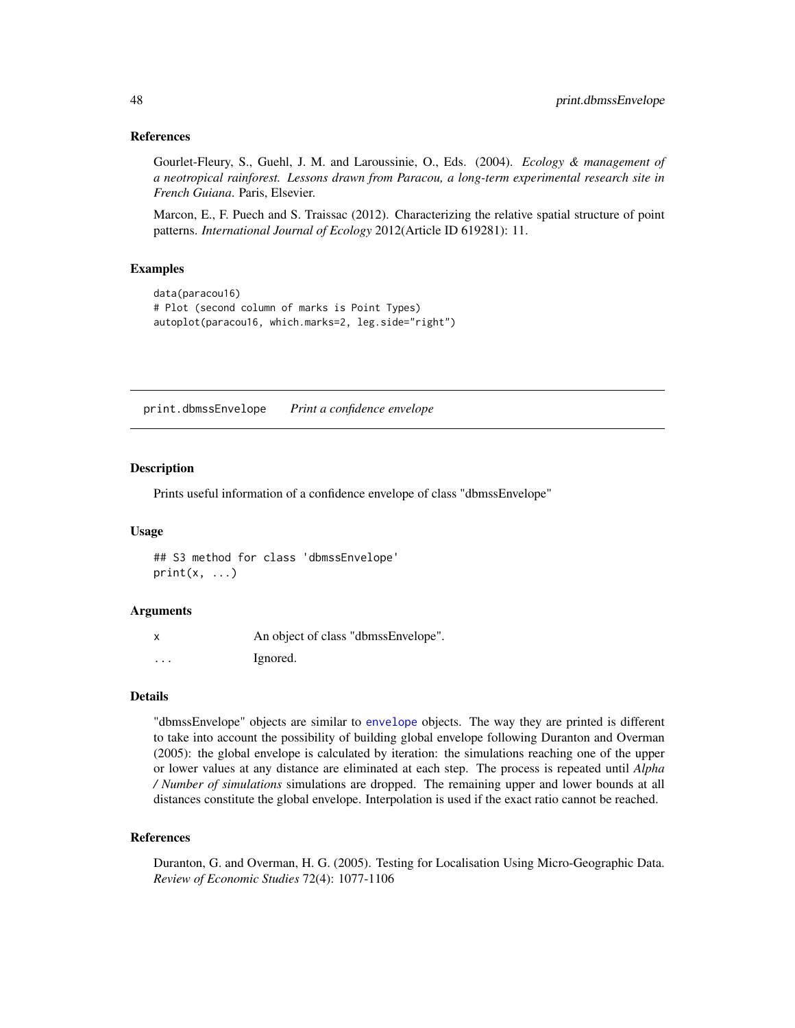### References

Gourlet-Fleury, S., Guehl, J. M. and Laroussinie, O., Eds. (2004). *Ecology & management of a neotropical rainforest. Lessons drawn from Paracou, a long-term experimental research site in French Guiana*. Paris, Elsevier.

Marcon, E., F. Puech and S. Traissac (2012). Characterizing the relative spatial structure of point patterns. *International Journal of Ecology* 2012(Article ID 619281): 11.

### Examples

```
data(paracou16)
# Plot (second column of marks is Point Types)
autoplot(paracou16, which.marks=2, leg.side="right")
```

---

## print.dbmssEnvelope    *Print a confidence envelope*

### Description

Prints useful information of a confidence envelope of class "dbmssEnvelope"

### Usage

```
## S3 method for class 'dbmssEnvelope'
print(x, ...)
```

### Arguments

| | |
|---|---|
| x | An object of class "dbmssEnvelope". |
| ... | Ignored. |

### Details

"dbmssEnvelope" objects are similar to envelope objects. The way they are printed is different to take into account the possibility of building global envelope following Duranton and Overman (2005): the global envelope is calculated by iteration: the simulations reaching one of the upper or lower values at any distance are eliminated at each step. The process is repeated until *Alpha / Number of simulations* simulations are dropped. The remaining upper and lower bounds at all distances constitute the global envelope. Interpolation is used if the exact ratio cannot be reached.

### References

Duranton, G. and Overman, H. G. (2005). Testing for Localisation Using Micro-Geographic Data. *Review of Economic Studies* 72(4): 1077-1106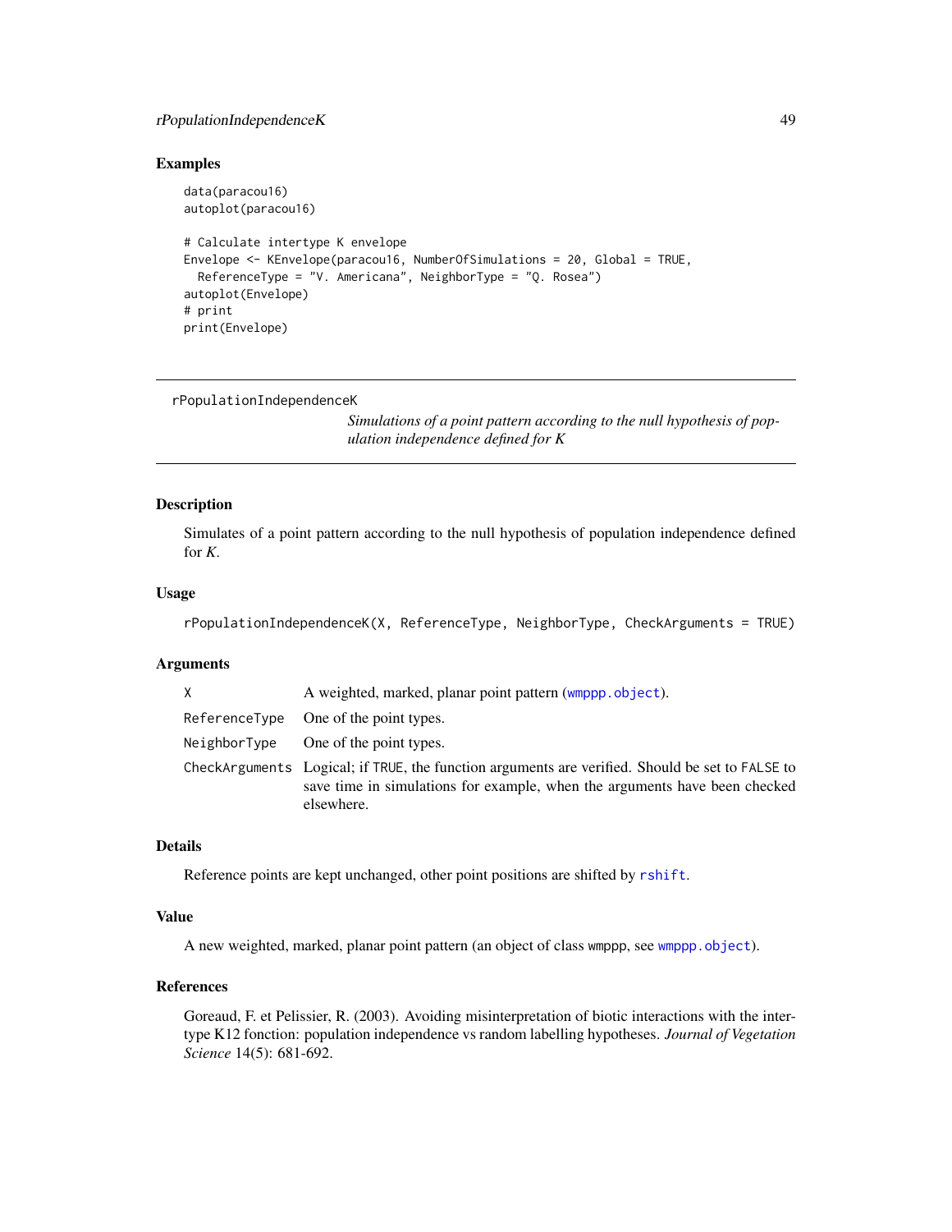## Examples

```
data(paracou16)
autoplot(paracou16)

# Calculate intertype K envelope
Envelope <- KEnvelope(paracou16, NumberOfSimulations = 20, Global = TRUE,
  ReferenceType = "V. Americana", NeighborType = "Q. Rosea")
autoplot(Envelope)
# print
print(Envelope)
```

---

# rPopulationIndependenceK

*Simulations of a point pattern according to the null hypothesis of population independence defined for K*

---

## Description

Simulates of a point pattern according to the null hypothesis of population independence defined for *K*.

## Usage

```
rPopulationIndependenceK(X, ReferenceType, NeighborType, CheckArguments = TRUE)
```

## Arguments

| | |
|---|---|
| `X` | A weighted, marked, planar point pattern (`wmppp.object`). |
| `ReferenceType` | One of the point types. |
| `NeighborType` | One of the point types. |
| `CheckArguments` | Logical; if `TRUE`, the function arguments are verified. Should be set to `FALSE` to save time in simulations for example, when the arguments have been checked elsewhere. |

## Details

Reference points are kept unchanged, other point positions are shifted by `rshift`.

## Value

A new weighted, marked, planar point pattern (an object of class `wmppp`, see `wmppp.object`).

## References

Goreaud, F. et Pelissier, R. (2003). Avoiding misinterpretation of biotic interactions with the intertype K12 fonction: population independence vs random labelling hypotheses. *Journal of Vegetation Science* 14(5): 681-692.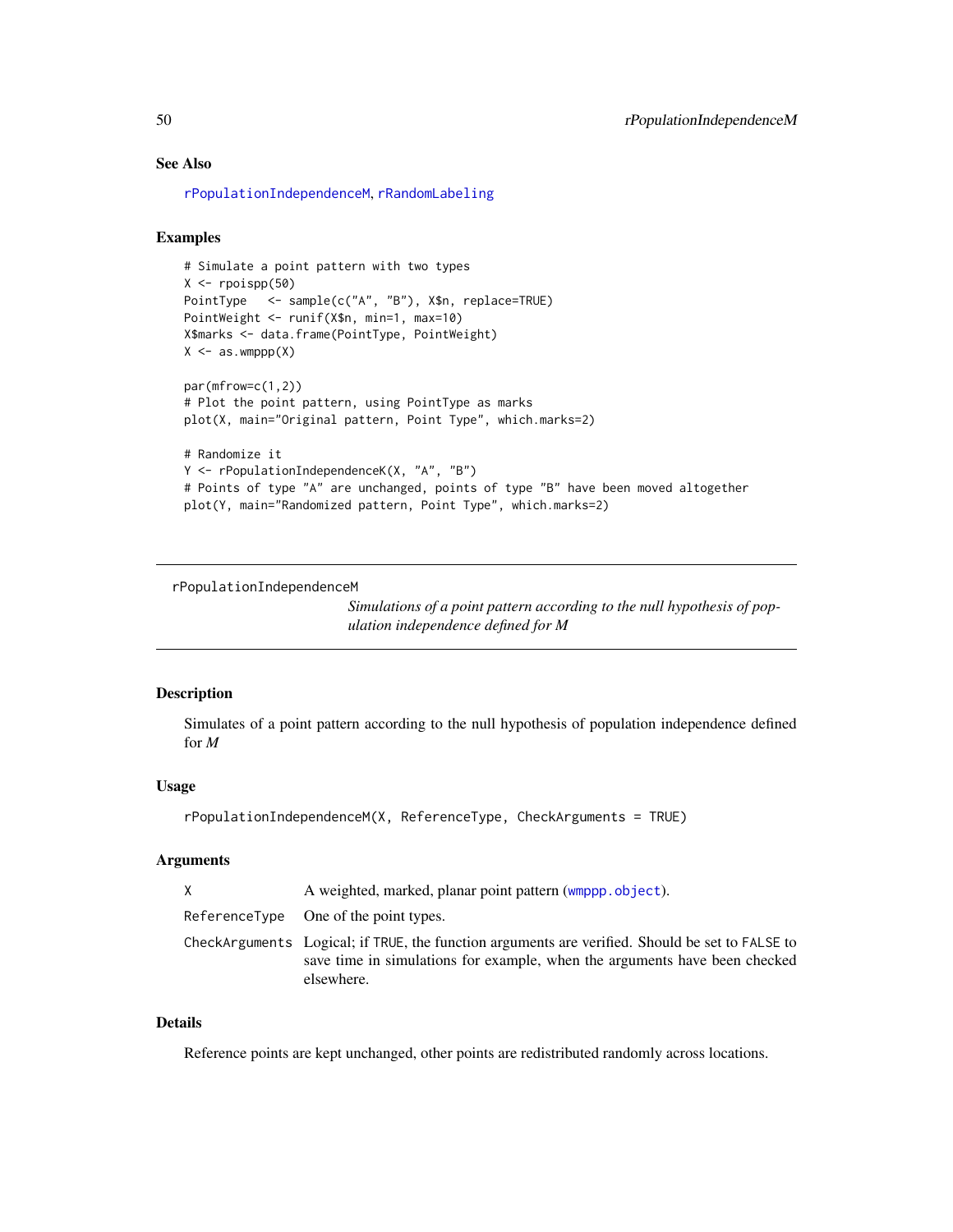## See Also

rPopulationIndependenceM, rRandomLabeling

## Examples

```
# Simulate a point pattern with two types
X <- rpoispp(50)
PointType   <- sample(c("A", "B"), X$n, replace=TRUE)
PointWeight <- runif(X$n, min=1, max=10)
X$marks <- data.frame(PointType, PointWeight)
X <- as.wmppp(X)

par(mfrow=c(1,2))
# Plot the point pattern, using PointType as marks
plot(X, main="Original pattern, Point Type", which.marks=2)

# Randomize it
Y <- rPopulationIndependenceK(X, "A", "B")
# Points of type "A" are unchanged, points of type "B" have been moved altogether
plot(Y, main="Randomized pattern, Point Type", which.marks=2)
```

---

# rPopulationIndependenceM

*Simulations of a point pattern according to the null hypothesis of population independence defined for M*

---

## Description

Simulates of a point pattern according to the null hypothesis of population independence defined for *M*

## Usage

```
rPopulationIndependenceM(X, ReferenceType, CheckArguments = TRUE)
```

## Arguments

| | |
|---|---|
| X | A weighted, marked, planar point pattern (wmppp.object). |
| ReferenceType | One of the point types. |
| CheckArguments | Logical; if TRUE, the function arguments are verified. Should be set to FALSE to save time in simulations for example, when the arguments have been checked elsewhere. |

## Details

Reference points are kept unchanged, other points are redistributed randomly across locations.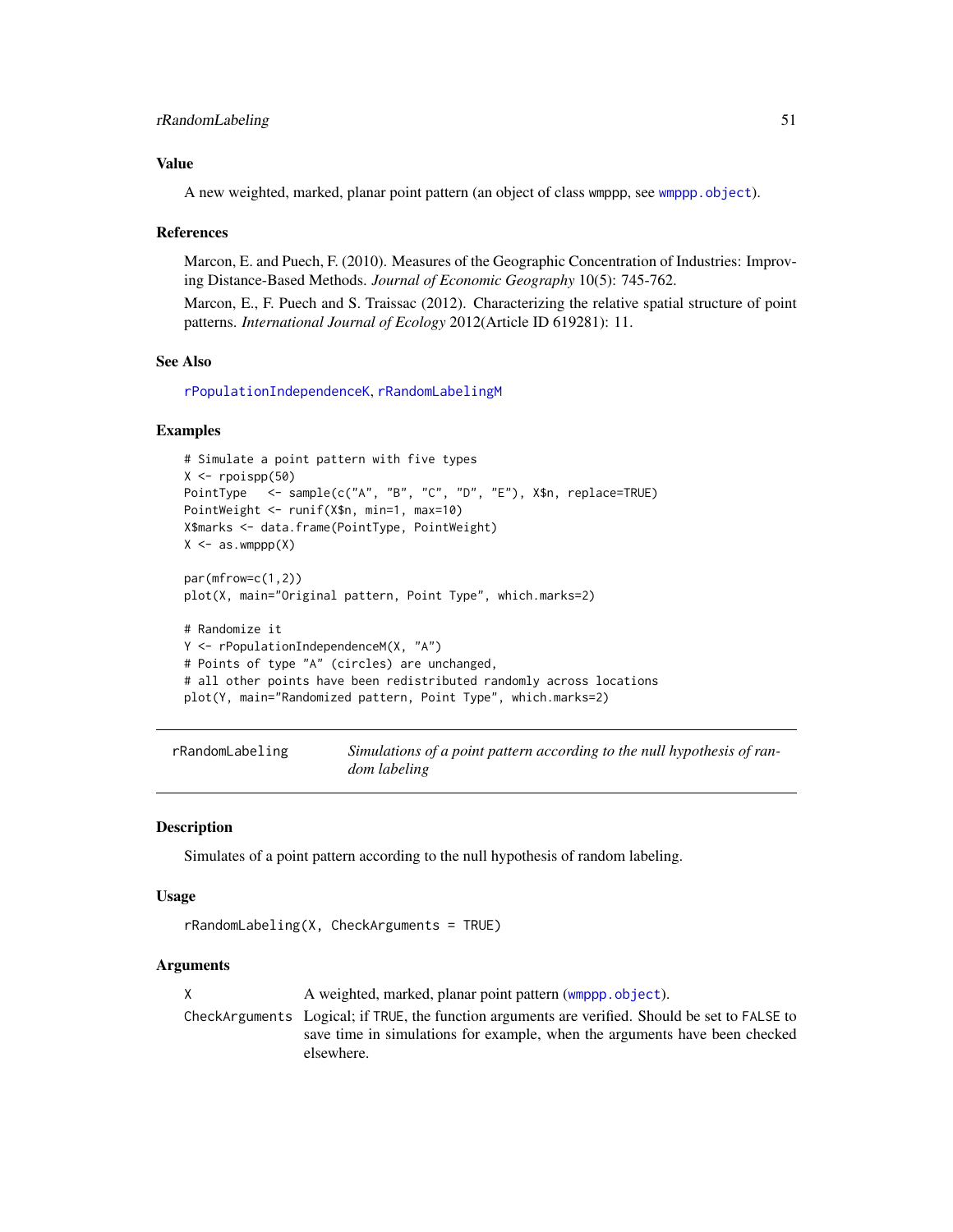### Value

A new weighted, marked, planar point pattern (an object of class wmppp, see `wmppp.object`).

### References

Marcon, E. and Puech, F. (2010). Measures of the Geographic Concentration of Industries: Improving Distance-Based Methods. *Journal of Economic Geography* 10(5): 745-762.

Marcon, E., F. Puech and S. Traissac (2012). Characterizing the relative spatial structure of point patterns. *International Journal of Ecology* 2012(Article ID 619281): 11.

### See Also

`rPopulationIndependenceK`, `rRandomLabelingM`

### Examples

```
# Simulate a point pattern with five types
X <- rpoispp(50)
PointType   <- sample(c("A", "B", "C", "D", "E"), X$n, replace=TRUE)
PointWeight <- runif(X$n, min=1, max=10)
X$marks <- data.frame(PointType, PointWeight)
X <- as.wmppp(X)

par(mfrow=c(1,2))
plot(X, main="Original pattern, Point Type", which.marks=2)

# Randomize it
Y <- rPopulationIndependenceM(X, "A")
# Points of type "A" (circles) are unchanged,
# all other points have been redistributed randomly across locations
plot(Y, main="Randomized pattern, Point Type", which.marks=2)
```

---

## rRandomLabeling — *Simulations of a point pattern according to the null hypothesis of random labeling*

---

### Description

Simulates of a point pattern according to the null hypothesis of random labeling.

### Usage

```
rRandomLabeling(X, CheckArguments = TRUE)
```

### Arguments

| | |
|---|---|
| X | A weighted, marked, planar point pattern (`wmppp.object`). |
| CheckArguments | Logical; if TRUE, the function arguments are verified. Should be set to FALSE to save time in simulations for example, when the arguments have been checked elsewhere. |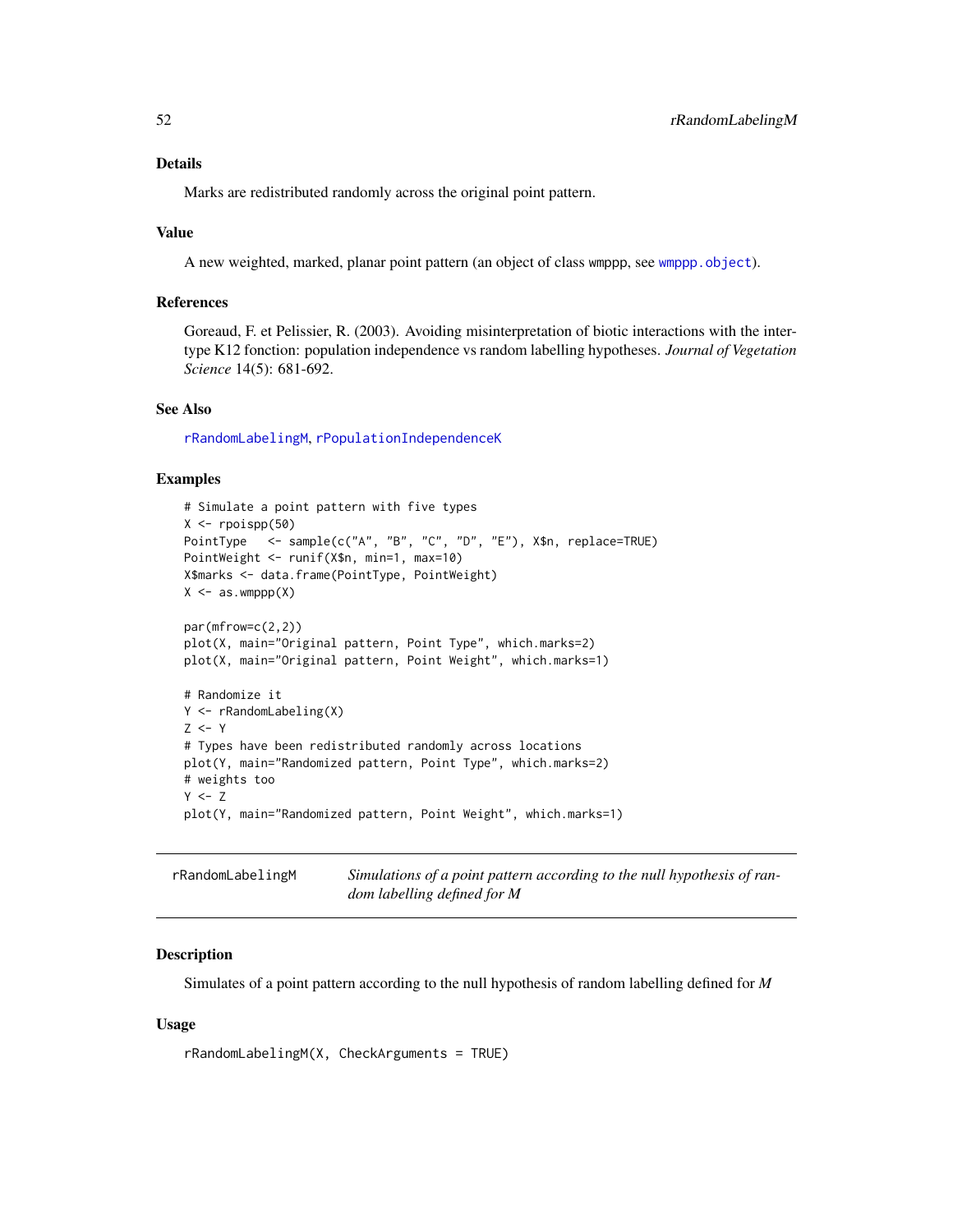### Details

Marks are redistributed randomly across the original point pattern.

### Value

A new weighted, marked, planar point pattern (an object of class wmppp, see wmppp.object).

### References

Goreaud, F. et Pelissier, R. (2003). Avoiding misinterpretation of biotic interactions with the intertype K12 fonction: population independence vs random labelling hypotheses. *Journal of Vegetation Science* 14(5): 681-692.

### See Also

rRandomLabelingM, rPopulationIndependenceK

### Examples

```
# Simulate a point pattern with five types
X <- rpoispp(50)
PointType   <- sample(c("A", "B", "C", "D", "E"), X$n, replace=TRUE)
PointWeight <- runif(X$n, min=1, max=10)
X$marks <- data.frame(PointType, PointWeight)
X <- as.wmppp(X)

par(mfrow=c(2,2))
plot(X, main="Original pattern, Point Type", which.marks=2)
plot(X, main="Original pattern, Point Weight", which.marks=1)

# Randomize it
Y <- rRandomLabeling(X)
Z <- Y
# Types have been redistributed randomly across locations
plot(Y, main="Randomized pattern, Point Type", which.marks=2)
# weights too
Y <- Z
plot(Y, main="Randomized pattern, Point Weight", which.marks=1)
```

---

## rRandomLabelingM — *Simulations of a point pattern according to the null hypothesis of random labelling defined for M*

### Description

Simulates of a point pattern according to the null hypothesis of random labelling defined for *M*

### Usage

```
rRandomLabelingM(X, CheckArguments = TRUE)
```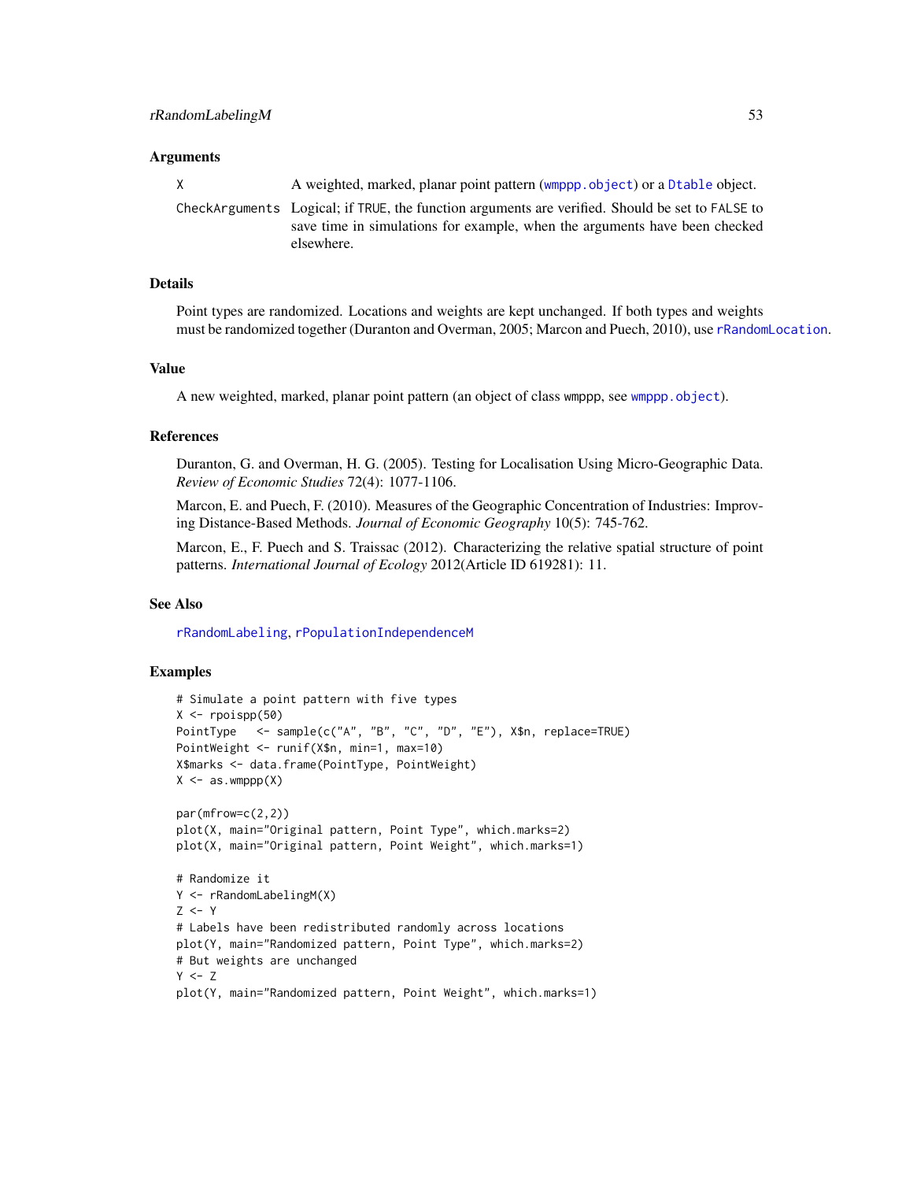### Arguments

| | |
|---|---|
| X | A weighted, marked, planar point pattern (wmppp.object) or a Dtable object. |
| CheckArguments | Logical; if TRUE, the function arguments are verified. Should be set to FALSE to save time in simulations for example, when the arguments have been checked elsewhere. |

### Details

Point types are randomized. Locations and weights are kept unchanged. If both types and weights must be randomized together (Duranton and Overman, 2005; Marcon and Puech, 2010), use rRandomLocation.

### Value

A new weighted, marked, planar point pattern (an object of class wmppp, see wmppp.object).

### References

Duranton, G. and Overman, H. G. (2005). Testing for Localisation Using Micro-Geographic Data. *Review of Economic Studies* 72(4): 1077-1106.

Marcon, E. and Puech, F. (2010). Measures of the Geographic Concentration of Industries: Improving Distance-Based Methods. *Journal of Economic Geography* 10(5): 745-762.

Marcon, E., F. Puech and S. Traissac (2012). Characterizing the relative spatial structure of point patterns. *International Journal of Ecology* 2012(Article ID 619281): 11.

### See Also

rRandomLabeling, rPopulationIndependenceM

### Examples

```
# Simulate a point pattern with five types
X <- rpoispp(50)
PointType   <- sample(c("A", "B", "C", "D", "E"), X$n, replace=TRUE)
PointWeight <- runif(X$n, min=1, max=10)
X$marks <- data.frame(PointType, PointWeight)
X <- as.wmppp(X)

par(mfrow=c(2,2))
plot(X, main="Original pattern, Point Type", which.marks=2)
plot(X, main="Original pattern, Point Weight", which.marks=1)

# Randomize it
Y <- rRandomLabelingM(X)
Z <- Y
# Labels have been redistributed randomly across locations
plot(Y, main="Randomized pattern, Point Type", which.marks=2)
# But weights are unchanged
Y <- Z
plot(Y, main="Randomized pattern, Point Weight", which.marks=1)
```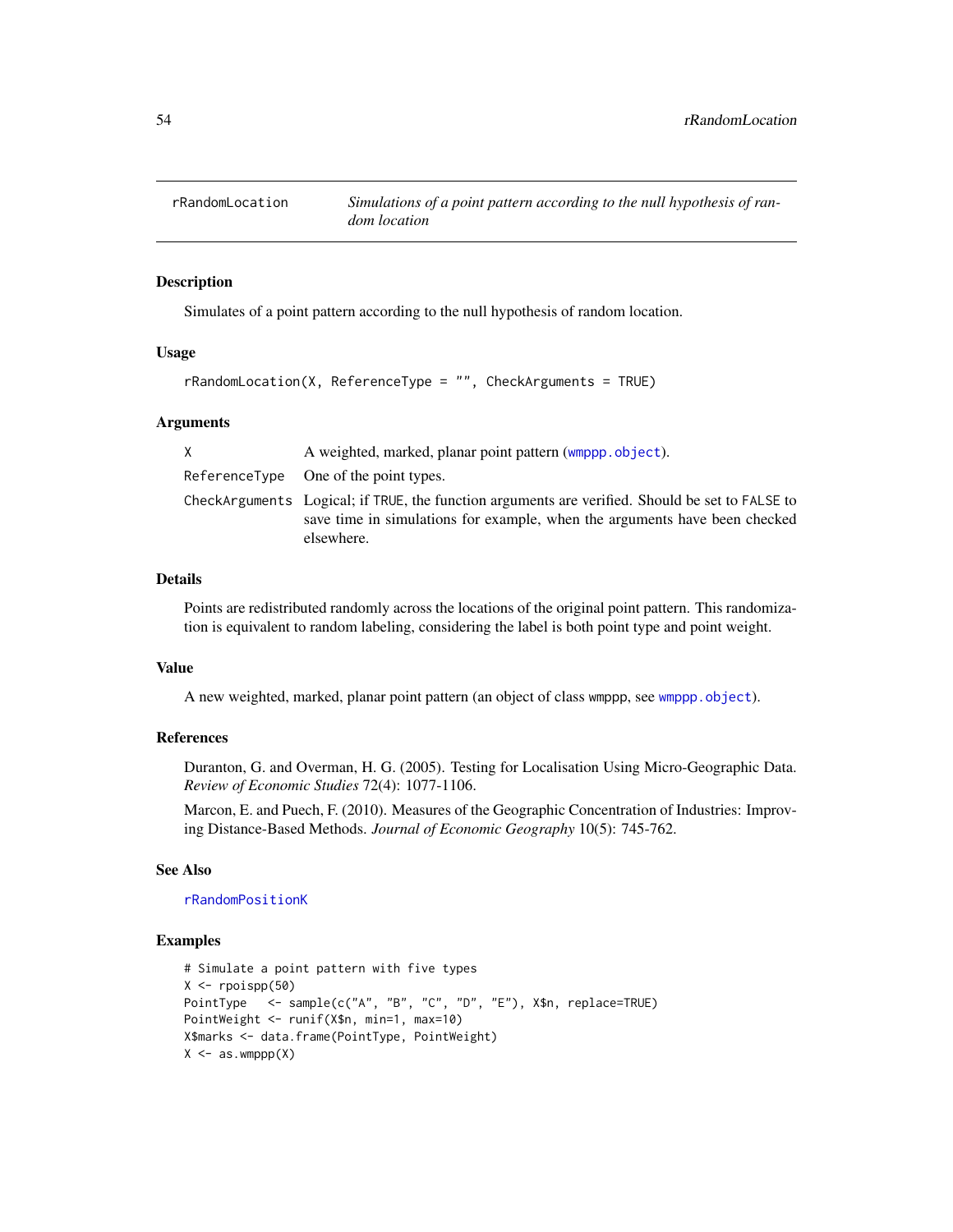# rRandomLocation

*Simulations of a point pattern according to the null hypothesis of random location*

## Description

Simulates of a point pattern according to the null hypothesis of random location.

## Usage

```
rRandomLocation(X, ReferenceType = "", CheckArguments = TRUE)
```

## Arguments

| | |
|---|---|
| `X` | A weighted, marked, planar point pattern (`wmppp.object`). |
| `ReferenceType` | One of the point types. |
| `CheckArguments` | Logical; if `TRUE`, the function arguments are verified. Should be set to `FALSE` to save time in simulations for example, when the arguments have been checked elsewhere. |

## Details

Points are redistributed randomly across the locations of the original point pattern. This randomization is equivalent to random labeling, considering the label is both point type and point weight.

## Value

A new weighted, marked, planar point pattern (an object of class `wmppp`, see `wmppp.object`).

## References

Duranton, G. and Overman, H. G. (2005). Testing for Localisation Using Micro-Geographic Data. *Review of Economic Studies* 72(4): 1077-1106.

Marcon, E. and Puech, F. (2010). Measures of the Geographic Concentration of Industries: Improving Distance-Based Methods. *Journal of Economic Geography* 10(5): 745-762.

## See Also

`rRandomPositionK`

## Examples

```
# Simulate a point pattern with five types
X <- rpoispp(50)
PointType   <- sample(c("A", "B", "C", "D", "E"), X$n, replace=TRUE)
PointWeight <- runif(X$n, min=1, max=10)
X$marks <- data.frame(PointType, PointWeight)
X <- as.wmppp(X)
```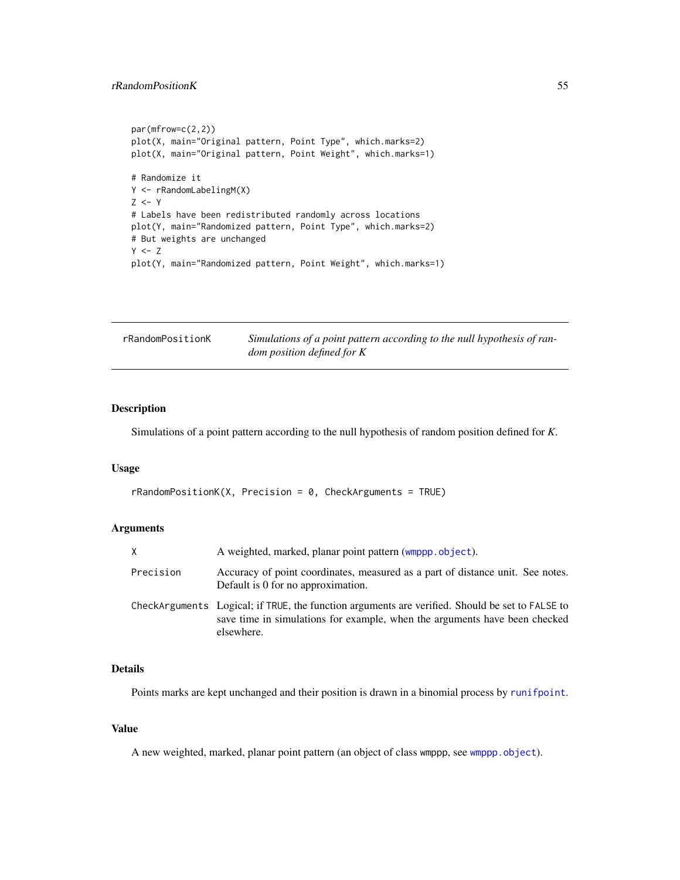```
par(mfrow=c(2,2))
plot(X, main="Original pattern, Point Type", which.marks=2)
plot(X, main="Original pattern, Point Weight", which.marks=1)

# Randomize it
Y <- rRandomLabelingM(X)
Z <- Y
# Labels have been redistributed randomly across locations
plot(Y, main="Randomized pattern, Point Type", which.marks=2)
# But weights are unchanged
Y <- Z
plot(Y, main="Randomized pattern, Point Weight", which.marks=1)
```

---

## rRandomPositionK *Simulations of a point pattern according to the null hypothesis of random position defined for K*

---

### Description

Simulations of a point pattern according to the null hypothesis of random position defined for $K$.

### Usage

```
rRandomPositionK(X, Precision = 0, CheckArguments = TRUE)
```

### Arguments

| | |
|---|---|
| X | A weighted, marked, planar point pattern (`wmppp.object`). |
| Precision | Accuracy of point coordinates, measured as a part of distance unit. See notes. Default is 0 for no approximation. |
| CheckArguments | Logical; if `TRUE`, the function arguments are verified. Should be set to `FALSE` to save time in simulations for example, when the arguments have been checked elsewhere. |

### Details

Points marks are kept unchanged and their position is drawn in a binomial process by `runifpoint`.

### Value

A new weighted, marked, planar point pattern (an object of class `wmppp`, see `wmppp.object`).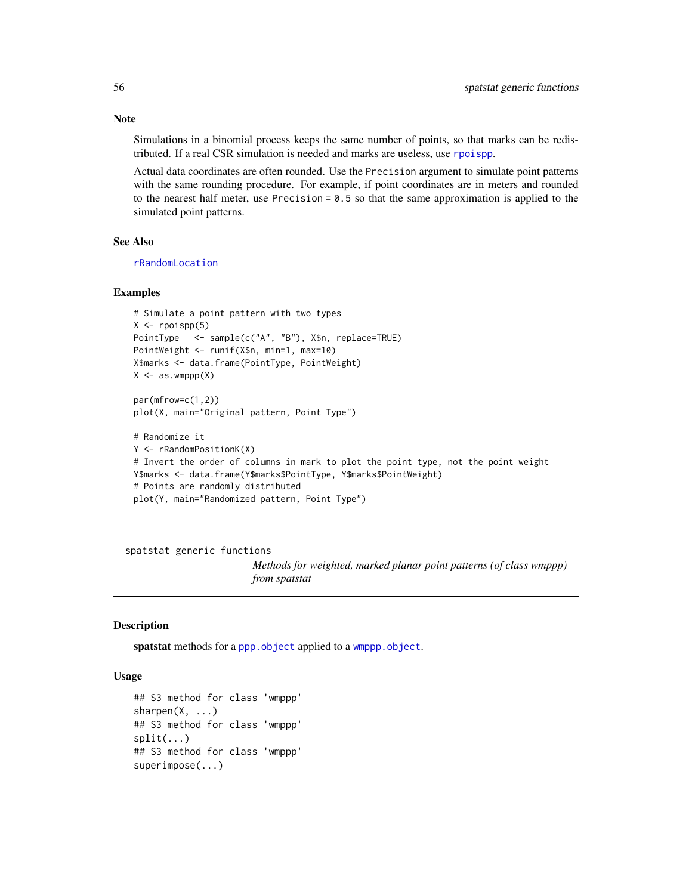### Note

Simulations in a binomial process keeps the same number of points, so that marks can be redistributed. If a real CSR simulation is needed and marks are useless, use rpoispp.

Actual data coordinates are often rounded. Use the Precision argument to simulate point patterns with the same rounding procedure. For example, if point coordinates are in meters and rounded to the nearest half meter, use Precision = 0.5 so that the same approximation is applied to the simulated point patterns.

### See Also

rRandomLocation

### Examples

```
# Simulate a point pattern with two types
X <- rpoispp(5)
PointType   <- sample(c("A", "B"), X$n, replace=TRUE)
PointWeight <- runif(X$n, min=1, max=10)
X$marks <- data.frame(PointType, PointWeight)
X <- as.wmppp(X)

par(mfrow=c(1,2))
plot(X, main="Original pattern, Point Type")

# Randomize it
Y <- rRandomPositionK(X)
# Invert the order of columns in mark to plot the point type, not the point weight
Y$marks <- data.frame(Y$marks$PointType, Y$marks$PointWeight)
# Points are randomly distributed
plot(Y, main="Randomized pattern, Point Type")
```

---

## spatstat generic functions

*Methods for weighted, marked planar point patterns (of class wmppp) from spatstat*

### Description

**spatstat** methods for a ppp.object applied to a wmppp.object.

### Usage

```
## S3 method for class 'wmppp'
sharpen(X, ...)
## S3 method for class 'wmppp'
split(...)
## S3 method for class 'wmppp'
superimpose(...)
```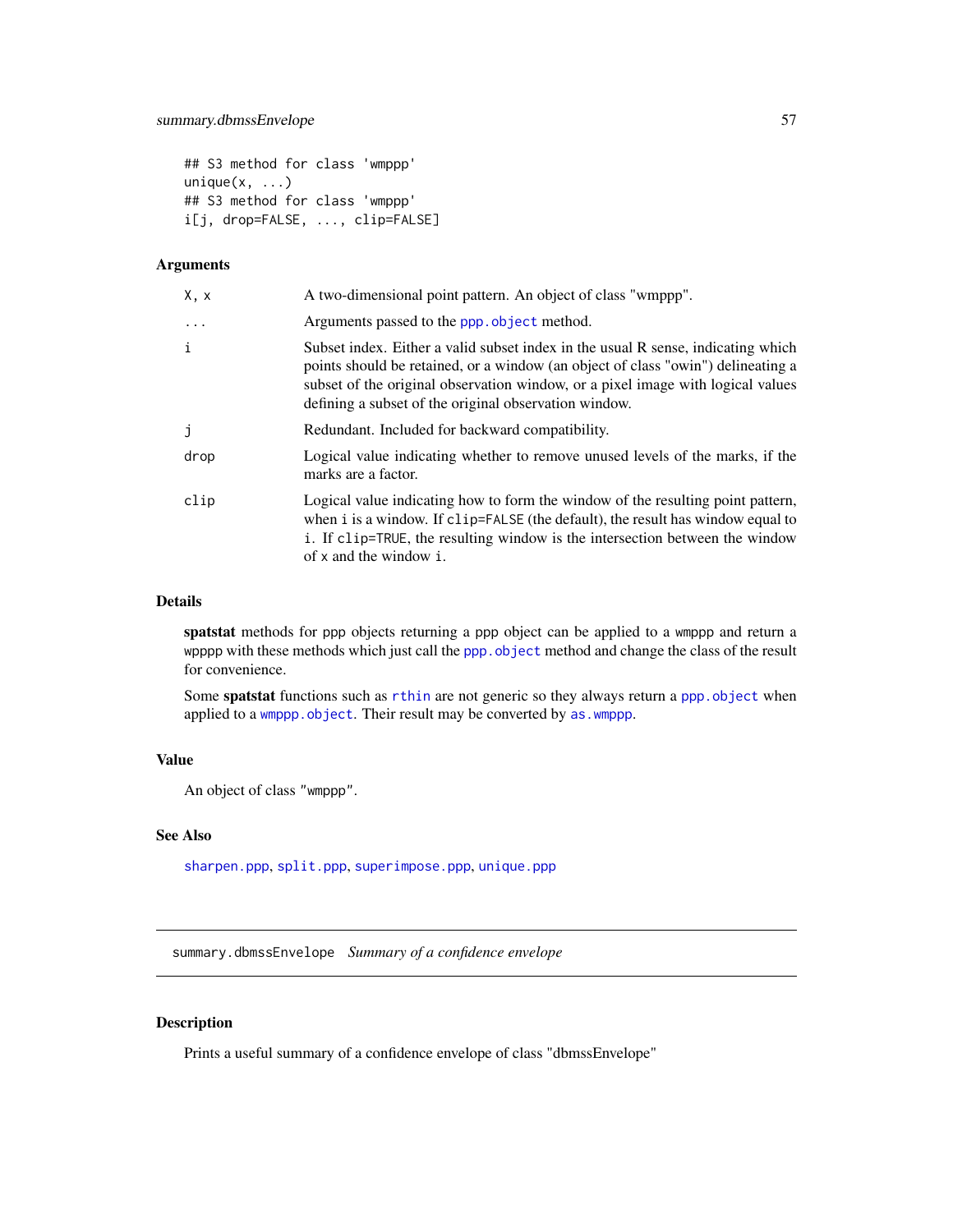```
## S3 method for class 'wmppp'
unique(x, ...)
## S3 method for class 'wmppp'
i[j, drop=FALSE, ..., clip=FALSE]
```

### Arguments

| | |
|---|---|
| X, x | A two-dimensional point pattern. An object of class "wmppp". |
| ... | Arguments passed to the ppp.object method. |
| i | Subset index. Either a valid subset index in the usual R sense, indicating which points should be retained, or a window (an object of class "owin") delineating a subset of the original observation window, or a pixel image with logical values defining a subset of the original observation window. |
| j | Redundant. Included for backward compatibility. |
| drop | Logical value indicating whether to remove unused levels of the marks, if the marks are a factor. |
| clip | Logical value indicating how to form the window of the resulting point pattern, when i is a window. If clip=FALSE (the default), the result has window equal to i. If clip=TRUE, the resulting window is the intersection between the window of x and the window i. |

### Details

**spatstat** methods for ppp objects returning a ppp object can be applied to a wmppp and return a wpppp with these methods which just call the ppp.object method and change the class of the result for convenience.

Some **spatstat** functions such as rthin are not generic so they always return a ppp.object when applied to a wmppp.object. Their result may be converted by as.wmppp.

### Value

An object of class "wmppp".

### See Also

sharpen.ppp, split.ppp, superimpose.ppp, unique.ppp

---

## summary.dbmssEnvelope *Summary of a confidence envelope*

### Description

Prints a useful summary of a confidence envelope of class "dbmssEnvelope"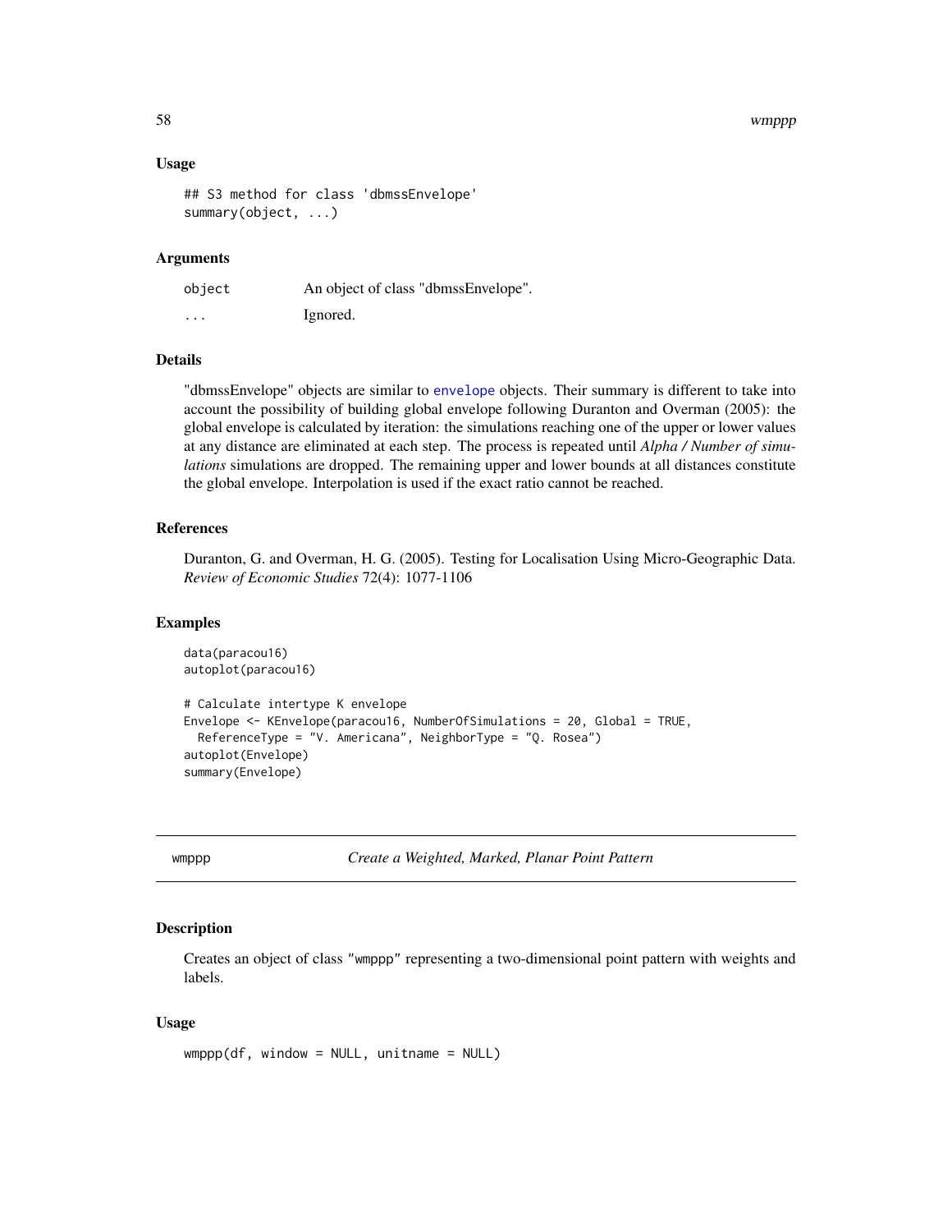### Usage

```
## S3 method for class 'dbmssEnvelope'
summary(object, ...)
```

### Arguments

| | |
|---|---|
| object | An object of class "dbmssEnvelope". |
| ... | Ignored. |

### Details

"dbmssEnvelope" objects are similar to envelope objects. Their summary is different to take into account the possibility of building global envelope following Duranton and Overman (2005): the global envelope is calculated by iteration: the simulations reaching one of the upper or lower values at any distance are eliminated at each step. The process is repeated until *Alpha / Number of simulations* simulations are dropped. The remaining upper and lower bounds at all distances constitute the global envelope. Interpolation is used if the exact ratio cannot be reached.

### References

Duranton, G. and Overman, H. G. (2005). Testing for Localisation Using Micro-Geographic Data. *Review of Economic Studies* 72(4): 1077-1106

### Examples

```
data(paracou16)
autoplot(paracou16)

# Calculate intertype K envelope
Envelope <- KEnvelope(paracou16, NumberOfSimulations = 20, Global = TRUE,
  ReferenceType = "V. Americana", NeighborType = "Q. Rosea")
autoplot(Envelope)
summary(Envelope)
```

---

## wmppp — *Create a Weighted, Marked, Planar Point Pattern*

### Description

Creates an object of class "wmppp" representing a two-dimensional point pattern with weights and labels.

### Usage

```
wmppp(df, window = NULL, unitname = NULL)
```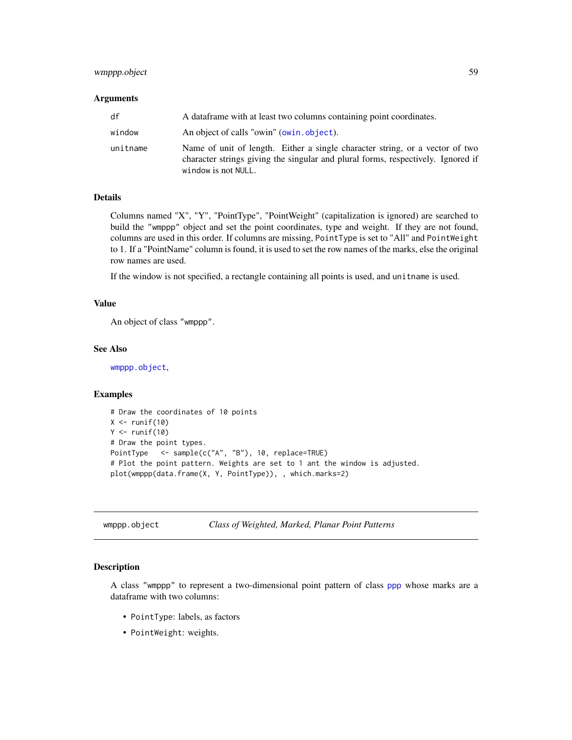### Arguments

| | |
|---|---|
| `df` | A dataframe with at least two columns containing point coordinates. |
| `window` | An object of calls "owin" (`owin.object`). |
| `unitname` | Name of unit of length. Either a single character string, or a vector of two character strings giving the singular and plural forms, respectively. Ignored if `window` is not `NULL`. |

### Details

Columns named "X", "Y", "PointType", "PointWeight" (capitalization is ignored) are searched to build the "wmppp" object and set the point coordinates, type and weight. If they are not found, columns are used in this order. If columns are missing, `PointType` is set to "All" and `PointWeight` to 1. If a "PointName" column is found, it is used to set the row names of the marks, else the original row names are used.

If the window is not specified, a rectangle containing all points is used, and `unitname` is used.

### Value

An object of class "wmppp".

### See Also

`wmppp.object`,

### Examples

```
# Draw the coordinates of 10 points
X <- runif(10)
Y <- runif(10)
# Draw the point types.
PointType   <- sample(c("A", "B"), 10, replace=TRUE)
# Plot the point pattern. Weights are set to 1 ant the window is adjusted.
plot(wmppp(data.frame(X, Y, PointType)), , which.marks=2)
```

---

## `wmppp.object` *Class of Weighted, Marked, Planar Point Patterns*

### Description

A class "wmppp" to represent a two-dimensional point pattern of class `ppp` whose marks are a dataframe with two columns:

- `PointType`: labels, as factors
- `PointWeight`: weights.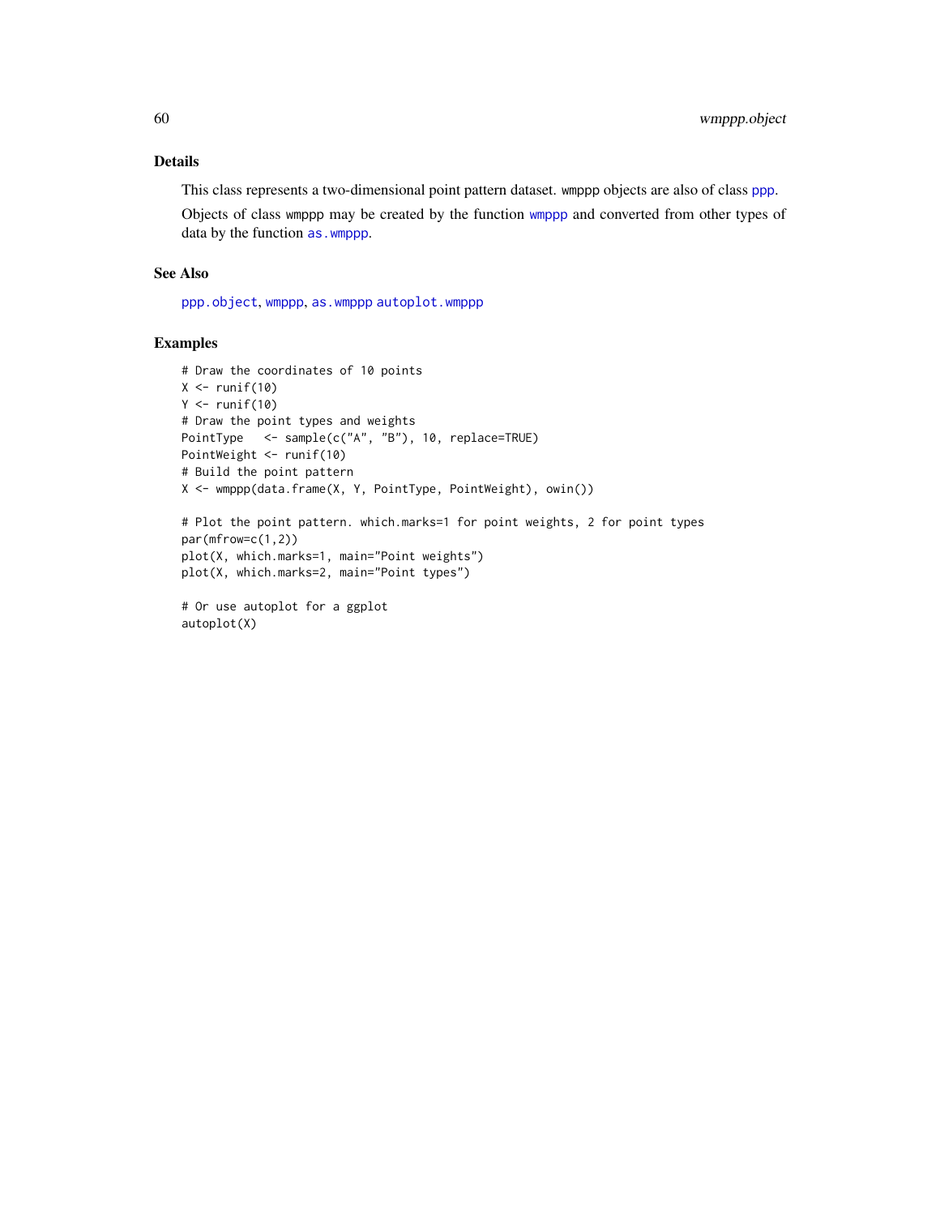### Details

This class represents a two-dimensional point pattern dataset. wmppp objects are also of class ppp.

Objects of class wmppp may be created by the function wmppp and converted from other types of data by the function as.wmppp.

### See Also

ppp.object, wmppp, as.wmppp autoplot.wmppp

### Examples

```
# Draw the coordinates of 10 points
X <- runif(10)
Y <- runif(10)
# Draw the point types and weights
PointType   <- sample(c("A", "B"), 10, replace=TRUE)
PointWeight <- runif(10)
# Build the point pattern
X <- wmppp(data.frame(X, Y, PointType, PointWeight), owin())

# Plot the point pattern. which.marks=1 for point weights, 2 for point types
par(mfrow=c(1,2))
plot(X, which.marks=1, main="Point weights")
plot(X, which.marks=2, main="Point types")

# Or use autoplot for a ggplot
autoplot(X)
```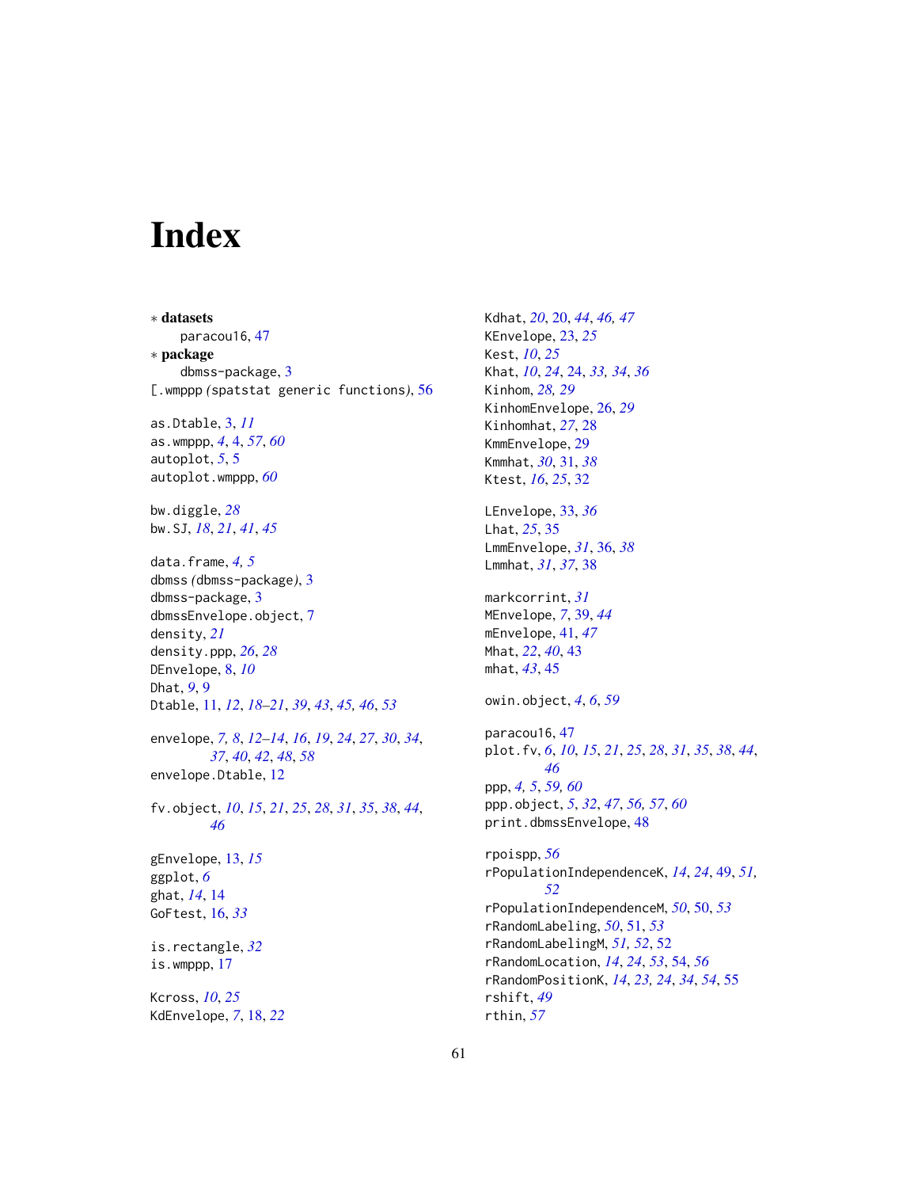# Index

∗ **datasets**
  paracou16, *47*

∗ **package**
  dbmss-package, 3

[.wmppp (spatstat generic functions), 56

as.Dtable, 3, *11*
as.wmppp, *4*, 4, *57*, *60*
autoplot, *5*, 5
autoplot.wmppp, *60*

bw.diggle, *28*
bw.SJ, *18*, *21*, *41*, *45*

data.frame, *4, 5*
dbmss (dbmss-package), 3
dbmss-package, 3
dbmssEnvelope.object, 7
density, *21*
density.ppp, *26*, *28*
DEnvelope, 8, *10*
Dhat, *9*, 9
Dtable, 11, *12*, *18–21*, *39*, *43*, *45, 46*, *53*

envelope, *7, 8*, *12–14*, *16*, *19*, *24*, *27*, *30*, *34*, *37*, *40*, *42*, *48*, *58*
envelope.Dtable, 12

fv.object, *10*, *15*, *21*, *25*, *28*, *31*, *35*, *38*, *44*, *46*

gEnvelope, 13, *15*
ggplot, *6*
ghat, *14*, 14
GoFtest, 16, *33*

is.rectangle, *32*
is.wmppp, 17

Kcross, *10*, *25*
KdEnvelope, *7*, 18, *22*
Kdhat, *20*, 20, *44*, *46, 47*
KEnvelope, 23, *25*
Kest, *10*, *25*
Khat, *10*, *24*, 24, *33, 34*, *36*
Kinhom, *28, 29*
KinhomEnvelope, 26, *29*
Kinhomhat, *27*, 28
KmmEnvelope, 29
Kmmhat, *30*, 31, *38*
Ktest, *16*, *25*, 32

LEnvelope, 33, *36*
Lhat, *25*, 35
LmmEnvelope, *31*, 36, *38*
Lmmhat, *31*, *37*, 38

markcorrint, *31*
MEnvelope, *7*, 39, *44*
mEnvelope, 41, *47*
Mhat, *22*, *40*, 43
mhat, *43*, 45

owin.object, *4*, *6*, *59*

paracou16, 47
plot.fv, *6*, *10*, *15*, *21*, *25*, *28*, *31*, *35*, *38*, *44*, *46*
ppp, *4, 5*, *59, 60*
ppp.object, *5*, *32*, *47*, *56, 57*, *60*
print.dbmssEnvelope, 48

rpoispp, *56*
rPopulationIndependenceK, *14*, *24*, 49, *51, 52*
rPopulationIndependenceM, *50*, 50, *53*
rRandomLabeling, *50*, 51, *53*
rRandomLabelingM, *51, 52*, 52
rRandomLocation, *14*, *24*, *53*, 54, *56*
rRandomPositionK, *14*, *23, 24*, *34*, *54*, 55
rshift, *49*
rthin, *57*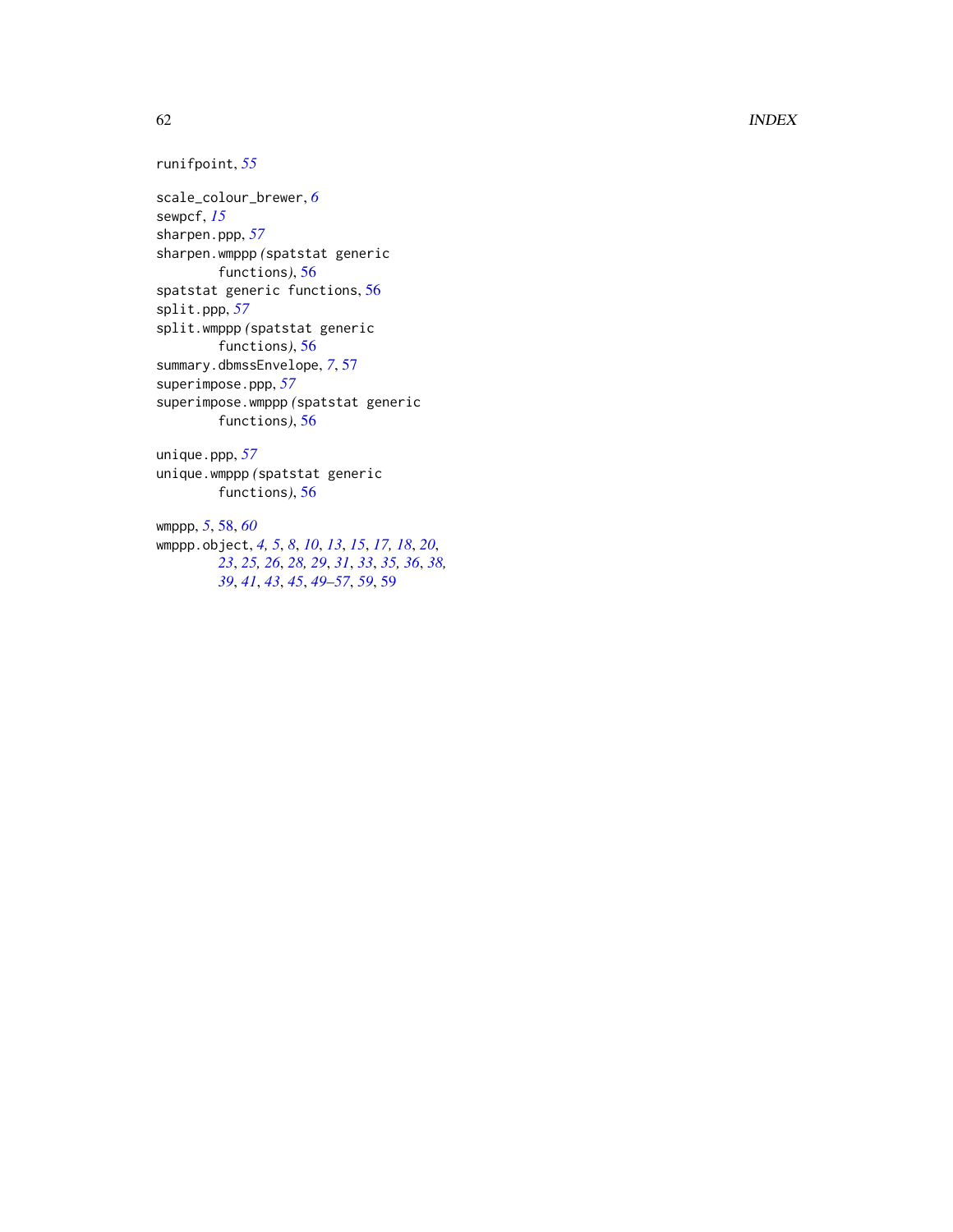runifpoint, *55*

scale_colour_brewer, *6*
sewpcf, *15*
sharpen.ppp, *57*
sharpen.wmppp *(*spatstat generic functions*)*, 56
spatstat generic functions, 56
split.ppp, *57*
split.wmppp *(*spatstat generic functions*)*, 56
summary.dbmssEnvelope, *7*, 57
superimpose.ppp, *57*
superimpose.wmppp *(*spatstat generic functions*)*, 56

unique.ppp, *57*
unique.wmppp *(*spatstat generic functions*)*, 56

wmppp, *5*, 58, *60*
wmppp.object, *4, 5*, *8*, *10*, *13*, *15*, *17, 18*, *20*, *23*, *25, 26*, *28, 29*, *31*, *33*, *35, 36*, *38, 39*, *41*, *43*, *45*, *49–57*, *59*, 59